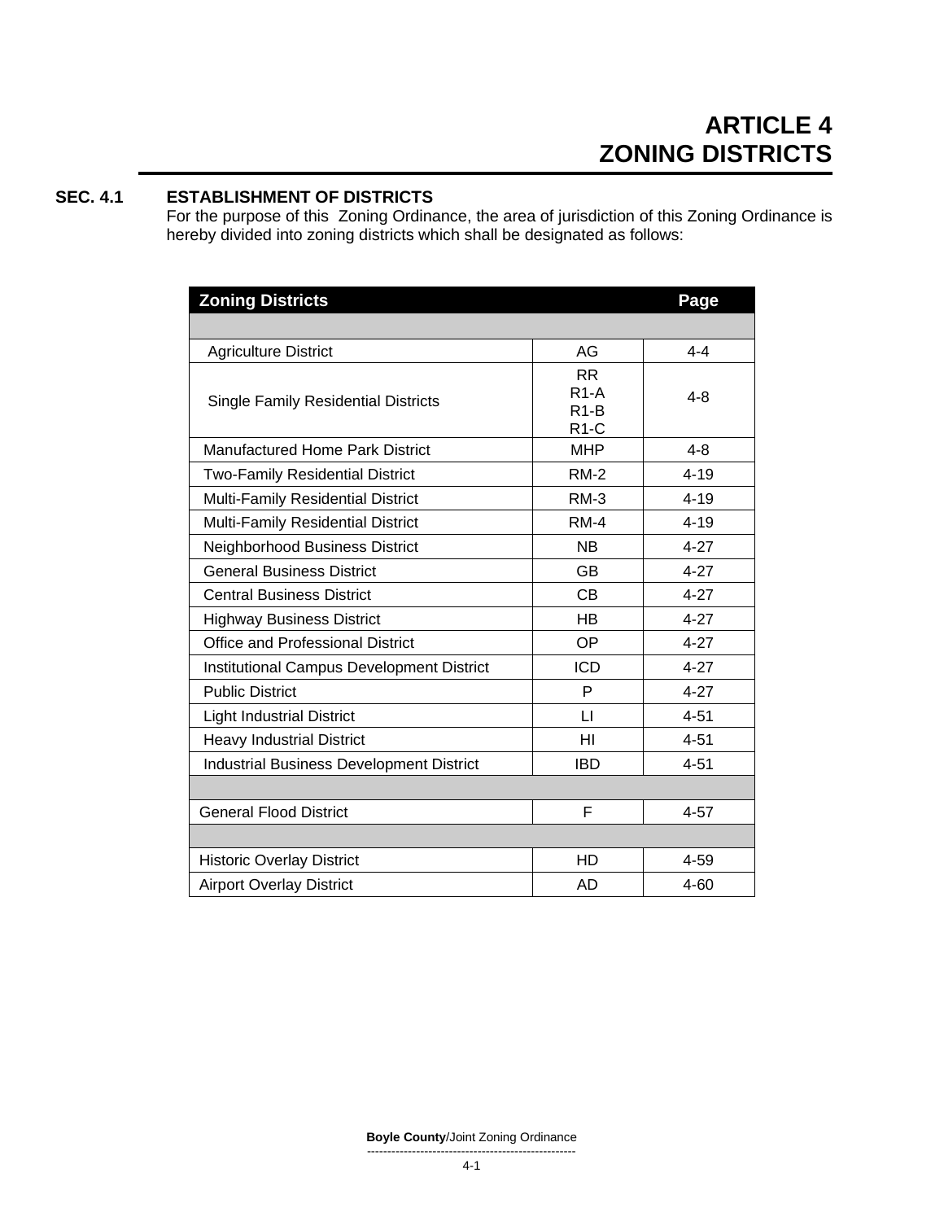# ARTICLE 4
# ZONING DISTRICTS

## SEC. 4.1 ESTABLISHMENT OF DISTRICTS

For the purpose of this Zoning Ordinance, the area of jurisdiction of this Zoning Ordinance is hereby divided into zoning districts which shall be designated as follows:

| Zoning Districts | | Page |
|---|---|---|
| | | |
| Agriculture District | AG | 4-4 |
| Single Family Residential Districts | RR<br>R1-A<br>R1-B<br>R1-C | 4-8 |
| Manufactured Home Park District | MHP | 4-8 |
| Two-Family Residential District | RM-2 | 4-19 |
| Multi-Family Residential District | RM-3 | 4-19 |
| Multi-Family Residential District | RM-4 | 4-19 |
| Neighborhood Business District | NB | 4-27 |
| General Business District | GB | 4-27 |
| Central Business District | CB | 4-27 |
| Highway Business District | HB | 4-27 |
| Office and Professional District | OP | 4-27 |
| Institutional Campus Development District | ICD | 4-27 |
| Public District | P | 4-27 |
| Light Industrial District | LI | 4-51 |
| Heavy Industrial District | HI | 4-51 |
| Industrial Business Development District | IBD | 4-51 |
| | | |
| General Flood District | F | 4-57 |
| | | |
| Historic Overlay District | HD | 4-59 |
| Airport Overlay District | AD | 4-60 |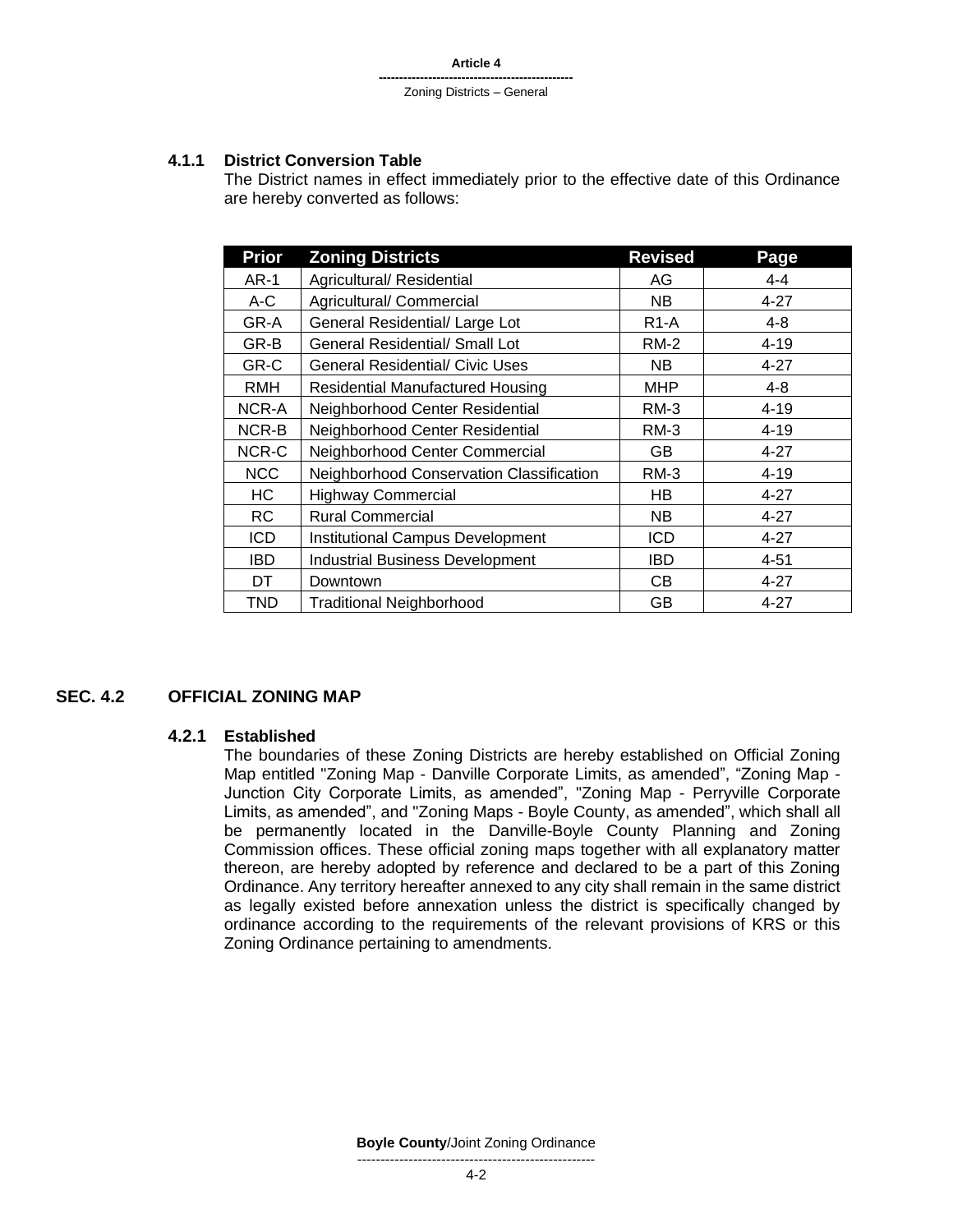#### 4.1.1 District Conversion Table

The District names in effect immediately prior to the effective date of this Ordinance are hereby converted as follows:

| Prior | Zoning Districts | Revised | Page |
|---|---|---|---|
| AR-1 | Agricultural/ Residential | AG | 4-4 |
| A-C | Agricultural/ Commercial | NB | 4-27 |
| GR-A | General Residential/ Large Lot | R1-A | 4-8 |
| GR-B | General Residential/ Small Lot | RM-2 | 4-19 |
| GR-C | General Residential/ Civic Uses | NB | 4-27 |
| RMH | Residential Manufactured Housing | MHP | 4-8 |
| NCR-A | Neighborhood Center Residential | RM-3 | 4-19 |
| NCR-B | Neighborhood Center Residential | RM-3 | 4-19 |
| NCR-C | Neighborhood Center Commercial | GB | 4-27 |
| NCC | Neighborhood Conservation Classification | RM-3 | 4-19 |
| HC | Highway Commercial | HB | 4-27 |
| RC | Rural Commercial | NB | 4-27 |
| ICD | Institutional Campus Development | ICD | 4-27 |
| IBD | Industrial Business Development | IBD | 4-51 |
| DT | Downtown | CB | 4-27 |
| TND | Traditional Neighborhood | GB | 4-27 |

## SEC. 4.2 OFFICIAL ZONING MAP

#### 4.2.1 Established

The boundaries of these Zoning Districts are hereby established on Official Zoning Map entitled "Zoning Map - Danville Corporate Limits, as amended", "Zoning Map - Junction City Corporate Limits, as amended", "Zoning Map - Perryville Corporate Limits, as amended", and "Zoning Maps - Boyle County, as amended", which shall all be permanently located in the Danville-Boyle County Planning and Zoning Commission offices. These official zoning maps together with all explanatory matter thereon, are hereby adopted by reference and declared to be a part of this Zoning Ordinance. Any territory hereafter annexed to any city shall remain in the same district as legally existed before annexation unless the district is specifically changed by ordinance according to the requirements of the relevant provisions of KRS or this Zoning Ordinance pertaining to amendments.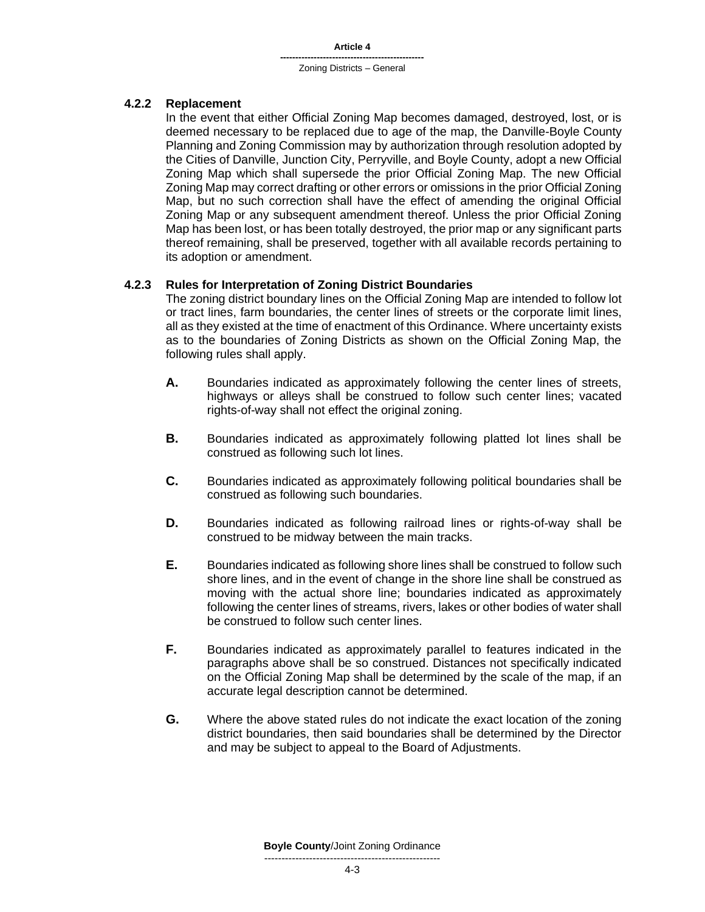### 4.2.2 Replacement

In the event that either Official Zoning Map becomes damaged, destroyed, lost, or is deemed necessary to be replaced due to age of the map, the Danville-Boyle County Planning and Zoning Commission may by authorization through resolution adopted by the Cities of Danville, Junction City, Perryville, and Boyle County, adopt a new Official Zoning Map which shall supersede the prior Official Zoning Map. The new Official Zoning Map may correct drafting or other errors or omissions in the prior Official Zoning Map, but no such correction shall have the effect of amending the original Official Zoning Map or any subsequent amendment thereof. Unless the prior Official Zoning Map has been lost, or has been totally destroyed, the prior map or any significant parts thereof remaining, shall be preserved, together with all available records pertaining to its adoption or amendment.

### 4.2.3 Rules for Interpretation of Zoning District Boundaries

The zoning district boundary lines on the Official Zoning Map are intended to follow lot or tract lines, farm boundaries, the center lines of streets or the corporate limit lines, all as they existed at the time of enactment of this Ordinance. Where uncertainty exists as to the boundaries of Zoning Districts as shown on the Official Zoning Map, the following rules shall apply.

**A.** Boundaries indicated as approximately following the center lines of streets, highways or alleys shall be construed to follow such center lines; vacated rights-of-way shall not effect the original zoning.

**B.** Boundaries indicated as approximately following platted lot lines shall be construed as following such lot lines.

**C.** Boundaries indicated as approximately following political boundaries shall be construed as following such boundaries.

**D.** Boundaries indicated as following railroad lines or rights-of-way shall be construed to be midway between the main tracks.

**E.** Boundaries indicated as following shore lines shall be construed to follow such shore lines, and in the event of change in the shore line shall be construed as moving with the actual shore line; boundaries indicated as approximately following the center lines of streams, rivers, lakes or other bodies of water shall be construed to follow such center lines.

**F.** Boundaries indicated as approximately parallel to features indicated in the paragraphs above shall be so construed. Distances not specifically indicated on the Official Zoning Map shall be determined by the scale of the map, if an accurate legal description cannot be determined.

**G.** Where the above stated rules do not indicate the exact location of the zoning district boundaries, then said boundaries shall be determined by the Director and may be subject to appeal to the Board of Adjustments.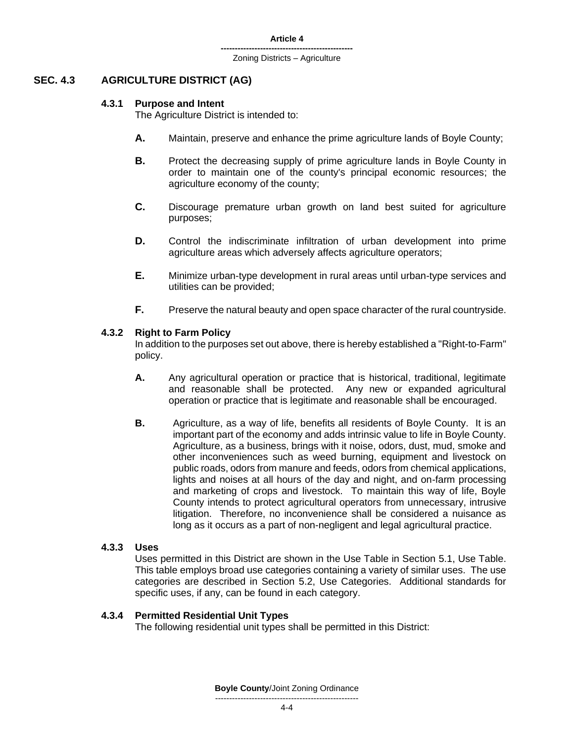## SEC. 4.3 AGRICULTURE DISTRICT (AG)

### 4.3.1 Purpose and Intent

The Agriculture District is intended to:

**A.** Maintain, preserve and enhance the prime agriculture lands of Boyle County;

**B.** Protect the decreasing supply of prime agriculture lands in Boyle County in order to maintain one of the county's principal economic resources; the agriculture economy of the county;

**C.** Discourage premature urban growth on land best suited for agriculture purposes;

**D.** Control the indiscriminate infiltration of urban development into prime agriculture areas which adversely affects agriculture operators;

**E.** Minimize urban-type development in rural areas until urban-type services and utilities can be provided;

**F.** Preserve the natural beauty and open space character of the rural countryside.

### 4.3.2 Right to Farm Policy

In addition to the purposes set out above, there is hereby established a "Right-to-Farm" policy.

**A.** Any agricultural operation or practice that is historical, traditional, legitimate and reasonable shall be protected. Any new or expanded agricultural operation or practice that is legitimate and reasonable shall be encouraged.

**B.** Agriculture, as a way of life, benefits all residents of Boyle County. It is an important part of the economy and adds intrinsic value to life in Boyle County. Agriculture, as a business, brings with it noise, odors, dust, mud, smoke and other inconveniences such as weed burning, equipment and livestock on public roads, odors from manure and feeds, odors from chemical applications, lights and noises at all hours of the day and night, and on-farm processing and marketing of crops and livestock. To maintain this way of life, Boyle County intends to protect agricultural operators from unnecessary, intrusive litigation. Therefore, no inconvenience shall be considered a nuisance as long as it occurs as a part of non-negligent and legal agricultural practice.

### 4.3.3 Uses

Uses permitted in this District are shown in the Use Table in Section 5.1, Use Table. This table employs broad use categories containing a variety of similar uses. The use categories are described in Section 5.2, Use Categories. Additional standards for specific uses, if any, can be found in each category.

### 4.3.4 Permitted Residential Unit Types

The following residential unit types shall be permitted in this District: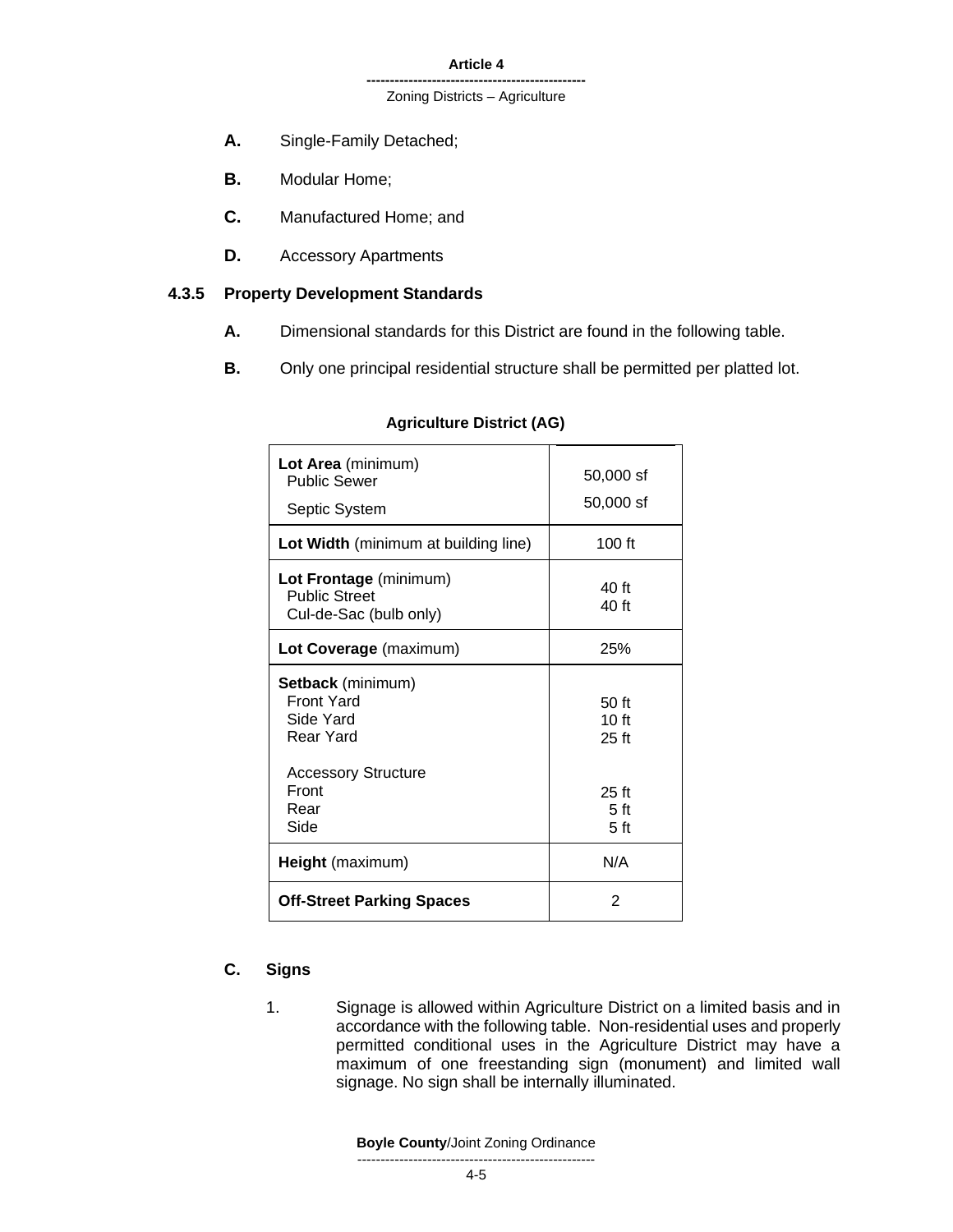**A.** Single-Family Detached;

**B.** Modular Home;

**C.** Manufactured Home; and

**D.** Accessory Apartments

### 4.3.5 Property Development Standards

**A.** Dimensional standards for this District are found in the following table.

**B.** Only one principal residential structure shall be permitted per platted lot.

**Agriculture District (AG)**

| | |
|---|---|
| **Lot Area** (minimum)<br>Public Sewer<br>Septic System | <br>50,000 sf<br>50,000 sf |
| **Lot Width** (minimum at building line) | 100 ft |
| **Lot Frontage** (minimum)<br>Public Street<br>Cul-de-Sac (bulb only) | <br>40 ft<br>40 ft |
| **Lot Coverage** (maximum) | 25% |
| **Setback** (minimum)<br>Front Yard<br>Side Yard<br>Rear Yard<br><br>Accessory Structure<br>Front<br>Rear<br>Side | <br>50 ft<br>10 ft<br>25 ft<br><br><br>25 ft<br>5 ft<br>5 ft |
| **Height** (maximum) | N/A |
| **Off-Street Parking Spaces** | 2 |

**C. Signs**

1. Signage is allowed within Agriculture District on a limited basis and in accordance with the following table. Non-residential uses and properly permitted conditional uses in the Agriculture District may have a maximum of one freestanding sign (monument) and limited wall signage. No sign shall be internally illuminated.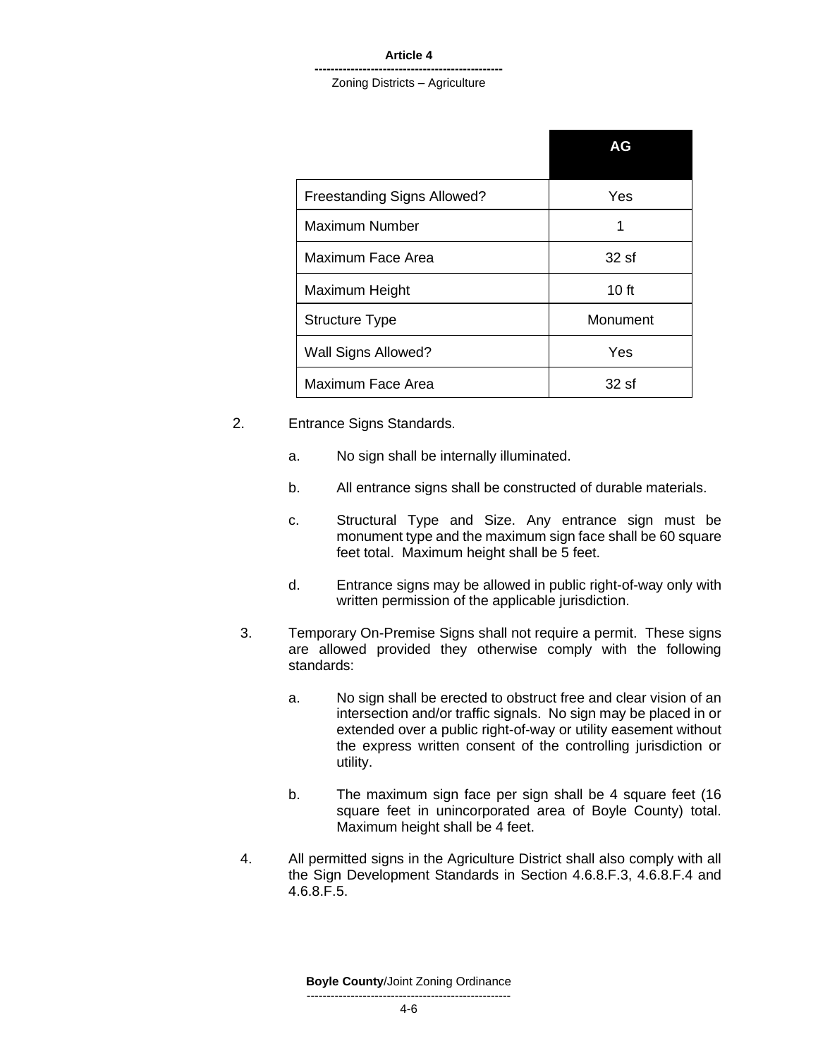| | AG |
|---|---|
| Freestanding Signs Allowed? | Yes |
| Maximum Number | 1 |
| Maximum Face Area | 32 sf |
| Maximum Height | 10 ft |
| Structure Type | Monument |
| Wall Signs Allowed? | Yes |
| Maximum Face Area | 32 sf |

2. Entrance Signs Standards.

   a. No sign shall be internally illuminated.

   b. All entrance signs shall be constructed of durable materials.

   c. Structural Type and Size. Any entrance sign must be monument type and the maximum sign face shall be 60 square feet total. Maximum height shall be 5 feet.

   d. Entrance signs may be allowed in public right-of-way only with written permission of the applicable jurisdiction.

3. Temporary On-Premise Signs shall not require a permit. These signs are allowed provided they otherwise comply with the following standards:

   a. No sign shall be erected to obstruct free and clear vision of an intersection and/or traffic signals. No sign may be placed in or extended over a public right-of-way or utility easement without the express written consent of the controlling jurisdiction or utility.

   b. The maximum sign face per sign shall be 4 square feet (16 square feet in unincorporated area of Boyle County) total. Maximum height shall be 4 feet.

4. All permitted signs in the Agriculture District shall also comply with all the Sign Development Standards in Section 4.6.8.F.3, 4.6.8.F.4 and 4.6.8.F.5.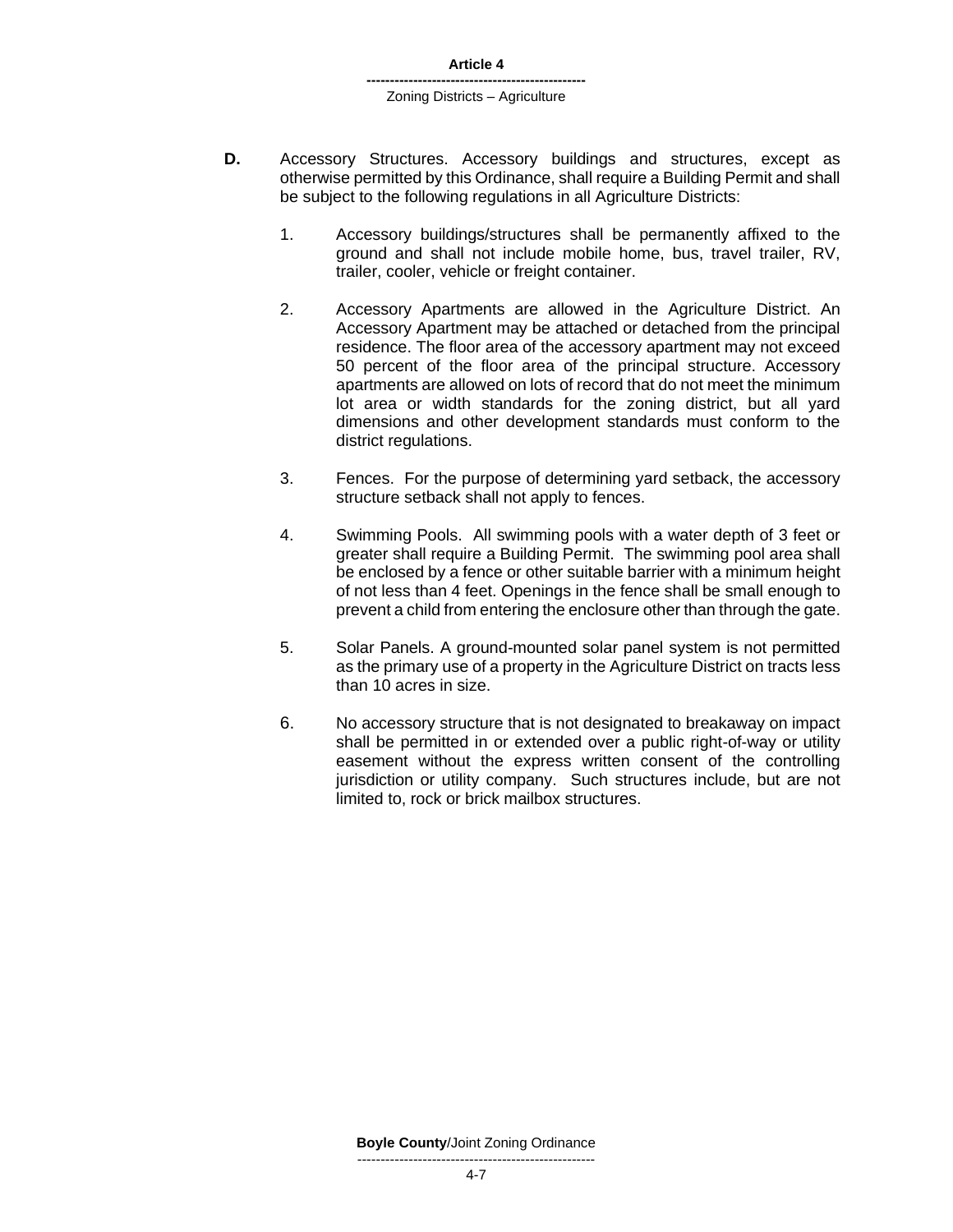**D.** Accessory Structures. Accessory buildings and structures, except as otherwise permitted by this Ordinance, shall require a Building Permit and shall be subject to the following regulations in all Agriculture Districts:

1. Accessory buildings/structures shall be permanently affixed to the ground and shall not include mobile home, bus, travel trailer, RV, trailer, cooler, vehicle or freight container.

2. Accessory Apartments are allowed in the Agriculture District. An Accessory Apartment may be attached or detached from the principal residence. The floor area of the accessory apartment may not exceed 50 percent of the floor area of the principal structure. Accessory apartments are allowed on lots of record that do not meet the minimum lot area or width standards for the zoning district, but all yard dimensions and other development standards must conform to the district regulations.

3. Fences. For the purpose of determining yard setback, the accessory structure setback shall not apply to fences.

4. Swimming Pools. All swimming pools with a water depth of 3 feet or greater shall require a Building Permit. The swimming pool area shall be enclosed by a fence or other suitable barrier with a minimum height of not less than 4 feet. Openings in the fence shall be small enough to prevent a child from entering the enclosure other than through the gate.

5. Solar Panels. A ground-mounted solar panel system is not permitted as the primary use of a property in the Agriculture District on tracts less than 10 acres in size.

6. No accessory structure that is not designated to breakaway on impact shall be permitted in or extended over a public right-of-way or utility easement without the express written consent of the controlling jurisdiction or utility company. Such structures include, but are not limited to, rock or brick mailbox structures.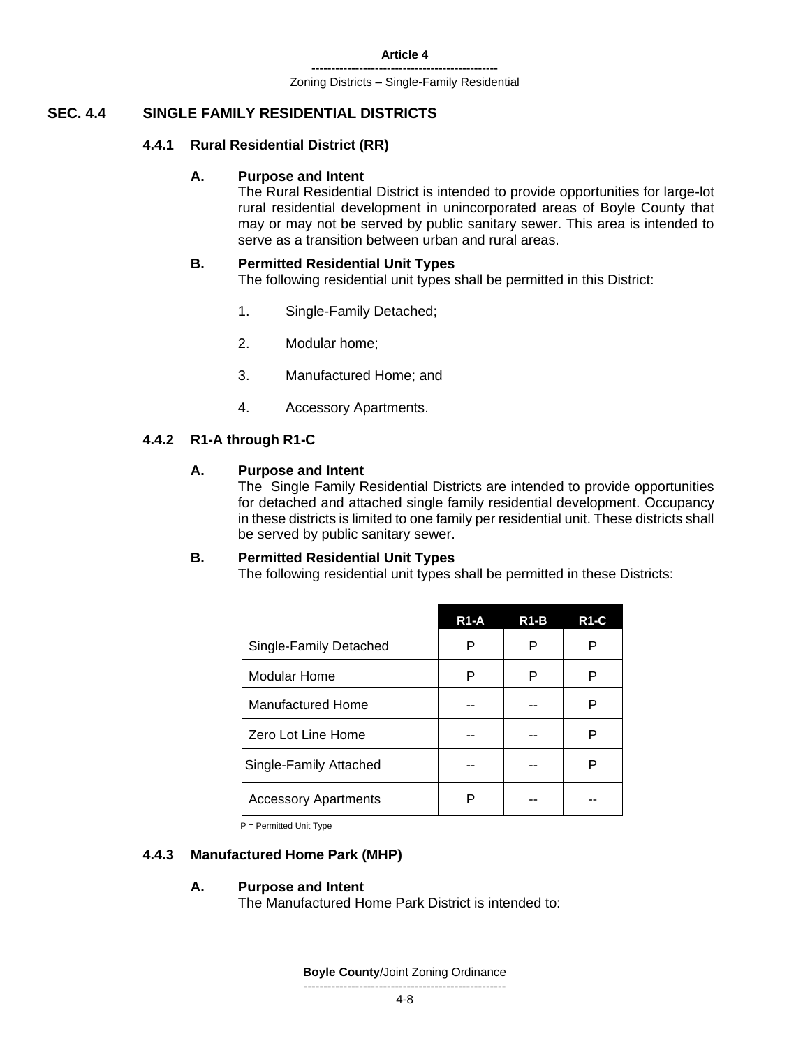## SEC. 4.4 SINGLE FAMILY RESIDENTIAL DISTRICTS

### 4.4.1 Rural Residential District (RR)

**A. Purpose and Intent**

The Rural Residential District is intended to provide opportunities for large-lot rural residential development in unincorporated areas of Boyle County that may or may not be served by public sanitary sewer. This area is intended to serve as a transition between urban and rural areas.

**B. Permitted Residential Unit Types**

The following residential unit types shall be permitted in this District:

1. Single-Family Detached;
2. Modular home;
3. Manufactured Home; and
4. Accessory Apartments.

### 4.4.2 R1-A through R1-C

**A. Purpose and Intent**

The Single Family Residential Districts are intended to provide opportunities for detached and attached single family residential development. Occupancy in these districts is limited to one family per residential unit. These districts shall be served by public sanitary sewer.

**B. Permitted Residential Unit Types**

The following residential unit types shall be permitted in these Districts:

| | R1-A | R1-B | R1-C |
|---|---|---|---|
| Single-Family Detached | P | P | P |
| Modular Home | P | P | P |
| Manufactured Home | -- | -- | P |
| Zero Lot Line Home | -- | -- | P |
| Single-Family Attached | -- | -- | P |
| Accessory Apartments | P | -- | -- |

P = Permitted Unit Type

### 4.4.3 Manufactured Home Park (MHP)

**A. Purpose and Intent**

The Manufactured Home Park District is intended to: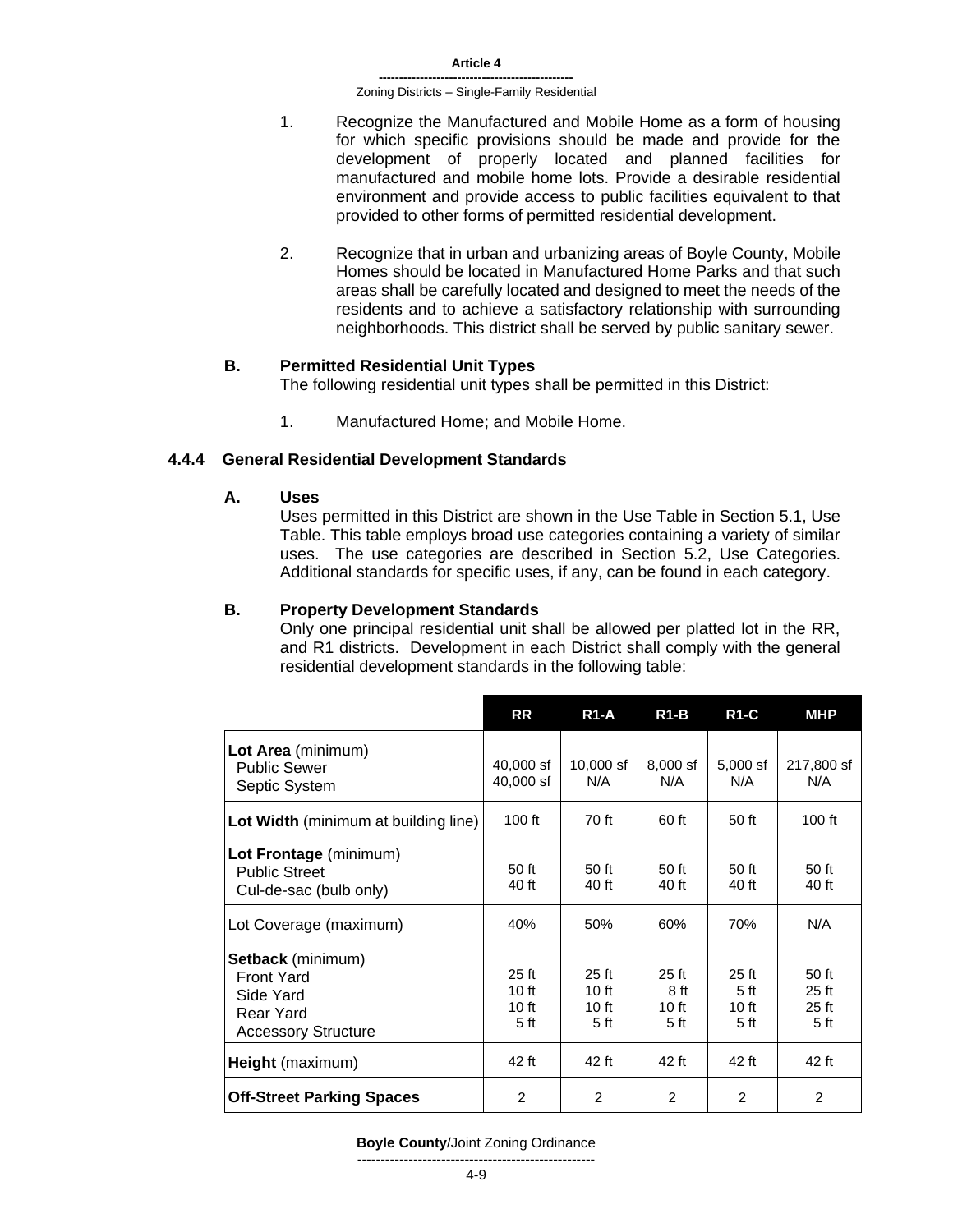1. Recognize the Manufactured and Mobile Home as a form of housing for which specific provisions should be made and provide for the development of properly located and planned facilities for manufactured and mobile home lots. Provide a desirable residential environment and provide access to public facilities equivalent to that provided to other forms of permitted residential development.

2. Recognize that in urban and urbanizing areas of Boyle County, Mobile Homes should be located in Manufactured Home Parks and that such areas shall be carefully located and designed to meet the needs of the residents and to achieve a satisfactory relationship with surrounding neighborhoods. This district shall be served by public sanitary sewer.

**B. Permitted Residential Unit Types**

The following residential unit types shall be permitted in this District:

1. Manufactured Home; and Mobile Home.

### 4.4.4 General Residential Development Standards

**A. Uses**

Uses permitted in this District are shown in the Use Table in Section 5.1, Use Table. This table employs broad use categories containing a variety of similar uses. The use categories are described in Section 5.2, Use Categories. Additional standards for specific uses, if any, can be found in each category.

**B. Property Development Standards**

Only one principal residential unit shall be allowed per platted lot in the RR, and R1 districts. Development in each District shall comply with the general residential development standards in the following table:

| | RR | R1-A | R1-B | R1-C | MHP |
|---|---|---|---|---|---|
| **Lot Area** (minimum) | | | | | |
| Public Sewer | 40,000 sf | 10,000 sf | 8,000 sf | 5,000 sf | 217,800 sf |
| Septic System | 40,000 sf | N/A | N/A | N/A | N/A |
| **Lot Width** (minimum at building line) | 100 ft | 70 ft | 60 ft | 50 ft | 100 ft |
| **Lot Frontage** (minimum) | | | | | |
| Public Street | 50 ft | 50 ft | 50 ft | 50 ft | 50 ft |
| Cul-de-sac (bulb only) | 40 ft | 40 ft | 40 ft | 40 ft | 40 ft |
| Lot Coverage (maximum) | 40% | 50% | 60% | 70% | N/A |
| **Setback** (minimum) | | | | | |
| Front Yard | 25 ft | 25 ft | 25 ft | 25 ft | 50 ft |
| Side Yard | 10 ft | 10 ft | 8 ft | 5 ft | 25 ft |
| Rear Yard | 10 ft | 10 ft | 10 ft | 10 ft | 25 ft |
| Accessory Structure | 5 ft | 5 ft | 5 ft | 5 ft | 5 ft |
| **Height** (maximum) | 42 ft | 42 ft | 42 ft | 42 ft | 42 ft |
| **Off-Street Parking Spaces** | 2 | 2 | 2 | 2 | 2 |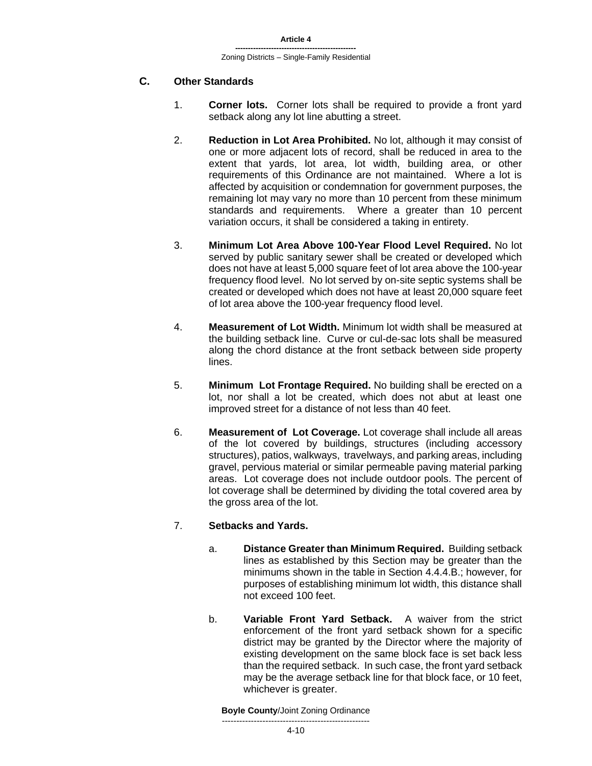## C. Other Standards

1. **Corner lots.** Corner lots shall be required to provide a front yard setback along any lot line abutting a street.

2. **Reduction in Lot Area Prohibited.** No lot, although it may consist of one or more adjacent lots of record, shall be reduced in area to the extent that yards, lot area, lot width, building area, or other requirements of this Ordinance are not maintained. Where a lot is affected by acquisition or condemnation for government purposes, the remaining lot may vary no more than 10 percent from these minimum standards and requirements. Where a greater than 10 percent variation occurs, it shall be considered a taking in entirety.

3. **Minimum Lot Area Above 100-Year Flood Level Required.** No lot served by public sanitary sewer shall be created or developed which does not have at least 5,000 square feet of lot area above the 100-year frequency flood level. No lot served by on-site septic systems shall be created or developed which does not have at least 20,000 square feet of lot area above the 100-year frequency flood level.

4. **Measurement of Lot Width.** Minimum lot width shall be measured at the building setback line. Curve or cul-de-sac lots shall be measured along the chord distance at the front setback between side property lines.

5. **Minimum Lot Frontage Required.** No building shall be erected on a lot, nor shall a lot be created, which does not abut at least one improved street for a distance of not less than 40 feet.

6. **Measurement of Lot Coverage.** Lot coverage shall include all areas of the lot covered by buildings, structures (including accessory structures), patios, walkways, travelways, and parking areas, including gravel, pervious material or similar permeable paving material parking areas. Lot coverage does not include outdoor pools. The percent of lot coverage shall be determined by dividing the total covered area by the gross area of the lot.

7. **Setbacks and Yards.**

   a. **Distance Greater than Minimum Required.** Building setback lines as established by this Section may be greater than the minimums shown in the table in Section 4.4.4.B.; however, for purposes of establishing minimum lot width, this distance shall not exceed 100 feet.

   b. **Variable Front Yard Setback.** A waiver from the strict enforcement of the front yard setback shown for a specific district may be granted by the Director where the majority of existing development on the same block face is set back less than the required setback. In such case, the front yard setback may be the average setback line for that block face, or 10 feet, whichever is greater.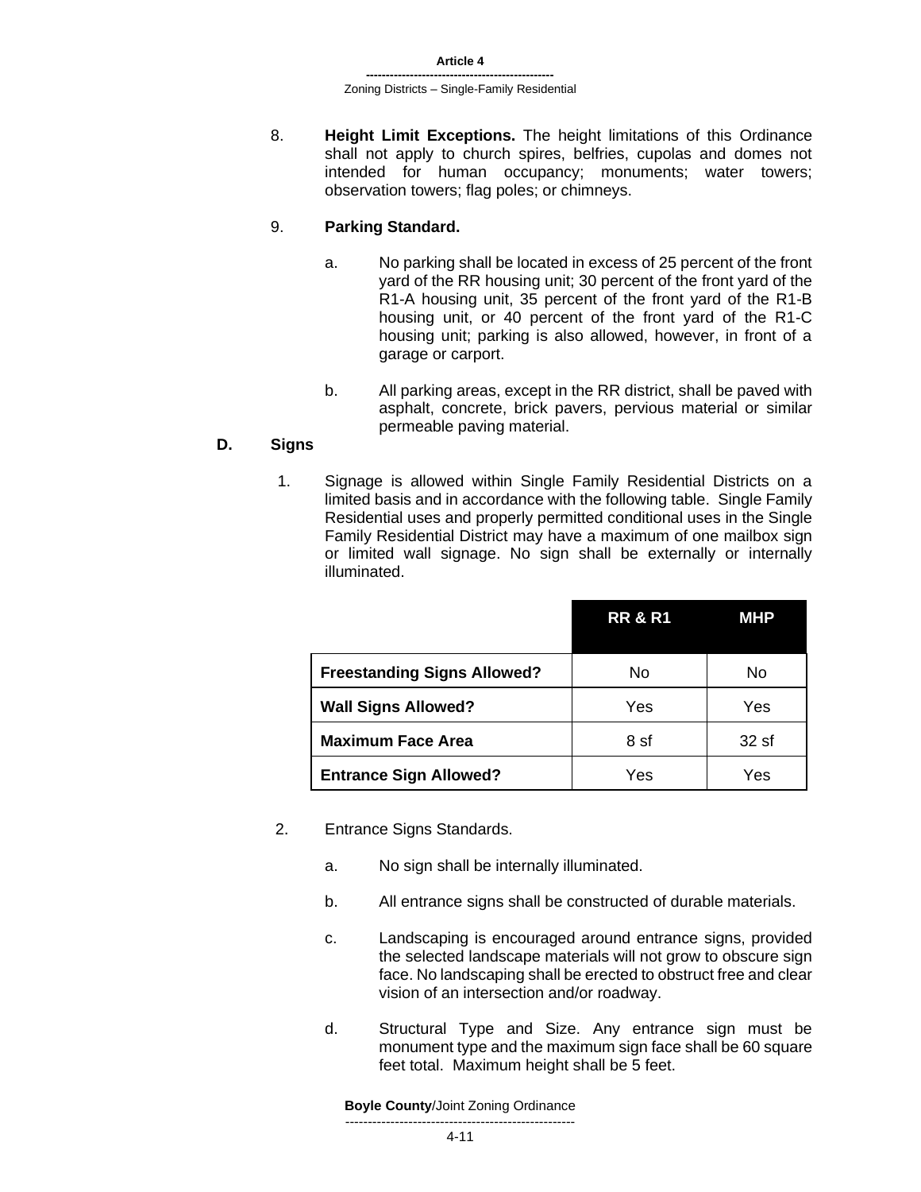8. **Height Limit Exceptions.** The height limitations of this Ordinance shall not apply to church spires, belfries, cupolas and domes not intended for human occupancy; monuments; water towers; observation towers; flag poles; or chimneys.

9. **Parking Standard.**

   a. No parking shall be located in excess of 25 percent of the front yard of the RR housing unit; 30 percent of the front yard of the R1-A housing unit, 35 percent of the front yard of the R1-B housing unit, or 40 percent of the front yard of the R1-C housing unit; parking is also allowed, however, in front of a garage or carport.

   b. All parking areas, except in the RR district, shall be paved with asphalt, concrete, brick pavers, pervious material or similar permeable paving material.

## D. Signs

1. Signage is allowed within Single Family Residential Districts on a limited basis and in accordance with the following table. Single Family Residential uses and properly permitted conditional uses in the Single Family Residential District may have a maximum of one mailbox sign or limited wall signage. No sign shall be externally or internally illuminated.

| | RR & R1 | MHP |
|---|---|---|
| **Freestanding Signs Allowed?** | No | No |
| **Wall Signs Allowed?** | Yes | Yes |
| **Maximum Face Area** | 8 sf | 32 sf |
| **Entrance Sign Allowed?** | Yes | Yes |

2. Entrance Signs Standards.

   a. No sign shall be internally illuminated.

   b. All entrance signs shall be constructed of durable materials.

   c. Landscaping is encouraged around entrance signs, provided the selected landscape materials will not grow to obscure sign face. No landscaping shall be erected to obstruct free and clear vision of an intersection and/or roadway.

   d. Structural Type and Size. Any entrance sign must be monument type and the maximum sign face shall be 60 square feet total. Maximum height shall be 5 feet.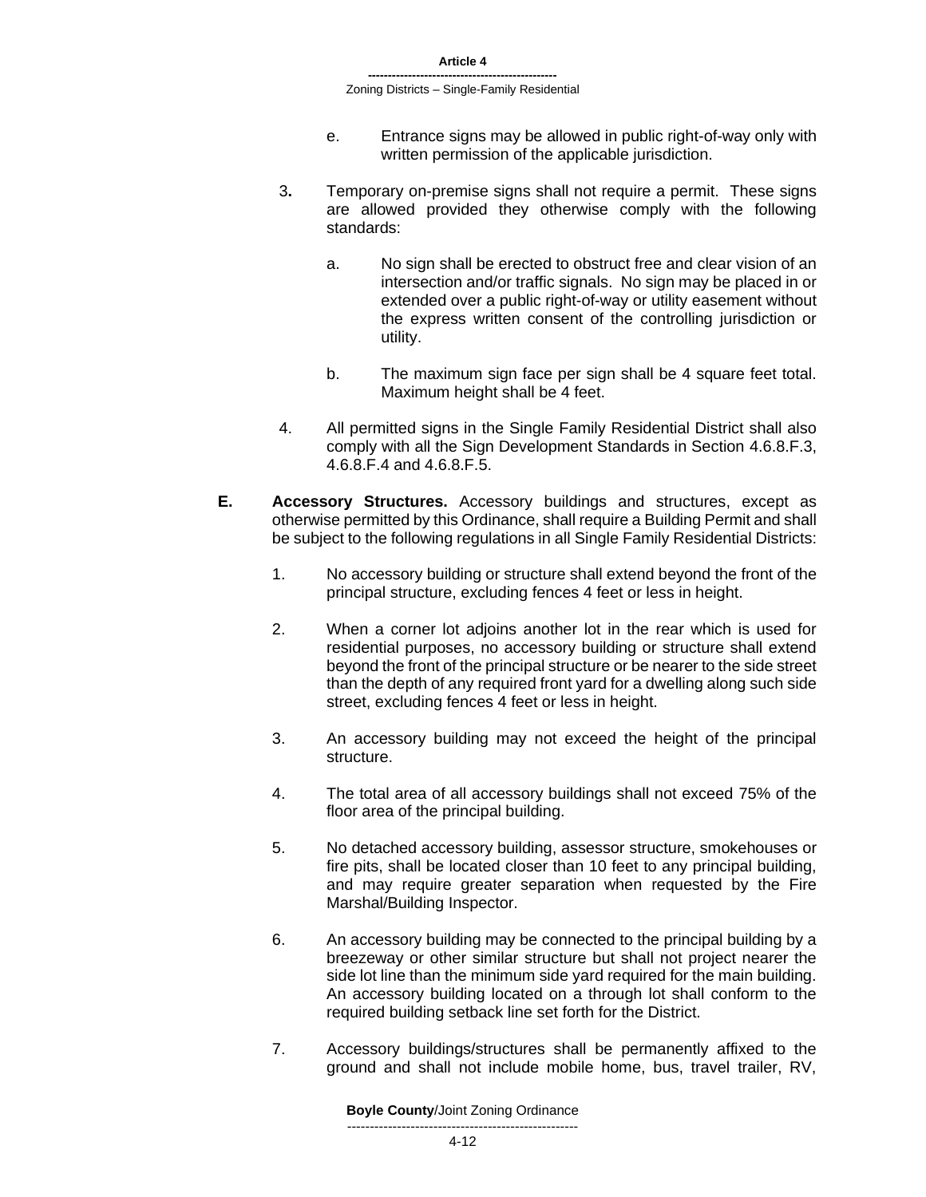e. Entrance signs may be allowed in public right-of-way only with written permission of the applicable jurisdiction.

3. Temporary on-premise signs shall not require a permit. These signs are allowed provided they otherwise comply with the following standards:

   a. No sign shall be erected to obstruct free and clear vision of an intersection and/or traffic signals. No sign may be placed in or extended over a public right-of-way or utility easement without the express written consent of the controlling jurisdiction or utility.

   b. The maximum sign face per sign shall be 4 square feet total. Maximum height shall be 4 feet.

4. All permitted signs in the Single Family Residential District shall also comply with all the Sign Development Standards in Section 4.6.8.F.3, 4.6.8.F.4 and 4.6.8.F.5.

**E. Accessory Structures.** Accessory buildings and structures, except as otherwise permitted by this Ordinance, shall require a Building Permit and shall be subject to the following regulations in all Single Family Residential Districts:

1. No accessory building or structure shall extend beyond the front of the principal structure, excluding fences 4 feet or less in height.

2. When a corner lot adjoins another lot in the rear which is used for residential purposes, no accessory building or structure shall extend beyond the front of the principal structure or be nearer to the side street than the depth of any required front yard for a dwelling along such side street, excluding fences 4 feet or less in height.

3. An accessory building may not exceed the height of the principal structure.

4. The total area of all accessory buildings shall not exceed 75% of the floor area of the principal building.

5. No detached accessory building, assessor structure, smokehouses or fire pits, shall be located closer than 10 feet to any principal building, and may require greater separation when requested by the Fire Marshal/Building Inspector.

6. An accessory building may be connected to the principal building by a breezeway or other similar structure but shall not project nearer the side lot line than the minimum side yard required for the main building. An accessory building located on a through lot shall conform to the required building setback line set forth for the District.

7. Accessory buildings/structures shall be permanently affixed to the ground and shall not include mobile home, bus, travel trailer, RV,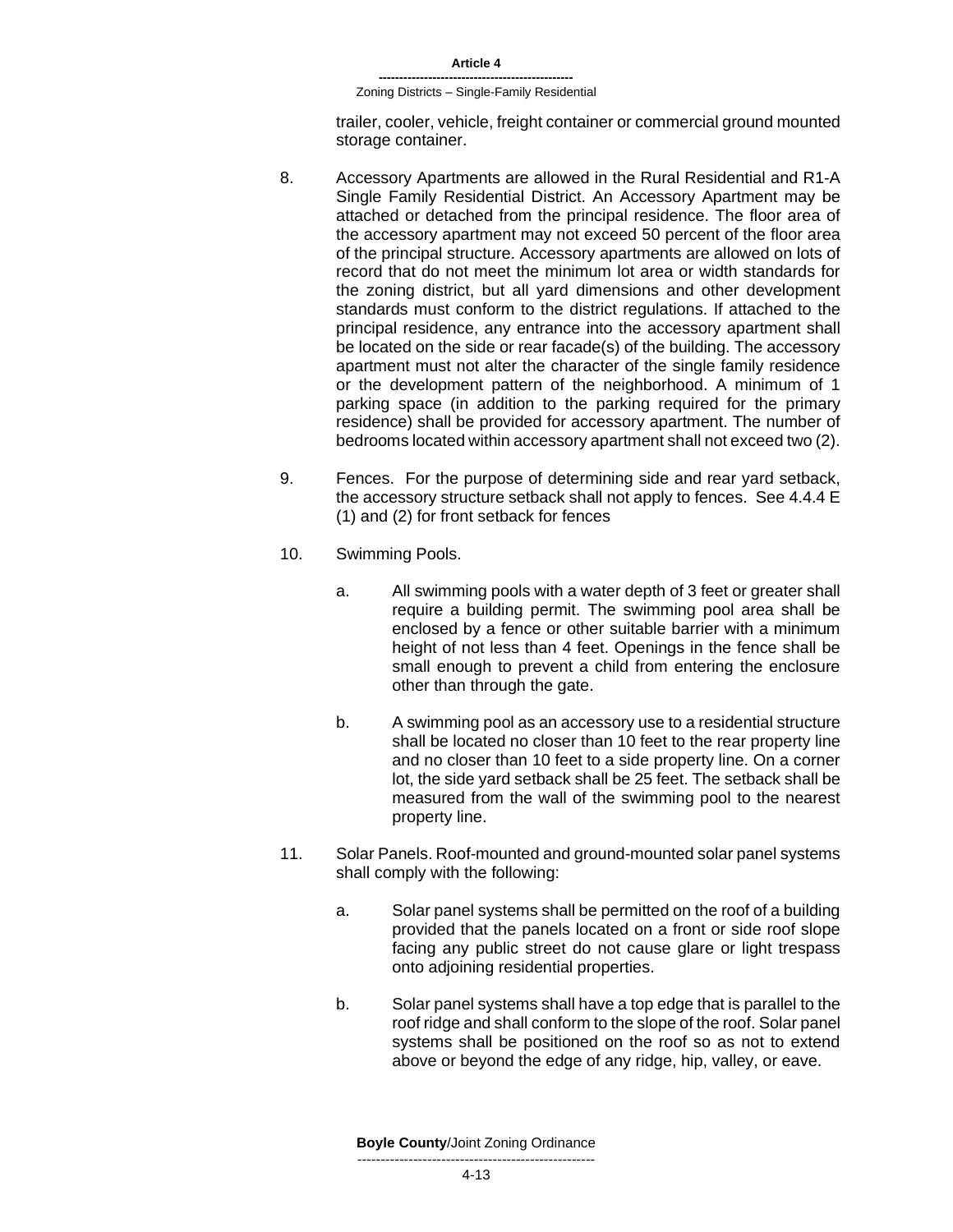trailer, cooler, vehicle, freight container or commercial ground mounted storage container.

8. Accessory Apartments are allowed in the Rural Residential and R1-A Single Family Residential District. An Accessory Apartment may be attached or detached from the principal residence. The floor area of the accessory apartment may not exceed 50 percent of the floor area of the principal structure. Accessory apartments are allowed on lots of record that do not meet the minimum lot area or width standards for the zoning district, but all yard dimensions and other development standards must conform to the district regulations. If attached to the principal residence, any entrance into the accessory apartment shall be located on the side or rear facade(s) of the building. The accessory apartment must not alter the character of the single family residence or the development pattern of the neighborhood. A minimum of 1 parking space (in addition to the parking required for the primary residence) shall be provided for accessory apartment. The number of bedrooms located within accessory apartment shall not exceed two (2).

9. Fences. For the purpose of determining side and rear yard setback, the accessory structure setback shall not apply to fences. See 4.4.4 E (1) and (2) for front setback for fences

10. Swimming Pools.

    a. All swimming pools with a water depth of 3 feet or greater shall require a building permit. The swimming pool area shall be enclosed by a fence or other suitable barrier with a minimum height of not less than 4 feet. Openings in the fence shall be small enough to prevent a child from entering the enclosure other than through the gate.

    b. A swimming pool as an accessory use to a residential structure shall be located no closer than 10 feet to the rear property line and no closer than 10 feet to a side property line. On a corner lot, the side yard setback shall be 25 feet. The setback shall be measured from the wall of the swimming pool to the nearest property line.

11. Solar Panels. Roof-mounted and ground-mounted solar panel systems shall comply with the following:

    a. Solar panel systems shall be permitted on the roof of a building provided that the panels located on a front or side roof slope facing any public street do not cause glare or light trespass onto adjoining residential properties.

    b. Solar panel systems shall have a top edge that is parallel to the roof ridge and shall conform to the slope of the roof. Solar panel systems shall be positioned on the roof so as not to extend above or beyond the edge of any ridge, hip, valley, or eave.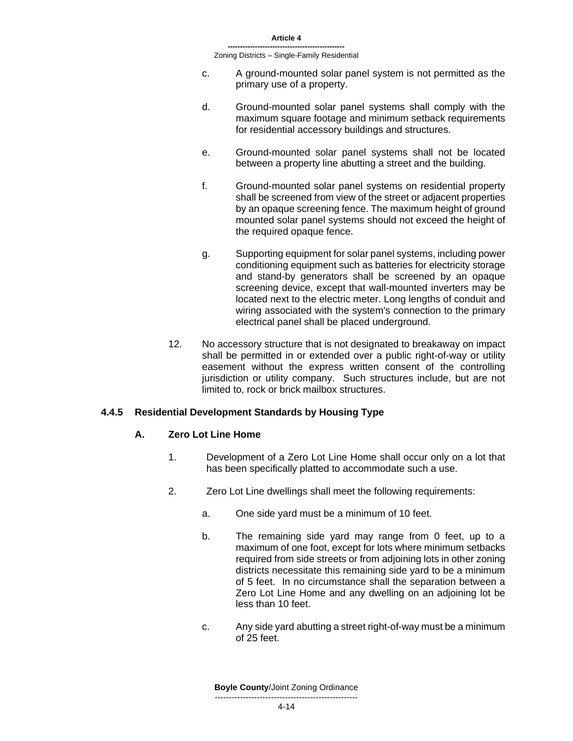c. A ground-mounted solar panel system is not permitted as the primary use of a property.

d. Ground-mounted solar panel systems shall comply with the maximum square footage and minimum setback requirements for residential accessory buildings and structures.

e. Ground-mounted solar panel systems shall not be located between a property line abutting a street and the building.

f. Ground-mounted solar panel systems on residential property shall be screened from view of the street or adjacent properties by an opaque screening fence. The maximum height of ground mounted solar panel systems should not exceed the height of the required opaque fence.

g. Supporting equipment for solar panel systems, including power conditioning equipment such as batteries for electricity storage and stand-by generators shall be screened by an opaque screening device, except that wall-mounted inverters may be located next to the electric meter. Long lengths of conduit and wiring associated with the system's connection to the primary electrical panel shall be placed underground.

12. No accessory structure that is not designated to breakaway on impact shall be permitted in or extended over a public right-of-way or utility easement without the express written consent of the controlling jurisdiction or utility company. Such structures include, but are not limited to, rock or brick mailbox structures.

### 4.4.5 Residential Development Standards by Housing Type

#### A. Zero Lot Line Home

1. Development of a Zero Lot Line Home shall occur only on a lot that has been specifically platted to accommodate such a use.

2. Zero Lot Line dwellings shall meet the following requirements:

   a. One side yard must be a minimum of 10 feet.

   b. The remaining side yard may range from 0 feet, up to a maximum of one foot, except for lots where minimum setbacks required from side streets or from adjoining lots in other zoning districts necessitate this remaining side yard to be a minimum of 5 feet. In no circumstance shall the separation between a Zero Lot Line Home and any dwelling on an adjoining lot be less than 10 feet.

   c. Any side yard abutting a street right-of-way must be a minimum of 25 feet.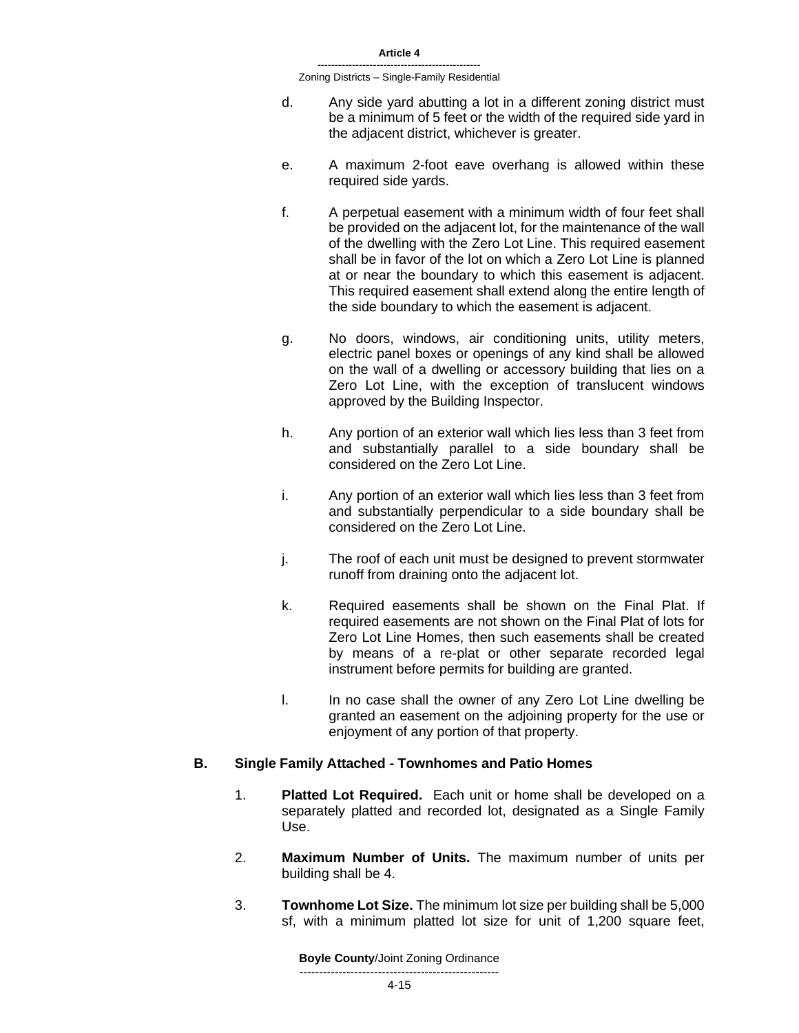d. Any side yard abutting a lot in a different zoning district must be a minimum of 5 feet or the width of the required side yard in the adjacent district, whichever is greater.

e. A maximum 2-foot eave overhang is allowed within these required side yards.

f. A perpetual easement with a minimum width of four feet shall be provided on the adjacent lot, for the maintenance of the wall of the dwelling with the Zero Lot Line. This required easement shall be in favor of the lot on which a Zero Lot Line is planned at or near the boundary to which this easement is adjacent. This required easement shall extend along the entire length of the side boundary to which the easement is adjacent.

g. No doors, windows, air conditioning units, utility meters, electric panel boxes or openings of any kind shall be allowed on the wall of a dwelling or accessory building that lies on a Zero Lot Line, with the exception of translucent windows approved by the Building Inspector.

h. Any portion of an exterior wall which lies less than 3 feet from and substantially parallel to a side boundary shall be considered on the Zero Lot Line.

i. Any portion of an exterior wall which lies less than 3 feet from and substantially perpendicular to a side boundary shall be considered on the Zero Lot Line.

j. The roof of each unit must be designed to prevent stormwater runoff from draining onto the adjacent lot.

k. Required easements shall be shown on the Final Plat. If required easements are not shown on the Final Plat of lots for Zero Lot Line Homes, then such easements shall be created by means of a re-plat or other separate recorded legal instrument before permits for building are granted.

l. In no case shall the owner of any Zero Lot Line dwelling be granted an easement on the adjoining property for the use or enjoyment of any portion of that property.

### B. Single Family Attached - Townhomes and Patio Homes

1. **Platted Lot Required.** Each unit or home shall be developed on a separately platted and recorded lot, designated as a Single Family Use.

2. **Maximum Number of Units.** The maximum number of units per building shall be 4.

3. **Townhome Lot Size.** The minimum lot size per building shall be 5,000 sf, with a minimum platted lot size for unit of 1,200 square feet,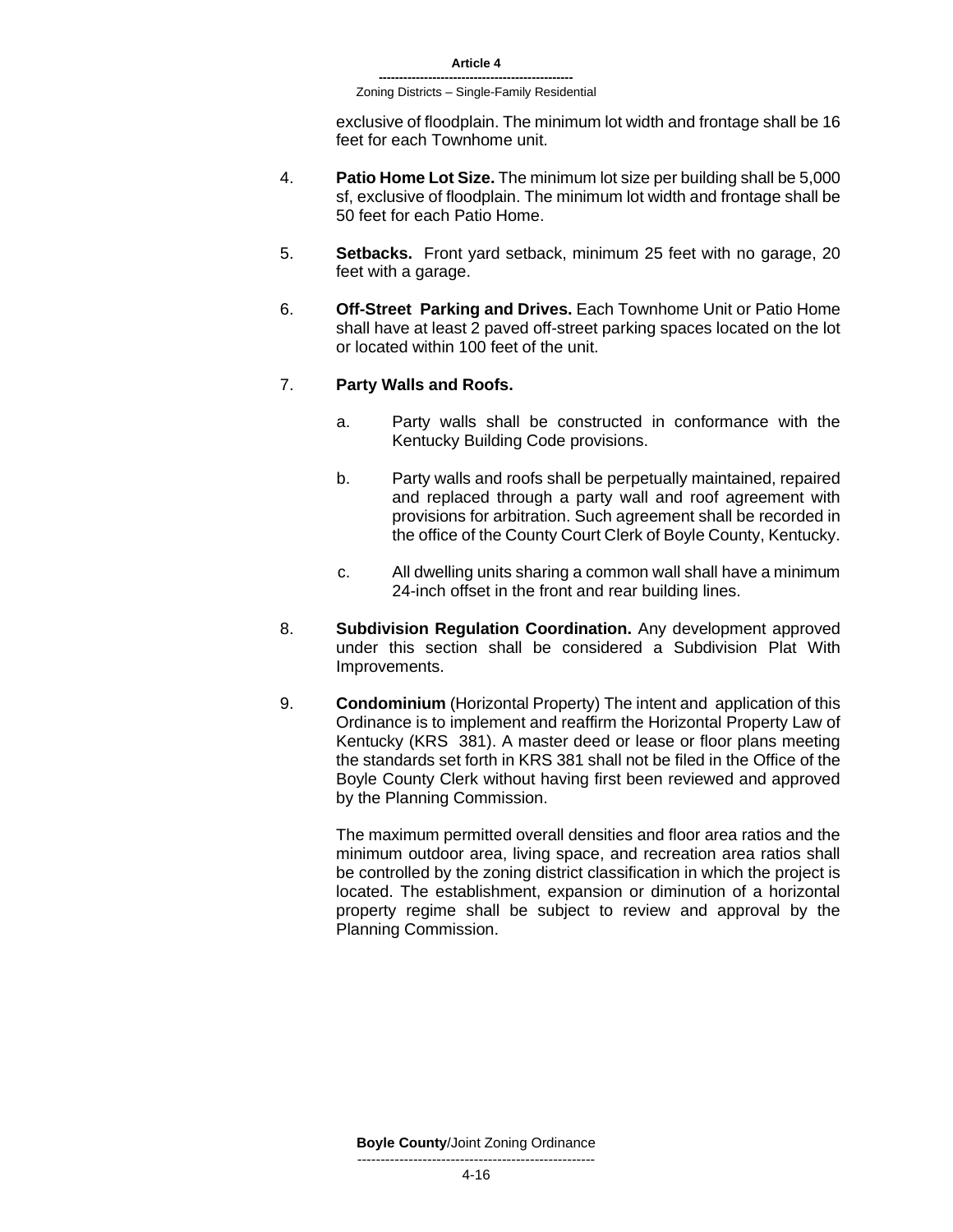exclusive of floodplain. The minimum lot width and frontage shall be 16 feet for each Townhome unit.

4. **Patio Home Lot Size.** The minimum lot size per building shall be 5,000 sf, exclusive of floodplain. The minimum lot width and frontage shall be 50 feet for each Patio Home.

5. **Setbacks.** Front yard setback, minimum 25 feet with no garage, 20 feet with a garage.

6. **Off-Street Parking and Drives.** Each Townhome Unit or Patio Home shall have at least 2 paved off-street parking spaces located on the lot or located within 100 feet of the unit.

7. **Party Walls and Roofs.**

   a. Party walls shall be constructed in conformance with the Kentucky Building Code provisions.

   b. Party walls and roofs shall be perpetually maintained, repaired and replaced through a party wall and roof agreement with provisions for arbitration. Such agreement shall be recorded in the office of the County Court Clerk of Boyle County, Kentucky.

   c. All dwelling units sharing a common wall shall have a minimum 24-inch offset in the front and rear building lines.

8. **Subdivision Regulation Coordination.** Any development approved under this section shall be considered a Subdivision Plat With Improvements.

9. **Condominium** (Horizontal Property) The intent and application of this Ordinance is to implement and reaffirm the Horizontal Property Law of Kentucky (KRS 381). A master deed or lease or floor plans meeting the standards set forth in KRS 381 shall not be filed in the Office of the Boyle County Clerk without having first been reviewed and approved by the Planning Commission.

   The maximum permitted overall densities and floor area ratios and the minimum outdoor area, living space, and recreation area ratios shall be controlled by the zoning district classification in which the project is located. The establishment, expansion or diminution of a horizontal property regime shall be subject to review and approval by the Planning Commission.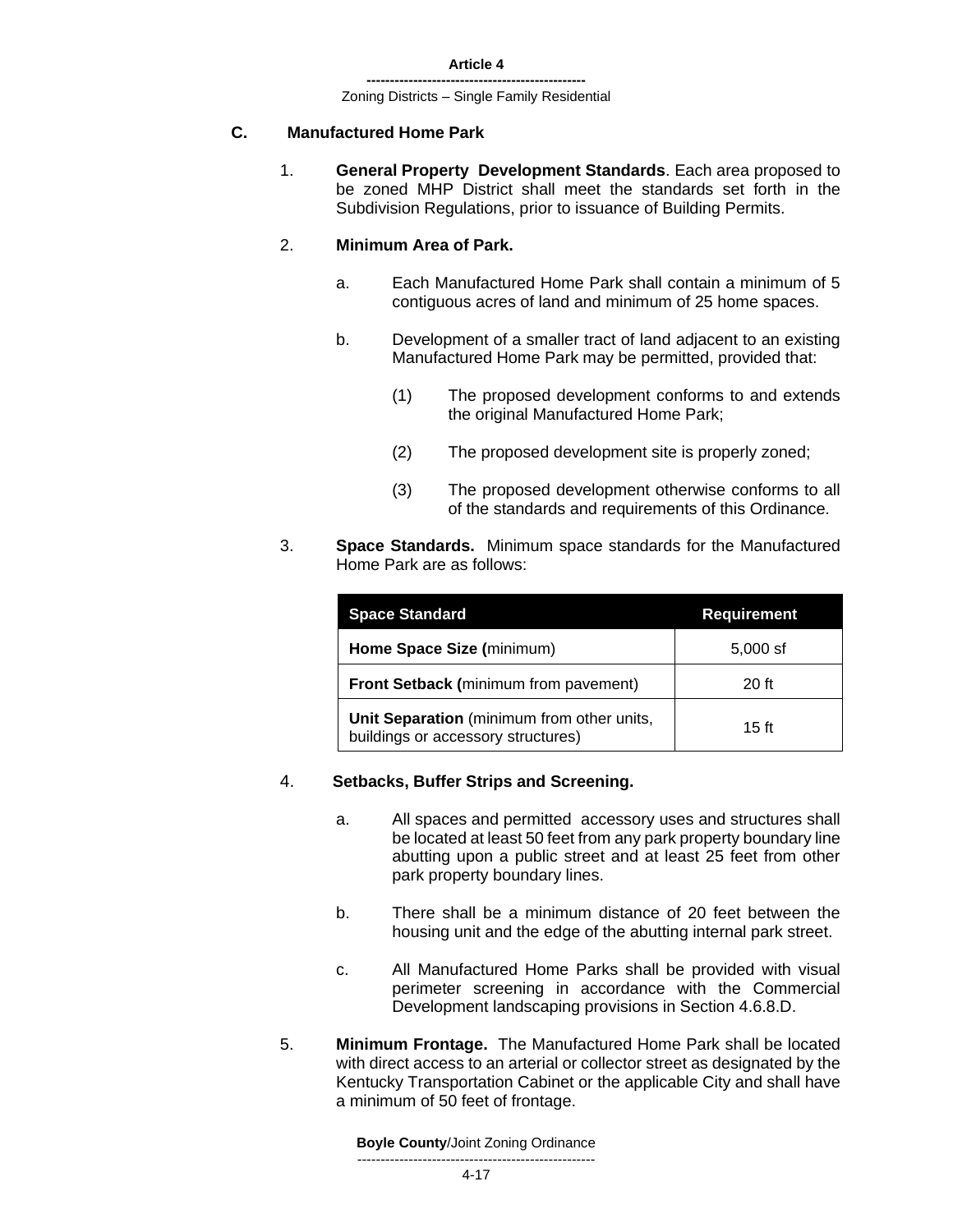### C. Manufactured Home Park

1. **General Property Development Standards**. Each area proposed to be zoned MHP District shall meet the standards set forth in the Subdivision Regulations, prior to issuance of Building Permits.

2. **Minimum Area of Park.**

   a. Each Manufactured Home Park shall contain a minimum of 5 contiguous acres of land and minimum of 25 home spaces.

   b. Development of a smaller tract of land adjacent to an existing Manufactured Home Park may be permitted, provided that:

      (1) The proposed development conforms to and extends the original Manufactured Home Park;

      (2) The proposed development site is properly zoned;

      (3) The proposed development otherwise conforms to all of the standards and requirements of this Ordinance.

3. **Space Standards.** Minimum space standards for the Manufactured Home Park are as follows:

| Space Standard | Requirement |
|---|---|
| **Home Space Size (**minimum) | 5,000 sf |
| **Front Setback (**minimum from pavement) | 20 ft |
| **Unit Separation** (minimum from other units, buildings or accessory structures) | 15 ft |

4. **Setbacks, Buffer Strips and Screening.**

   a. All spaces and permitted accessory uses and structures shall be located at least 50 feet from any park property boundary line abutting upon a public street and at least 25 feet from other park property boundary lines.

   b. There shall be a minimum distance of 20 feet between the housing unit and the edge of the abutting internal park street.

   c. All Manufactured Home Parks shall be provided with visual perimeter screening in accordance with the Commercial Development landscaping provisions in Section 4.6.8.D.

5. **Minimum Frontage.** The Manufactured Home Park shall be located with direct access to an arterial or collector street as designated by the Kentucky Transportation Cabinet or the applicable City and shall have a minimum of 50 feet of frontage.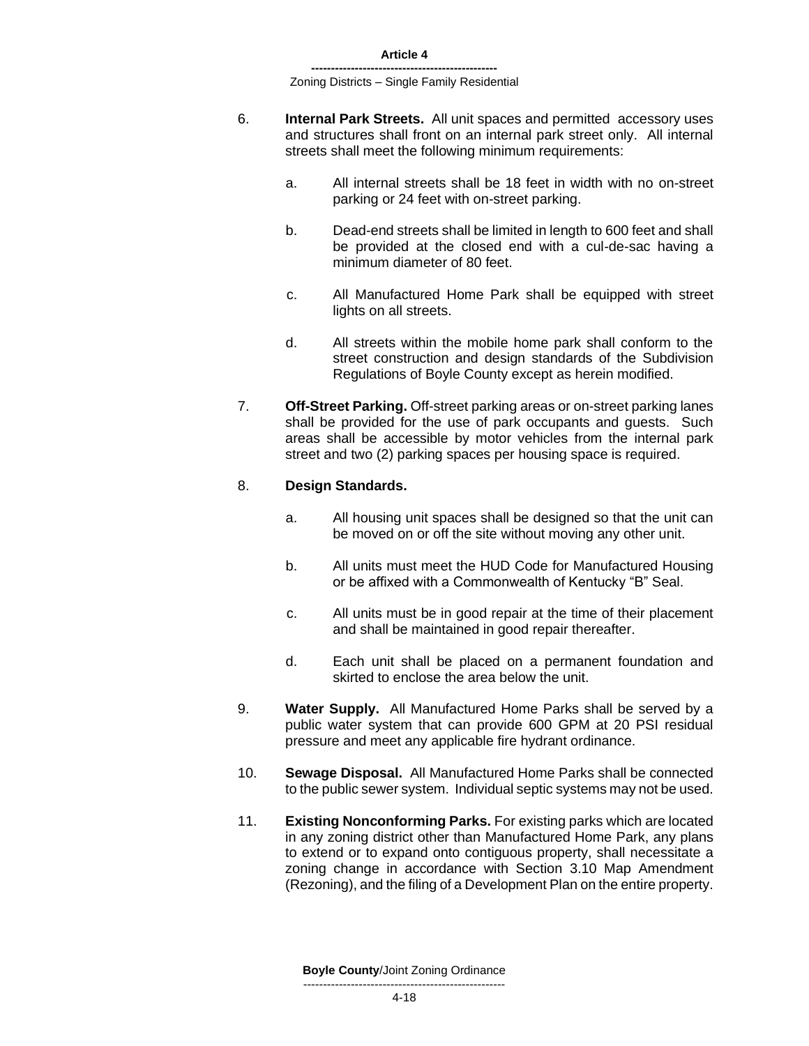6. **Internal Park Streets.** All unit spaces and permitted accessory uses and structures shall front on an internal park street only. All internal streets shall meet the following minimum requirements:

   a. All internal streets shall be 18 feet in width with no on-street parking or 24 feet with on-street parking.

   b. Dead-end streets shall be limited in length to 600 feet and shall be provided at the closed end with a cul-de-sac having a minimum diameter of 80 feet.

   c. All Manufactured Home Park shall be equipped with street lights on all streets.

   d. All streets within the mobile home park shall conform to the street construction and design standards of the Subdivision Regulations of Boyle County except as herein modified.

7. **Off-Street Parking.** Off-street parking areas or on-street parking lanes shall be provided for the use of park occupants and guests. Such areas shall be accessible by motor vehicles from the internal park street and two (2) parking spaces per housing space is required.

8. **Design Standards.**

   a. All housing unit spaces shall be designed so that the unit can be moved on or off the site without moving any other unit.

   b. All units must meet the HUD Code for Manufactured Housing or be affixed with a Commonwealth of Kentucky "B" Seal.

   c. All units must be in good repair at the time of their placement and shall be maintained in good repair thereafter.

   d. Each unit shall be placed on a permanent foundation and skirted to enclose the area below the unit.

9. **Water Supply.** All Manufactured Home Parks shall be served by a public water system that can provide 600 GPM at 20 PSI residual pressure and meet any applicable fire hydrant ordinance.

10. **Sewage Disposal.** All Manufactured Home Parks shall be connected to the public sewer system. Individual septic systems may not be used.

11. **Existing Nonconforming Parks.** For existing parks which are located in any zoning district other than Manufactured Home Park, any plans to extend or to expand onto contiguous property, shall necessitate a zoning change in accordance with Section 3.10 Map Amendment (Rezoning), and the filing of a Development Plan on the entire property.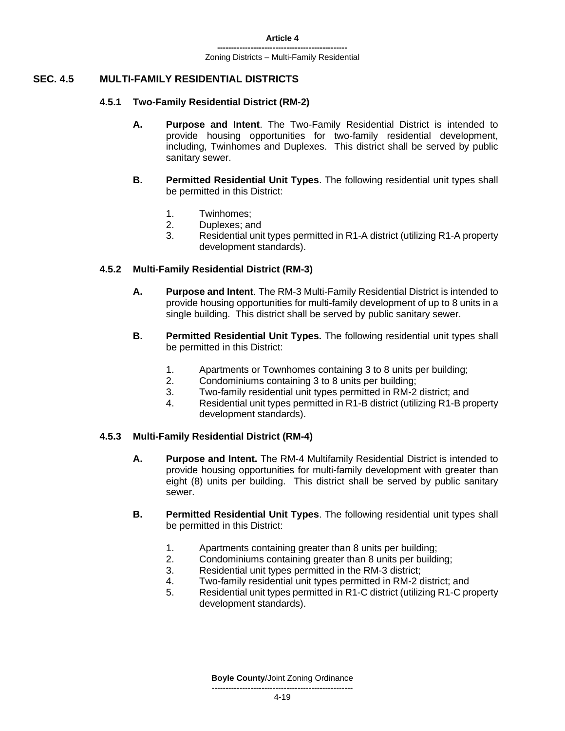## SEC. 4.5 MULTI-FAMILY RESIDENTIAL DISTRICTS

### 4.5.1 Two-Family Residential District (RM-2)

**A. Purpose and Intent**. The Two-Family Residential District is intended to provide housing opportunities for two-family residential development, including, Twinhomes and Duplexes. This district shall be served by public sanitary sewer.

**B. Permitted Residential Unit Types**. The following residential unit types shall be permitted in this District:

1. Twinhomes;
2. Duplexes; and
3. Residential unit types permitted in R1-A district (utilizing R1-A property development standards).

### 4.5.2 Multi-Family Residential District (RM-3)

**A. Purpose and Intent**. The RM-3 Multi-Family Residential District is intended to provide housing opportunities for multi-family development of up to 8 units in a single building. This district shall be served by public sanitary sewer.

**B. Permitted Residential Unit Types.** The following residential unit types shall be permitted in this District:

1. Apartments or Townhomes containing 3 to 8 units per building;
2. Condominiums containing 3 to 8 units per building;
3. Two-family residential unit types permitted in RM-2 district; and
4. Residential unit types permitted in R1-B district (utilizing R1-B property development standards).

### 4.5.3 Multi-Family Residential District (RM-4)

**A. Purpose and Intent.** The RM-4 Multifamily Residential District is intended to provide housing opportunities for multi-family development with greater than eight (8) units per building. This district shall be served by public sanitary sewer.

**B. Permitted Residential Unit Types**. The following residential unit types shall be permitted in this District:

1. Apartments containing greater than 8 units per building;
2. Condominiums containing greater than 8 units per building;
3. Residential unit types permitted in the RM-3 district;
4. Two-family residential unit types permitted in RM-2 district; and
5. Residential unit types permitted in R1-C district (utilizing R1-C property development standards).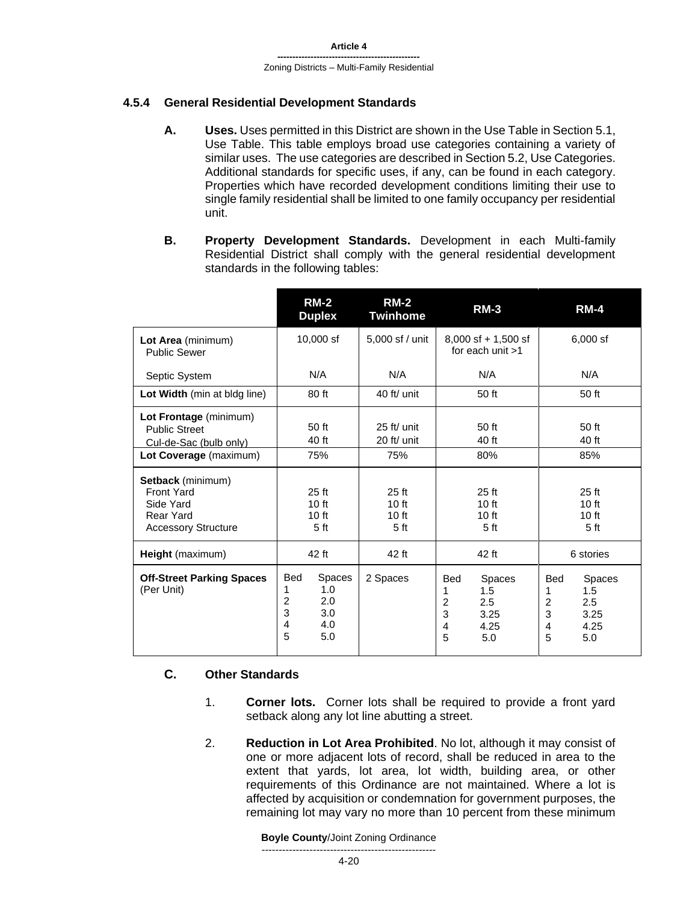### 4.5.4 General Residential Development Standards

**A. Uses.** Uses permitted in this District are shown in the Use Table in Section 5.1, Use Table. This table employs broad use categories containing a variety of similar uses. The use categories are described in Section 5.2, Use Categories. Additional standards for specific uses, if any, can be found in each category. Properties which have recorded development conditions limiting their use to single family residential shall be limited to one family occupancy per residential unit.

**B. Property Development Standards.** Development in each Multi-family Residential District shall comply with the general residential development standards in the following tables:

| | RM-2 Duplex | RM-2 Twinhome | RM-3 | RM-4 |
|---|---|---|---|---|
| **Lot Area** (minimum)<br>Public Sewer | 10,000 sf | 5,000 sf / unit | 8,000 sf + 1,500 sf for each unit >1 | 6,000 sf |
| Septic System | N/A | N/A | N/A | N/A |
| **Lot Width** (min at bldg line) | 80 ft | 40 ft/ unit | 50 ft | 50 ft |
| **Lot Frontage** (minimum)<br>Public Street<br>Cul-de-Sac (bulb only) | <br>50 ft<br>40 ft | <br>25 ft/ unit<br>20 ft/ unit | <br>50 ft<br>40 ft | <br>50 ft<br>40 ft |
| **Lot Coverage** (maximum) | 75% | 75% | 80% | 85% |
| **Setback** (minimum)<br>Front Yard<br>Side Yard<br>Rear Yard<br>Accessory Structure | <br>25 ft<br>10 ft<br>10 ft<br>5 ft | <br>25 ft<br>10 ft<br>10 ft<br>5 ft | <br>25 ft<br>10 ft<br>10 ft<br>5 ft | <br>25 ft<br>10 ft<br>10 ft<br>5 ft |
| **Height** (maximum) | 42 ft | 42 ft | 42 ft | 6 stories |
| **Off-Street Parking Spaces** (Per Unit) | Bed – Spaces<br>1 – 1.0<br>2 – 2.0<br>3 – 3.0<br>4 – 4.0<br>5 – 5.0 | 2 Spaces | Bed – Spaces<br>1 – 1.5<br>2 – 2.5<br>3 – 3.25<br>4 – 4.25<br>5 – 5.0 | Bed – Spaces<br>1 – 1.5<br>2 – 2.5<br>3 – 3.25<br>4 – 4.25<br>5 – 5.0 |

**C. Other Standards**

1. **Corner lots.** Corner lots shall be required to provide a front yard setback along any lot line abutting a street.

2. **Reduction in Lot Area Prohibited**. No lot, although it may consist of one or more adjacent lots of record, shall be reduced in area to the extent that yards, lot area, lot width, building area, or other requirements of this Ordinance are not maintained. Where a lot is affected by acquisition or condemnation for government purposes, the remaining lot may vary no more than 10 percent from these minimum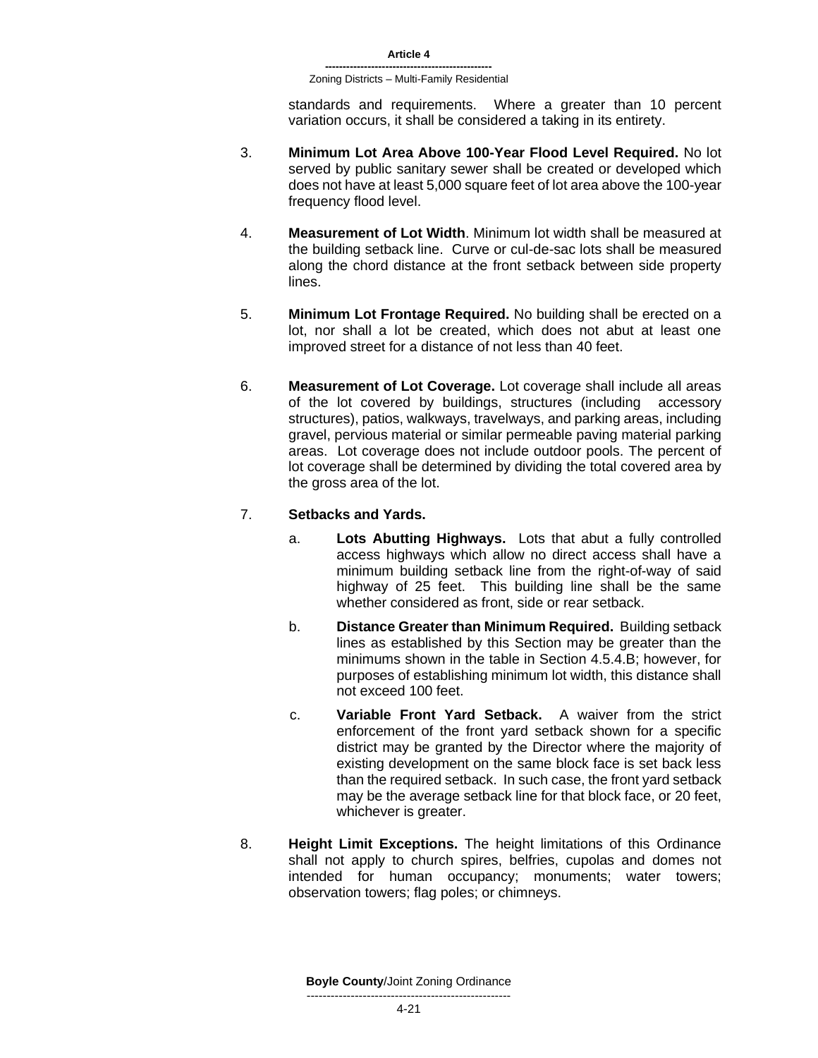standards and requirements. Where a greater than 10 percent variation occurs, it shall be considered a taking in its entirety.

3. **Minimum Lot Area Above 100-Year Flood Level Required.** No lot served by public sanitary sewer shall be created or developed which does not have at least 5,000 square feet of lot area above the 100-year frequency flood level.

4. **Measurement of Lot Width**. Minimum lot width shall be measured at the building setback line. Curve or cul-de-sac lots shall be measured along the chord distance at the front setback between side property lines.

5. **Minimum Lot Frontage Required.** No building shall be erected on a lot, nor shall a lot be created, which does not abut at least one improved street for a distance of not less than 40 feet.

6. **Measurement of Lot Coverage.** Lot coverage shall include all areas of the lot covered by buildings, structures (including accessory structures), patios, walkways, travelways, and parking areas, including gravel, pervious material or similar permeable paving material parking areas. Lot coverage does not include outdoor pools. The percent of lot coverage shall be determined by dividing the total covered area by the gross area of the lot.

7. **Setbacks and Yards.**

   a. **Lots Abutting Highways.** Lots that abut a fully controlled access highways which allow no direct access shall have a minimum building setback line from the right-of-way of said highway of 25 feet. This building line shall be the same whether considered as front, side or rear setback.

   b. **Distance Greater than Minimum Required.** Building setback lines as established by this Section may be greater than the minimums shown in the table in Section 4.5.4.B; however, for purposes of establishing minimum lot width, this distance shall not exceed 100 feet.

   c. **Variable Front Yard Setback.** A waiver from the strict enforcement of the front yard setback shown for a specific district may be granted by the Director where the majority of existing development on the same block face is set back less than the required setback. In such case, the front yard setback may be the average setback line for that block face, or 20 feet, whichever is greater.

8. **Height Limit Exceptions.** The height limitations of this Ordinance shall not apply to church spires, belfries, cupolas and domes not intended for human occupancy; monuments; water towers; observation towers; flag poles; or chimneys.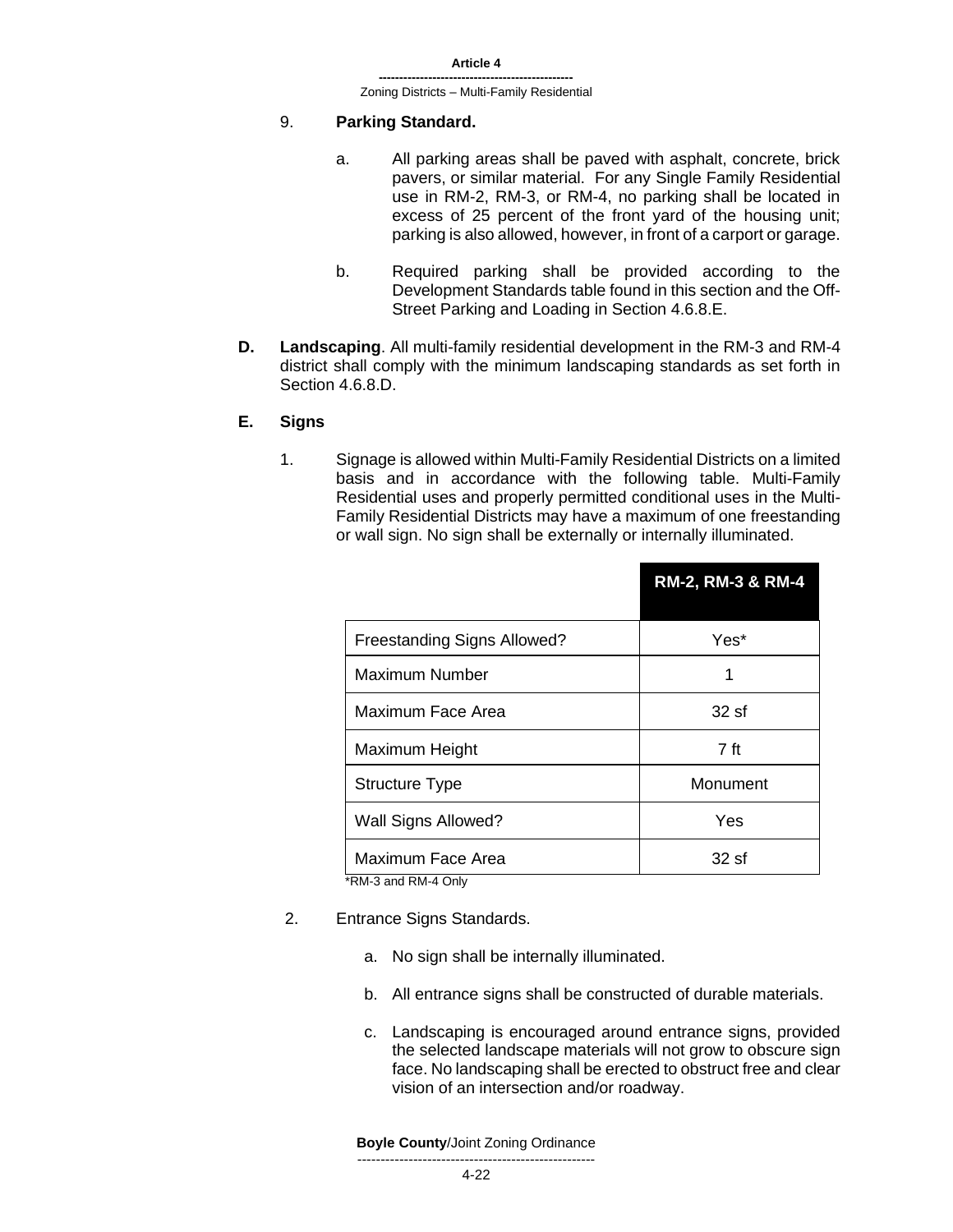9. **Parking Standard.**

   a. All parking areas shall be paved with asphalt, concrete, brick pavers, or similar material. For any Single Family Residential use in RM-2, RM-3, or RM-4, no parking shall be located in excess of 25 percent of the front yard of the housing unit; parking is also allowed, however, in front of a carport or garage.

   b. Required parking shall be provided according to the Development Standards table found in this section and the Off-Street Parking and Loading in Section 4.6.8.E.

**D. Landscaping**. All multi-family residential development in the RM-3 and RM-4 district shall comply with the minimum landscaping standards as set forth in Section 4.6.8.D.

**E. Signs**

1. Signage is allowed within Multi-Family Residential Districts on a limited basis and in accordance with the following table. Multi-Family Residential uses and properly permitted conditional uses in the Multi-Family Residential Districts may have a maximum of one freestanding or wall sign. No sign shall be externally or internally illuminated.

| | RM-2, RM-3 & RM-4 |
|---|---|
| Freestanding Signs Allowed? | Yes* |
| Maximum Number | 1 |
| Maximum Face Area | 32 sf |
| Maximum Height | 7 ft |
| Structure Type | Monument |
| Wall Signs Allowed? | Yes |
| Maximum Face Area | 32 sf |

*RM-3 and RM-4 Only

2. Entrance Signs Standards.

   a. No sign shall be internally illuminated.

   b. All entrance signs shall be constructed of durable materials.

   c. Landscaping is encouraged around entrance signs, provided the selected landscape materials will not grow to obscure sign face. No landscaping shall be erected to obstruct free and clear vision of an intersection and/or roadway.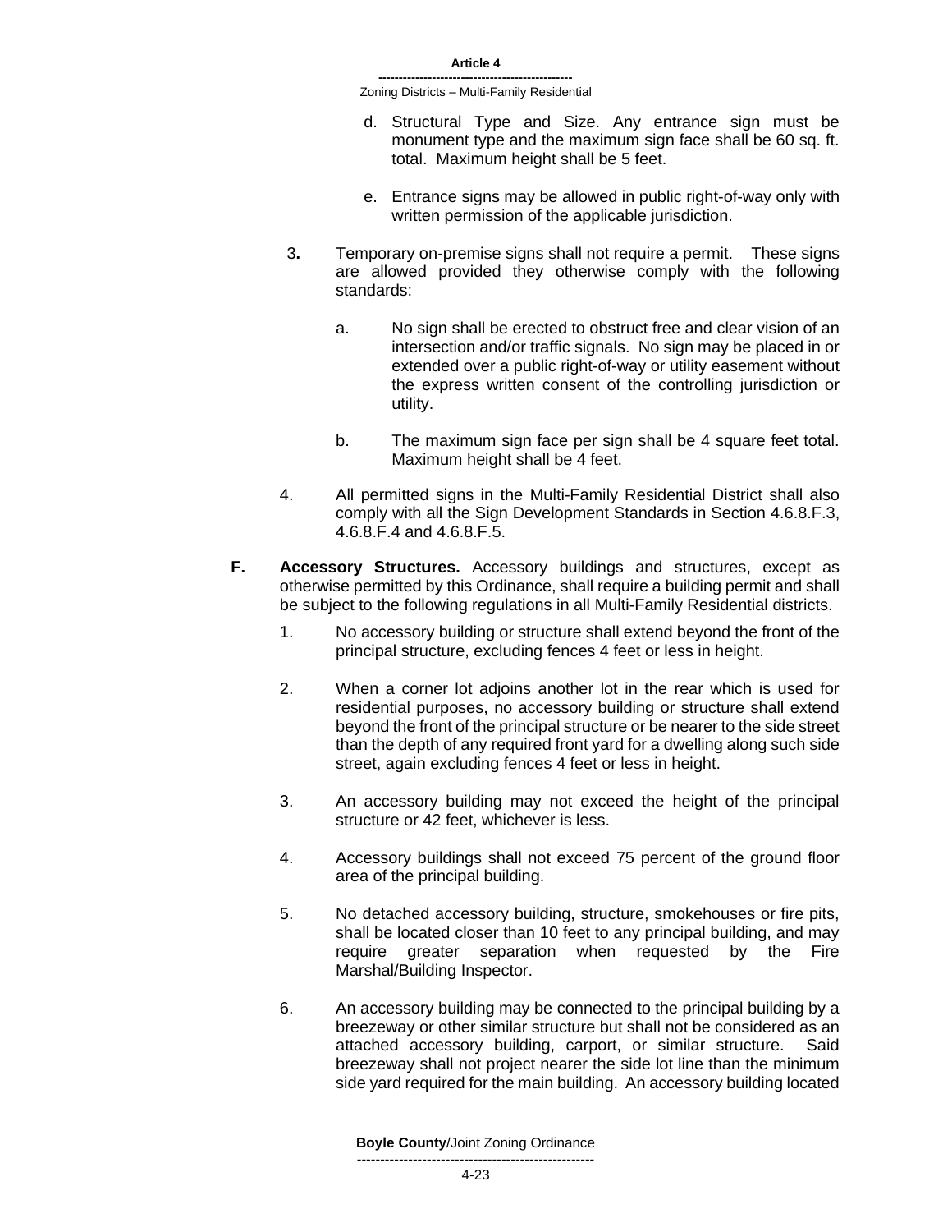d. Structural Type and Size. Any entrance sign must be monument type and the maximum sign face shall be 60 sq. ft. total. Maximum height shall be 5 feet.

e. Entrance signs may be allowed in public right-of-way only with written permission of the applicable jurisdiction.

3. Temporary on-premise signs shall not require a permit. These signs are allowed provided they otherwise comply with the following standards:

   a. No sign shall be erected to obstruct free and clear vision of an intersection and/or traffic signals. No sign may be placed in or extended over a public right-of-way or utility easement without the express written consent of the controlling jurisdiction or utility.

   b. The maximum sign face per sign shall be 4 square feet total. Maximum height shall be 4 feet.

4. All permitted signs in the Multi-Family Residential District shall also comply with all the Sign Development Standards in Section 4.6.8.F.3, 4.6.8.F.4 and 4.6.8.F.5.

**F. Accessory Structures.** Accessory buildings and structures, except as otherwise permitted by this Ordinance, shall require a building permit and shall be subject to the following regulations in all Multi-Family Residential districts.

1. No accessory building or structure shall extend beyond the front of the principal structure, excluding fences 4 feet or less in height.

2. When a corner lot adjoins another lot in the rear which is used for residential purposes, no accessory building or structure shall extend beyond the front of the principal structure or be nearer to the side street than the depth of any required front yard for a dwelling along such side street, again excluding fences 4 feet or less in height.

3. An accessory building may not exceed the height of the principal structure or 42 feet, whichever is less.

4. Accessory buildings shall not exceed 75 percent of the ground floor area of the principal building.

5. No detached accessory building, structure, smokehouses or fire pits, shall be located closer than 10 feet to any principal building, and may require greater separation when requested by the Fire Marshal/Building Inspector.

6. An accessory building may be connected to the principal building by a breezeway or other similar structure but shall not be considered as an attached accessory building, carport, or similar structure. Said breezeway shall not project nearer the side lot line than the minimum side yard required for the main building. An accessory building located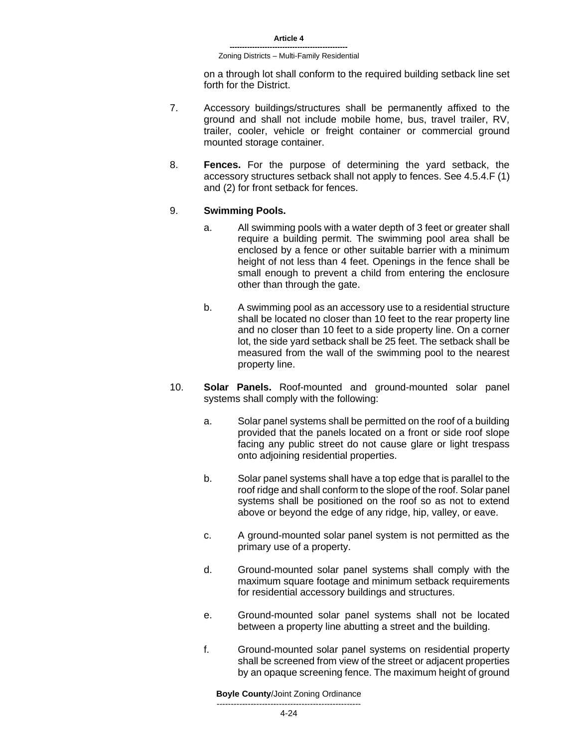on a through lot shall conform to the required building setback line set forth for the District.

7. Accessory buildings/structures shall be permanently affixed to the ground and shall not include mobile home, bus, travel trailer, RV, trailer, cooler, vehicle or freight container or commercial ground mounted storage container.

8. **Fences.** For the purpose of determining the yard setback, the accessory structures setback shall not apply to fences. See 4.5.4.F (1) and (2) for front setback for fences.

9. **Swimming Pools.**

   a. All swimming pools with a water depth of 3 feet or greater shall require a building permit. The swimming pool area shall be enclosed by a fence or other suitable barrier with a minimum height of not less than 4 feet. Openings in the fence shall be small enough to prevent a child from entering the enclosure other than through the gate.

   b. A swimming pool as an accessory use to a residential structure shall be located no closer than 10 feet to the rear property line and no closer than 10 feet to a side property line. On a corner lot, the side yard setback shall be 25 feet. The setback shall be measured from the wall of the swimming pool to the nearest property line.

10. **Solar Panels.** Roof-mounted and ground-mounted solar panel systems shall comply with the following:

    a. Solar panel systems shall be permitted on the roof of a building provided that the panels located on a front or side roof slope facing any public street do not cause glare or light trespass onto adjoining residential properties.

    b. Solar panel systems shall have a top edge that is parallel to the roof ridge and shall conform to the slope of the roof. Solar panel systems shall be positioned on the roof so as not to extend above or beyond the edge of any ridge, hip, valley, or eave.

    c. A ground-mounted solar panel system is not permitted as the primary use of a property.

    d. Ground-mounted solar panel systems shall comply with the maximum square footage and minimum setback requirements for residential accessory buildings and structures.

    e. Ground-mounted solar panel systems shall not be located between a property line abutting a street and the building.

    f. Ground-mounted solar panel systems on residential property shall be screened from view of the street or adjacent properties by an opaque screening fence. The maximum height of ground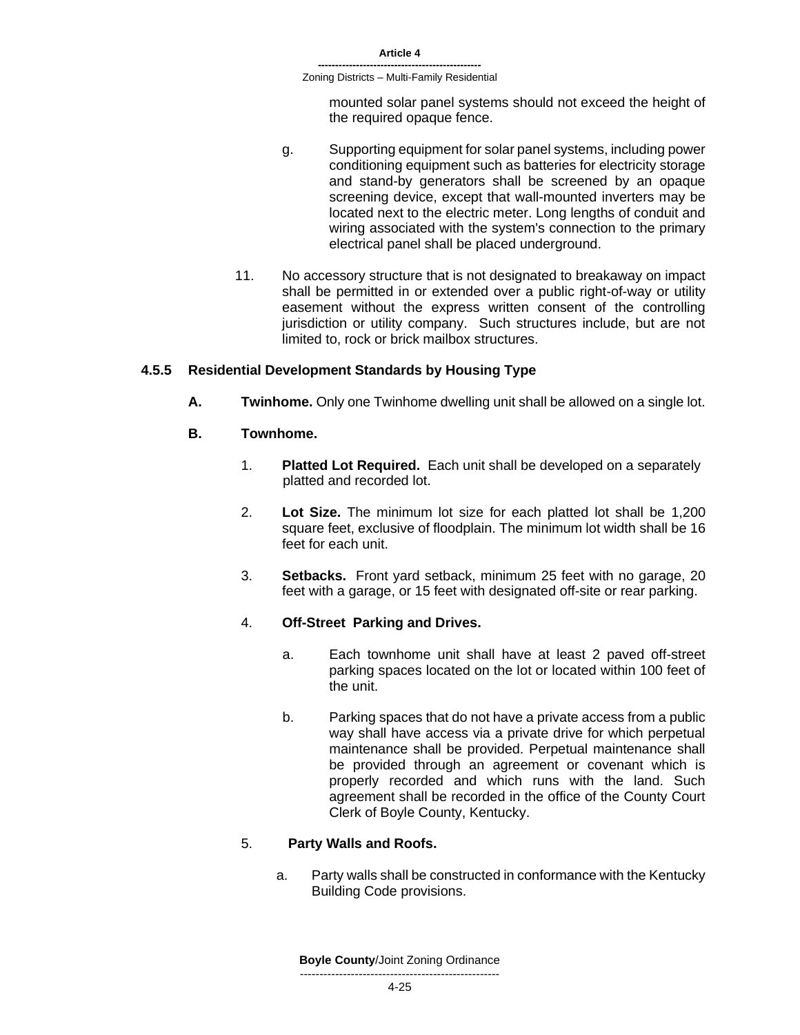mounted solar panel systems should not exceed the height of the required opaque fence.

g. Supporting equipment for solar panel systems, including power conditioning equipment such as batteries for electricity storage and stand-by generators shall be screened by an opaque screening device, except that wall-mounted inverters may be located next to the electric meter. Long lengths of conduit and wiring associated with the system's connection to the primary electrical panel shall be placed underground.

11. No accessory structure that is not designated to breakaway on impact shall be permitted in or extended over a public right-of-way or utility easement without the express written consent of the controlling jurisdiction or utility company. Such structures include, but are not limited to, rock or brick mailbox structures.

### 4.5.5 Residential Development Standards by Housing Type

**A. Twinhome.** Only one Twinhome dwelling unit shall be allowed on a single lot.

**B. Townhome.**

1. **Platted Lot Required.** Each unit shall be developed on a separately platted and recorded lot.

2. **Lot Size.** The minimum lot size for each platted lot shall be 1,200 square feet, exclusive of floodplain. The minimum lot width shall be 16 feet for each unit.

3. **Setbacks.** Front yard setback, minimum 25 feet with no garage, 20 feet with a garage, or 15 feet with designated off-site or rear parking.

4. **Off-Street Parking and Drives.**

   a. Each townhome unit shall have at least 2 paved off-street parking spaces located on the lot or located within 100 feet of the unit.

   b. Parking spaces that do not have a private access from a public way shall have access via a private drive for which perpetual maintenance shall be provided. Perpetual maintenance shall be provided through an agreement or covenant which is properly recorded and which runs with the land. Such agreement shall be recorded in the office of the County Court Clerk of Boyle County, Kentucky.

5. **Party Walls and Roofs.**

   a. Party walls shall be constructed in conformance with the Kentucky Building Code provisions.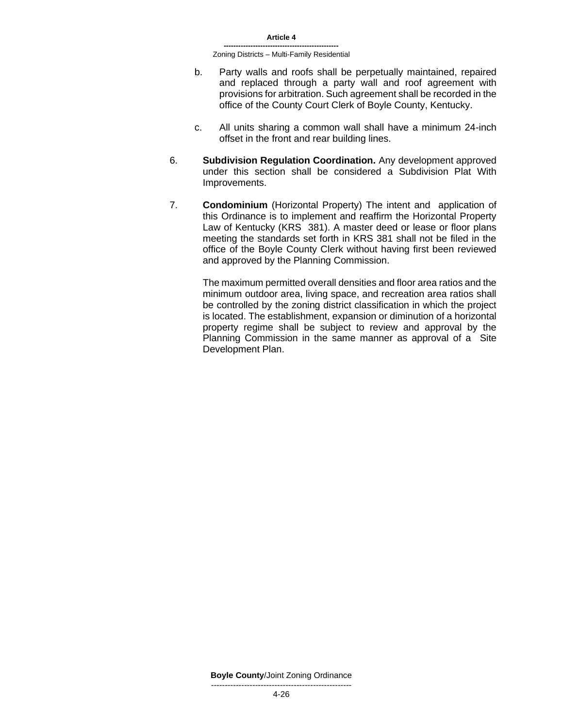b. Party walls and roofs shall be perpetually maintained, repaired and replaced through a party wall and roof agreement with provisions for arbitration. Such agreement shall be recorded in the office of the County Court Clerk of Boyle County, Kentucky.

c. All units sharing a common wall shall have a minimum 24-inch offset in the front and rear building lines.

6. **Subdivision Regulation Coordination.** Any development approved under this section shall be considered a Subdivision Plat With Improvements.

7. **Condominium** (Horizontal Property) The intent and application of this Ordinance is to implement and reaffirm the Horizontal Property Law of Kentucky (KRS 381). A master deed or lease or floor plans meeting the standards set forth in KRS 381 shall not be filed in the office of the Boyle County Clerk without having first been reviewed and approved by the Planning Commission.

   The maximum permitted overall densities and floor area ratios and the minimum outdoor area, living space, and recreation area ratios shall be controlled by the zoning district classification in which the project is located. The establishment, expansion or diminution of a horizontal property regime shall be subject to review and approval by the Planning Commission in the same manner as approval of a Site Development Plan.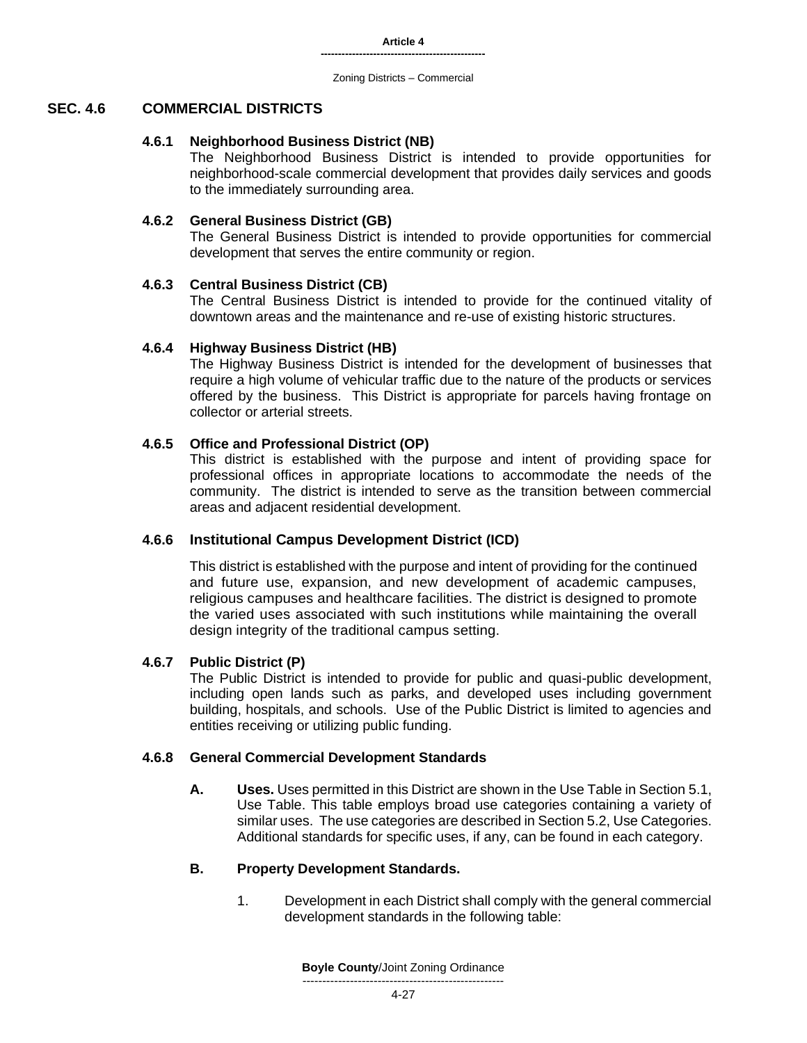## SEC. 4.6 COMMERCIAL DISTRICTS

### 4.6.1 Neighborhood Business District (NB)

The Neighborhood Business District is intended to provide opportunities for neighborhood-scale commercial development that provides daily services and goods to the immediately surrounding area.

### 4.6.2 General Business District (GB)

The General Business District is intended to provide opportunities for commercial development that serves the entire community or region.

### 4.6.3 Central Business District (CB)

The Central Business District is intended to provide for the continued vitality of downtown areas and the maintenance and re-use of existing historic structures.

### 4.6.4 Highway Business District (HB)

The Highway Business District is intended for the development of businesses that require a high volume of vehicular traffic due to the nature of the products or services offered by the business. This District is appropriate for parcels having frontage on collector or arterial streets.

### 4.6.5 Office and Professional District (OP)

This district is established with the purpose and intent of providing space for professional offices in appropriate locations to accommodate the needs of the community. The district is intended to serve as the transition between commercial areas and adjacent residential development.

### 4.6.6 Institutional Campus Development District (ICD)

This district is established with the purpose and intent of providing for the continued and future use, expansion, and new development of academic campuses, religious campuses and healthcare facilities. The district is designed to promote the varied uses associated with such institutions while maintaining the overall design integrity of the traditional campus setting.

### 4.6.7 Public District (P)

The Public District is intended to provide for public and quasi-public development, including open lands such as parks, and developed uses including government building, hospitals, and schools. Use of the Public District is limited to agencies and entities receiving or utilizing public funding.

### 4.6.8 General Commercial Development Standards

**A. Uses.** Uses permitted in this District are shown in the Use Table in Section 5.1, Use Table. This table employs broad use categories containing a variety of similar uses. The use categories are described in Section 5.2, Use Categories. Additional standards for specific uses, if any, can be found in each category.

**B. Property Development Standards.**

1. Development in each District shall comply with the general commercial development standards in the following table: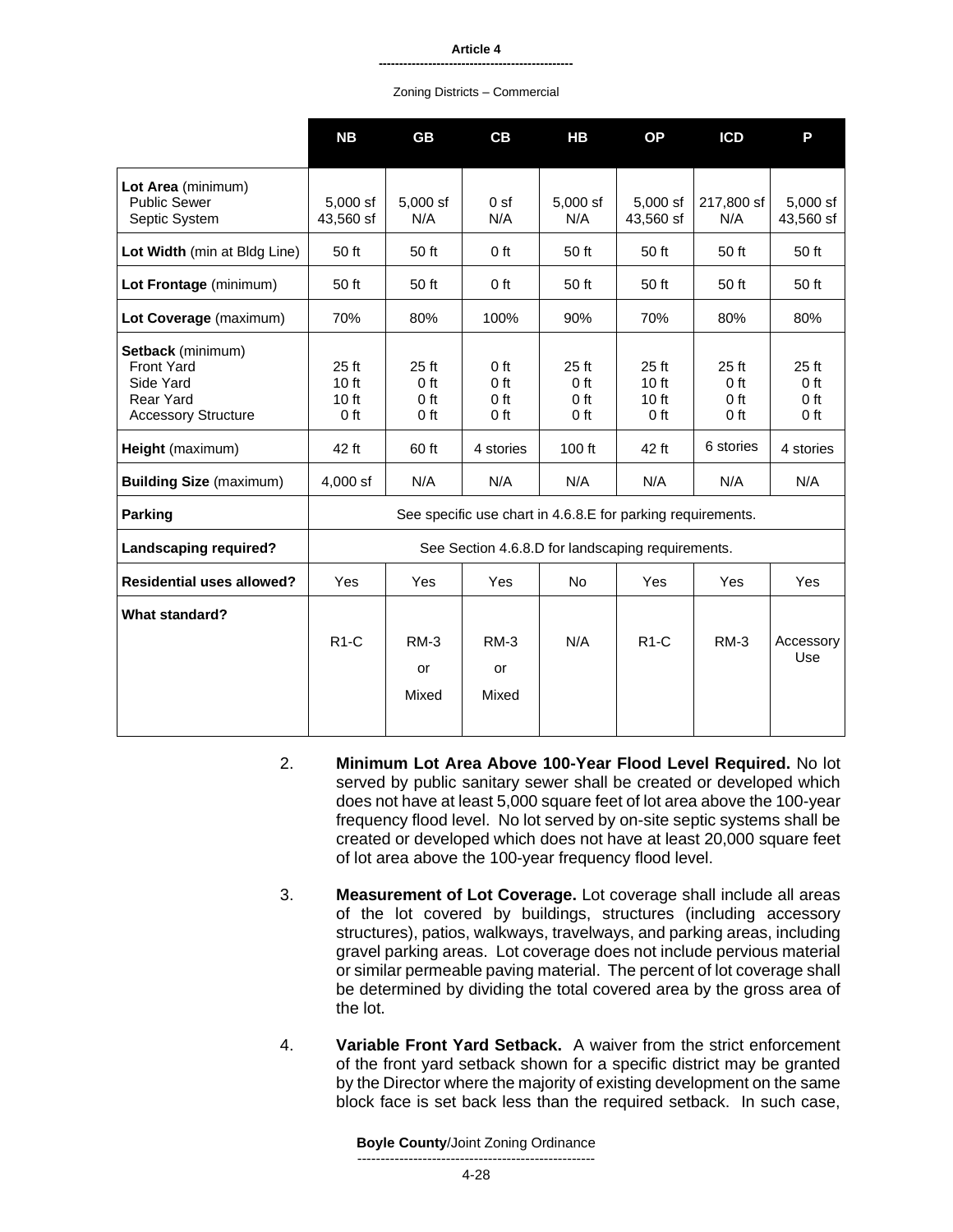| | NB | GB | CB | HB | OP | ICD | P |
|---|---|---|---|---|---|---|---|
| **Lot Area** (minimum)<br>Public Sewer<br>Septic System | 5,000 sf<br>43,560 sf | 5,000 sf<br>N/A | 0 sf<br>N/A | 5,000 sf<br>N/A | 5,000 sf<br>43,560 sf | 217,800 sf<br>N/A | 5,000 sf<br>43,560 sf |
| **Lot Width** (min at Bldg Line) | 50 ft | 50 ft | 0 ft | 50 ft | 50 ft | 50 ft | 50 ft |
| **Lot Frontage** (minimum) | 50 ft | 50 ft | 0 ft | 50 ft | 50 ft | 50 ft | 50 ft |
| **Lot Coverage** (maximum) | 70% | 80% | 100% | 90% | 70% | 80% | 80% |
| **Setback** (minimum)<br>Front Yard<br>Side Yard<br>Rear Yard<br>Accessory Structure | 25 ft<br>10 ft<br>10 ft<br>0 ft | 25 ft<br>0 ft<br>0 ft<br>0 ft | 0 ft<br>0 ft<br>0 ft<br>0 ft | 25 ft<br>0 ft<br>0 ft<br>0 ft | 25 ft<br>10 ft<br>10 ft<br>0 ft | 25 ft<br>0 ft<br>0 ft<br>0 ft | 25 ft<br>0 ft<br>0 ft<br>0 ft |
| **Height** (maximum) | 42 ft | 60 ft | 4 stories | 100 ft | 42 ft | 6 stories | 4 stories |
| **Building Size** (maximum) | 4,000 sf | N/A | N/A | N/A | N/A | N/A | N/A |
| **Parking** | See specific use chart in 4.6.8.E for parking requirements. | | | | | | |
| **Landscaping required?** | See Section 4.6.8.D for landscaping requirements. | | | | | | |
| **Residential uses allowed?** | Yes | Yes | Yes | No | Yes | Yes | Yes |
| **What standard?** | R1-C | RM-3 or Mixed | RM-3 or Mixed | N/A | R1-C | RM-3 | Accessory Use |

2. **Minimum Lot Area Above 100-Year Flood Level Required.** No lot served by public sanitary sewer shall be created or developed which does not have at least 5,000 square feet of lot area above the 100-year frequency flood level. No lot served by on-site septic systems shall be created or developed which does not have at least 20,000 square feet of lot area above the 100-year frequency flood level.

3. **Measurement of Lot Coverage.** Lot coverage shall include all areas of the lot covered by buildings, structures (including accessory structures), patios, walkways, travelways, and parking areas, including gravel parking areas. Lot coverage does not include pervious material or similar permeable paving material. The percent of lot coverage shall be determined by dividing the total covered area by the gross area of the lot.

4. **Variable Front Yard Setback.** A waiver from the strict enforcement of the front yard setback shown for a specific district may be granted by the Director where the majority of existing development on the same block face is set back less than the required setback. In such case,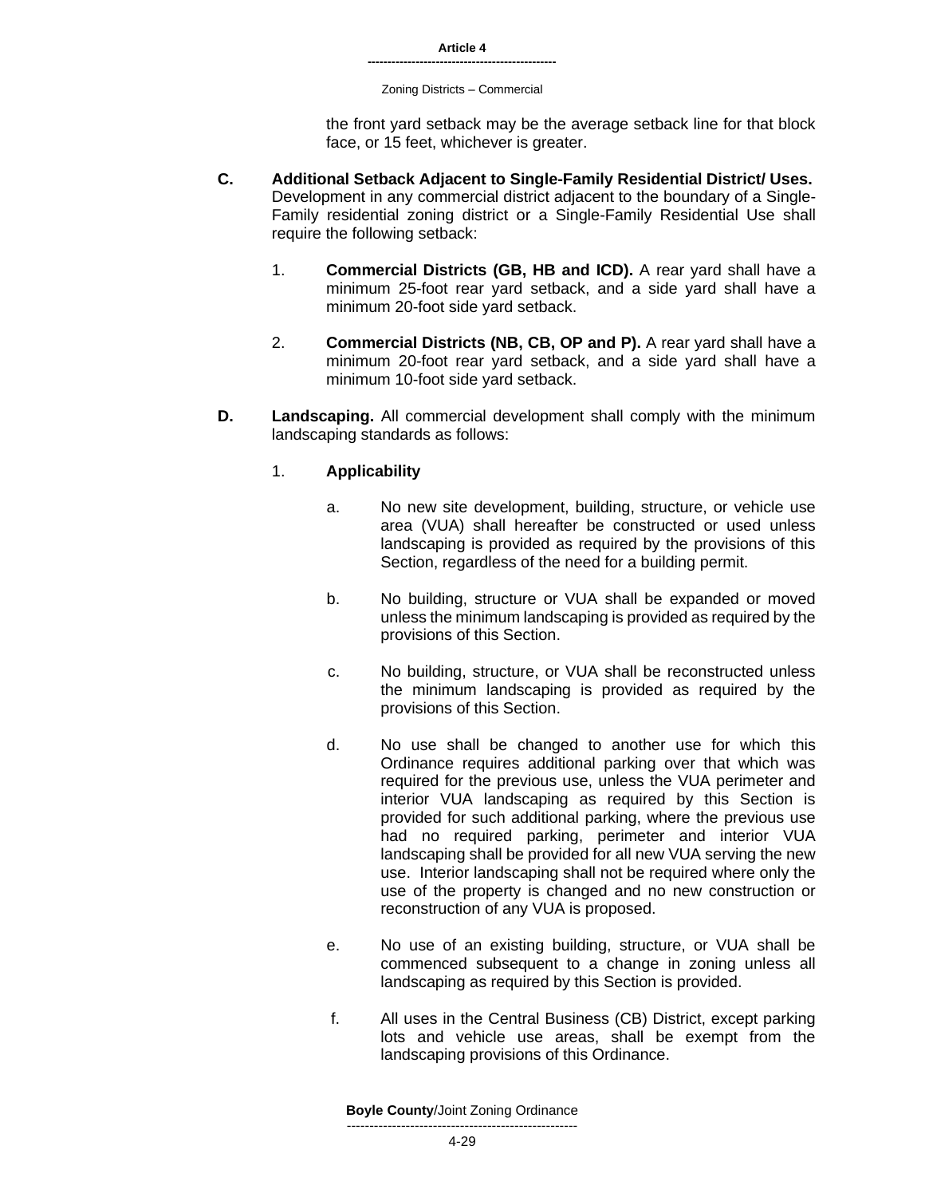the front yard setback may be the average setback line for that block face, or 15 feet, whichever is greater.

**C. Additional Setback Adjacent to Single-Family Residential District/ Uses.** Development in any commercial district adjacent to the boundary of a Single-Family residential zoning district or a Single-Family Residential Use shall require the following setback:

1. **Commercial Districts (GB, HB and ICD).** A rear yard shall have a minimum 25-foot rear yard setback, and a side yard shall have a minimum 20-foot side yard setback.

2. **Commercial Districts (NB, CB, OP and P).** A rear yard shall have a minimum 20-foot rear yard setback, and a side yard shall have a minimum 10-foot side yard setback.

**D. Landscaping.** All commercial development shall comply with the minimum landscaping standards as follows:

1. **Applicability**

   a. No new site development, building, structure, or vehicle use area (VUA) shall hereafter be constructed or used unless landscaping is provided as required by the provisions of this Section, regardless of the need for a building permit.

   b. No building, structure or VUA shall be expanded or moved unless the minimum landscaping is provided as required by the provisions of this Section.

   c. No building, structure, or VUA shall be reconstructed unless the minimum landscaping is provided as required by the provisions of this Section.

   d. No use shall be changed to another use for which this Ordinance requires additional parking over that which was required for the previous use, unless the VUA perimeter and interior VUA landscaping as required by this Section is provided for such additional parking, where the previous use had no required parking, perimeter and interior VUA landscaping shall be provided for all new VUA serving the new use. Interior landscaping shall not be required where only the use of the property is changed and no new construction or reconstruction of any VUA is proposed.

   e. No use of an existing building, structure, or VUA shall be commenced subsequent to a change in zoning unless all landscaping as required by this Section is provided.

   f. All uses in the Central Business (CB) District, except parking lots and vehicle use areas, shall be exempt from the landscaping provisions of this Ordinance.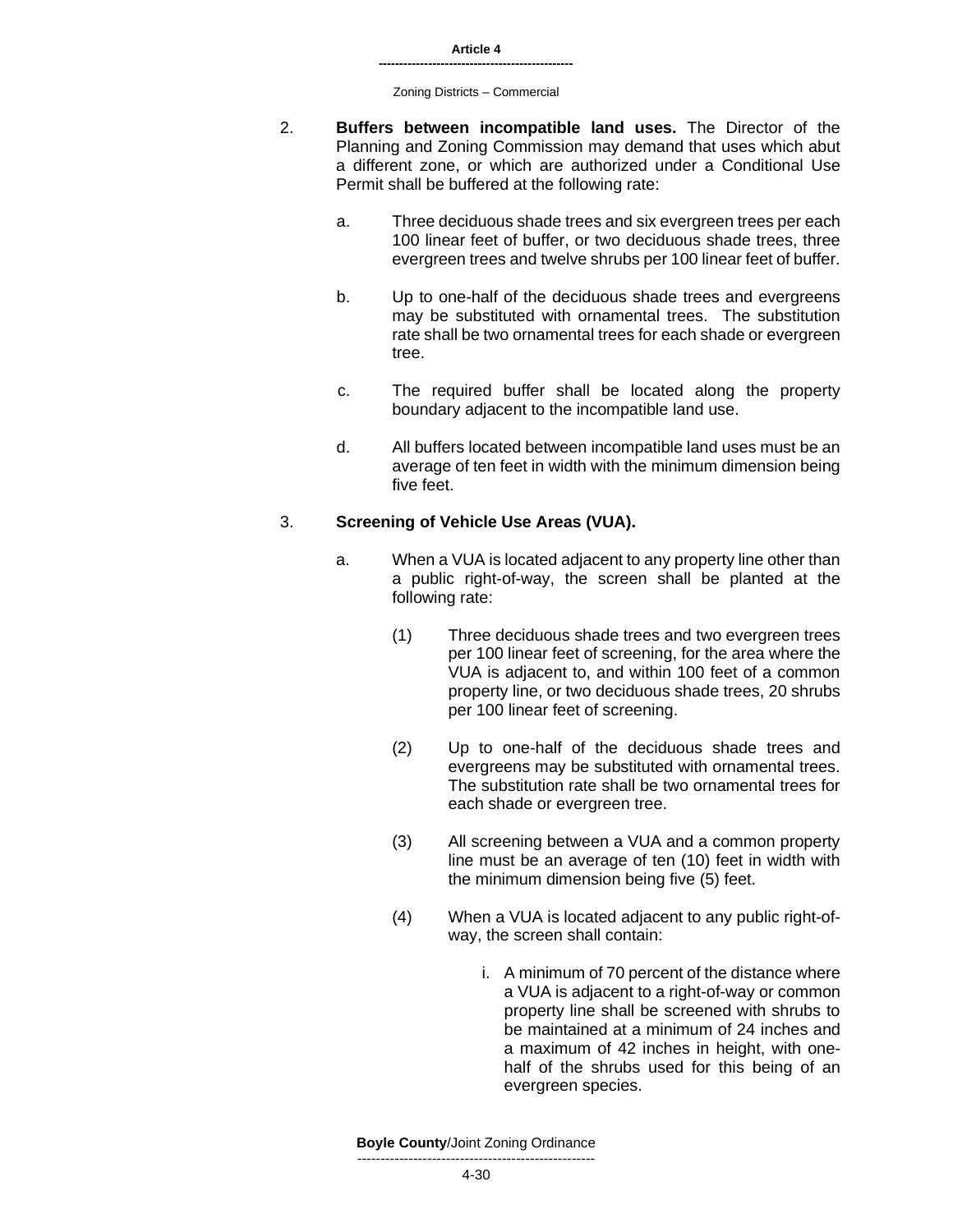2. **Buffers between incompatible land uses.** The Director of the Planning and Zoning Commission may demand that uses which abut a different zone, or which are authorized under a Conditional Use Permit shall be buffered at the following rate:

   a. Three deciduous shade trees and six evergreen trees per each 100 linear feet of buffer, or two deciduous shade trees, three evergreen trees and twelve shrubs per 100 linear feet of buffer.

   b. Up to one-half of the deciduous shade trees and evergreens may be substituted with ornamental trees. The substitution rate shall be two ornamental trees for each shade or evergreen tree.

   c. The required buffer shall be located along the property boundary adjacent to the incompatible land use.

   d. All buffers located between incompatible land uses must be an average of ten feet in width with the minimum dimension being five feet.

3. **Screening of Vehicle Use Areas (VUA).**

   a. When a VUA is located adjacent to any property line other than a public right-of-way, the screen shall be planted at the following rate:

      (1) Three deciduous shade trees and two evergreen trees per 100 linear feet of screening, for the area where the VUA is adjacent to, and within 100 feet of a common property line, or two deciduous shade trees, 20 shrubs per 100 linear feet of screening.

      (2) Up to one-half of the deciduous shade trees and evergreens may be substituted with ornamental trees. The substitution rate shall be two ornamental trees for each shade or evergreen tree.

      (3) All screening between a VUA and a common property line must be an average of ten (10) feet in width with the minimum dimension being five (5) feet.

      (4) When a VUA is located adjacent to any public right-of-way, the screen shall contain:

         i. A minimum of 70 percent of the distance where a VUA is adjacent to a right-of-way or common property line shall be screened with shrubs to be maintained at a minimum of 24 inches and a maximum of 42 inches in height, with one-half of the shrubs used for this being of an evergreen species.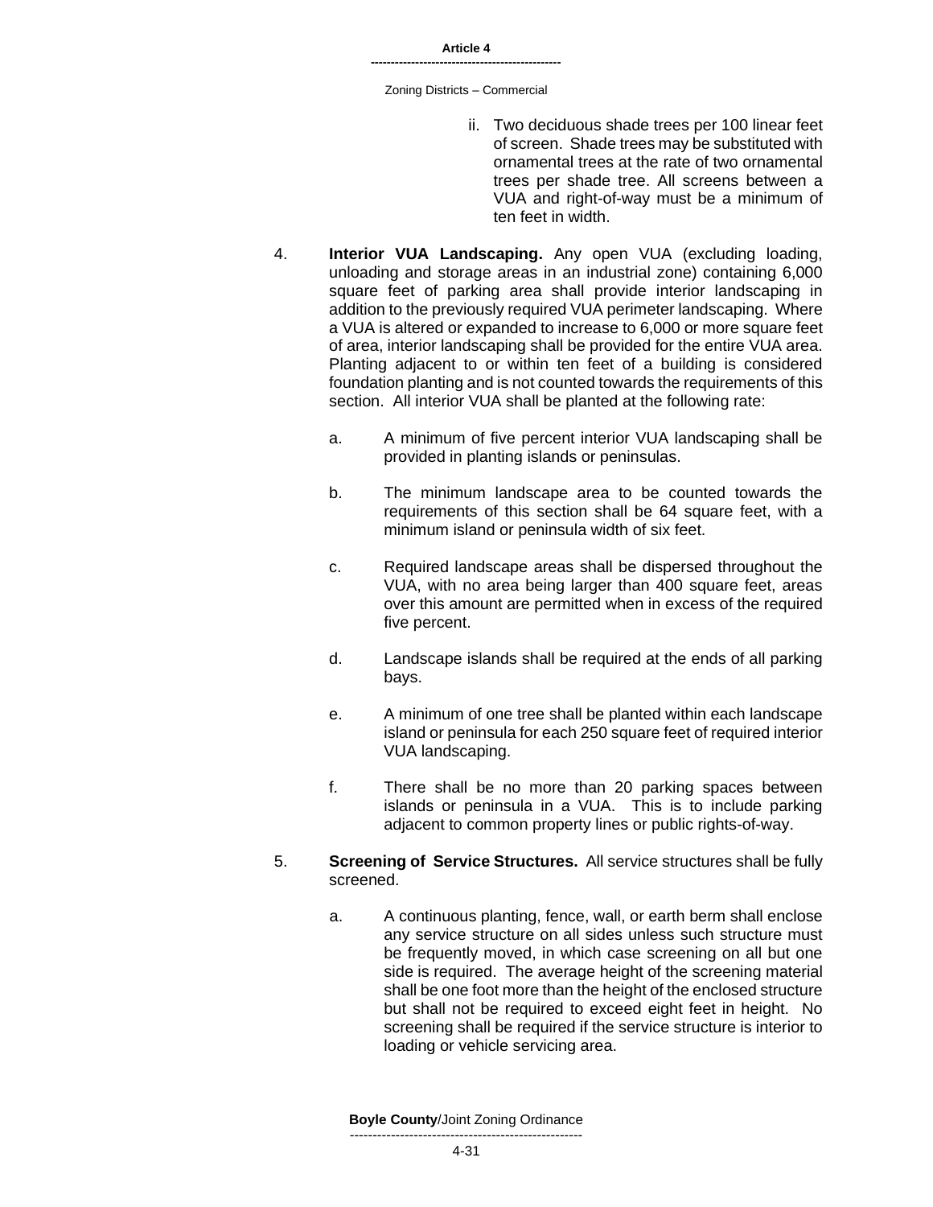ii. Two deciduous shade trees per 100 linear feet of screen. Shade trees may be substituted with ornamental trees at the rate of two ornamental trees per shade tree. All screens between a VUA and right-of-way must be a minimum of ten feet in width.

4. **Interior VUA Landscaping.** Any open VUA (excluding loading, unloading and storage areas in an industrial zone) containing 6,000 square feet of parking area shall provide interior landscaping in addition to the previously required VUA perimeter landscaping. Where a VUA is altered or expanded to increase to 6,000 or more square feet of area, interior landscaping shall be provided for the entire VUA area. Planting adjacent to or within ten feet of a building is considered foundation planting and is not counted towards the requirements of this section. All interior VUA shall be planted at the following rate:

   a. A minimum of five percent interior VUA landscaping shall be provided in planting islands or peninsulas.

   b. The minimum landscape area to be counted towards the requirements of this section shall be 64 square feet, with a minimum island or peninsula width of six feet.

   c. Required landscape areas shall be dispersed throughout the VUA, with no area being larger than 400 square feet, areas over this amount are permitted when in excess of the required five percent.

   d. Landscape islands shall be required at the ends of all parking bays.

   e. A minimum of one tree shall be planted within each landscape island or peninsula for each 250 square feet of required interior VUA landscaping.

   f. There shall be no more than 20 parking spaces between islands or peninsula in a VUA. This is to include parking adjacent to common property lines or public rights-of-way.

5. **Screening of Service Structures.** All service structures shall be fully screened.

   a. A continuous planting, fence, wall, or earth berm shall enclose any service structure on all sides unless such structure must be frequently moved, in which case screening on all but one side is required. The average height of the screening material shall be one foot more than the height of the enclosed structure but shall not be required to exceed eight feet in height. No screening shall be required if the service structure is interior to loading or vehicle servicing area.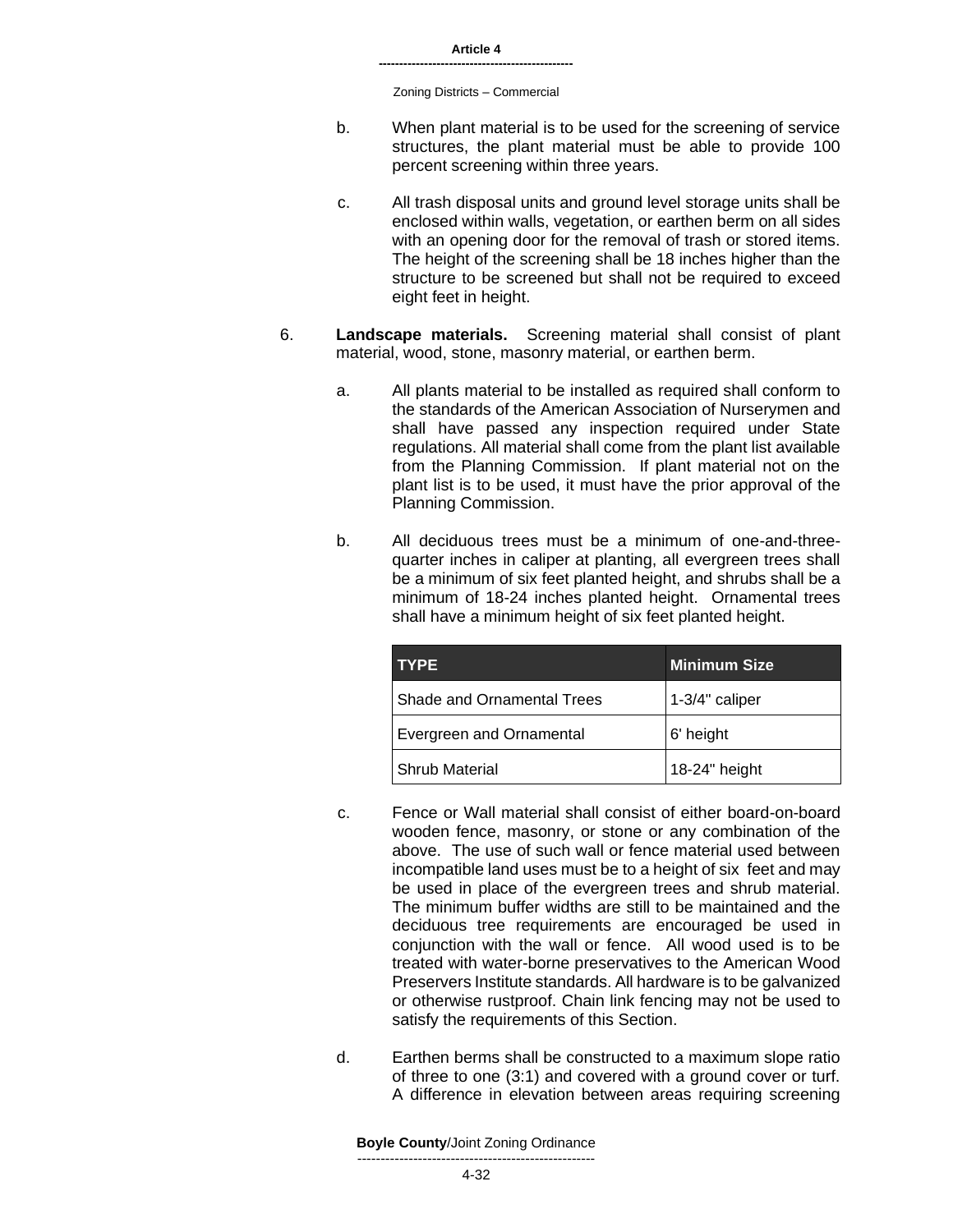b. When plant material is to be used for the screening of service structures, the plant material must be able to provide 100 percent screening within three years.

c. All trash disposal units and ground level storage units shall be enclosed within walls, vegetation, or earthen berm on all sides with an opening door for the removal of trash or stored items. The height of the screening shall be 18 inches higher than the structure to be screened but shall not be required to exceed eight feet in height.

6. **Landscape materials.** Screening material shall consist of plant material, wood, stone, masonry material, or earthen berm.

a. All plants material to be installed as required shall conform to the standards of the American Association of Nurserymen and shall have passed any inspection required under State regulations. All material shall come from the plant list available from the Planning Commission. If plant material not on the plant list is to be used, it must have the prior approval of the Planning Commission.

b. All deciduous trees must be a minimum of one-and-three-quarter inches in caliper at planting, all evergreen trees shall be a minimum of six feet planted height, and shrubs shall be a minimum of 18-24 inches planted height. Ornamental trees shall have a minimum height of six feet planted height.

| TYPE | Minimum Size |
|---|---|
| Shade and Ornamental Trees | 1-3/4" caliper |
| Evergreen and Ornamental | 6' height |
| Shrub Material | 18-24" height |

c. Fence or Wall material shall consist of either board-on-board wooden fence, masonry, or stone or any combination of the above. The use of such wall or fence material used between incompatible land uses must be to a height of six feet and may be used in place of the evergreen trees and shrub material. The minimum buffer widths are still to be maintained and the deciduous tree requirements are encouraged be used in conjunction with the wall or fence. All wood used is to be treated with water-borne preservatives to the American Wood Preservers Institute standards. All hardware is to be galvanized or otherwise rustproof. Chain link fencing may not be used to satisfy the requirements of this Section.

d. Earthen berms shall be constructed to a maximum slope ratio of three to one (3:1) and covered with a ground cover or turf. A difference in elevation between areas requiring screening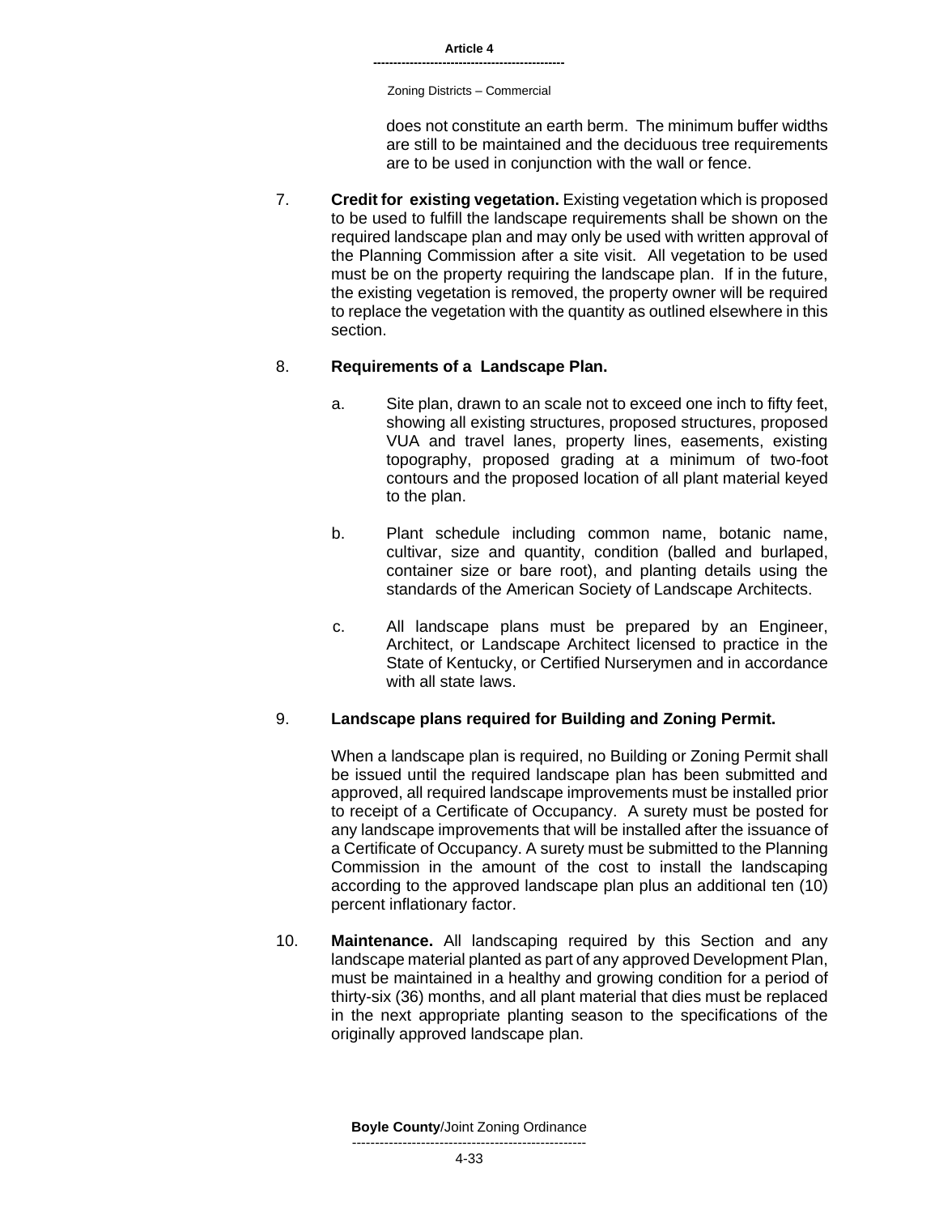does not constitute an earth berm. The minimum buffer widths are still to be maintained and the deciduous tree requirements are to be used in conjunction with the wall or fence.

7. **Credit for existing vegetation.** Existing vegetation which is proposed to be used to fulfill the landscape requirements shall be shown on the required landscape plan and may only be used with written approval of the Planning Commission after a site visit. All vegetation to be used must be on the property requiring the landscape plan. If in the future, the existing vegetation is removed, the property owner will be required to replace the vegetation with the quantity as outlined elsewhere in this section.

8. **Requirements of a Landscape Plan.**

   a. Site plan, drawn to an scale not to exceed one inch to fifty feet, showing all existing structures, proposed structures, proposed VUA and travel lanes, property lines, easements, existing topography, proposed grading at a minimum of two-foot contours and the proposed location of all plant material keyed to the plan.

   b. Plant schedule including common name, botanic name, cultivar, size and quantity, condition (balled and burlaped, container size or bare root), and planting details using the standards of the American Society of Landscape Architects.

   c. All landscape plans must be prepared by an Engineer, Architect, or Landscape Architect licensed to practice in the State of Kentucky, or Certified Nurserymen and in accordance with all state laws.

9. **Landscape plans required for Building and Zoning Permit.**

   When a landscape plan is required, no Building or Zoning Permit shall be issued until the required landscape plan has been submitted and approved, all required landscape improvements must be installed prior to receipt of a Certificate of Occupancy. A surety must be posted for any landscape improvements that will be installed after the issuance of a Certificate of Occupancy. A surety must be submitted to the Planning Commission in the amount of the cost to install the landscaping according to the approved landscape plan plus an additional ten (10) percent inflationary factor.

10. **Maintenance.** All landscaping required by this Section and any landscape material planted as part of any approved Development Plan, must be maintained in a healthy and growing condition for a period of thirty-six (36) months, and all plant material that dies must be replaced in the next appropriate planting season to the specifications of the originally approved landscape plan.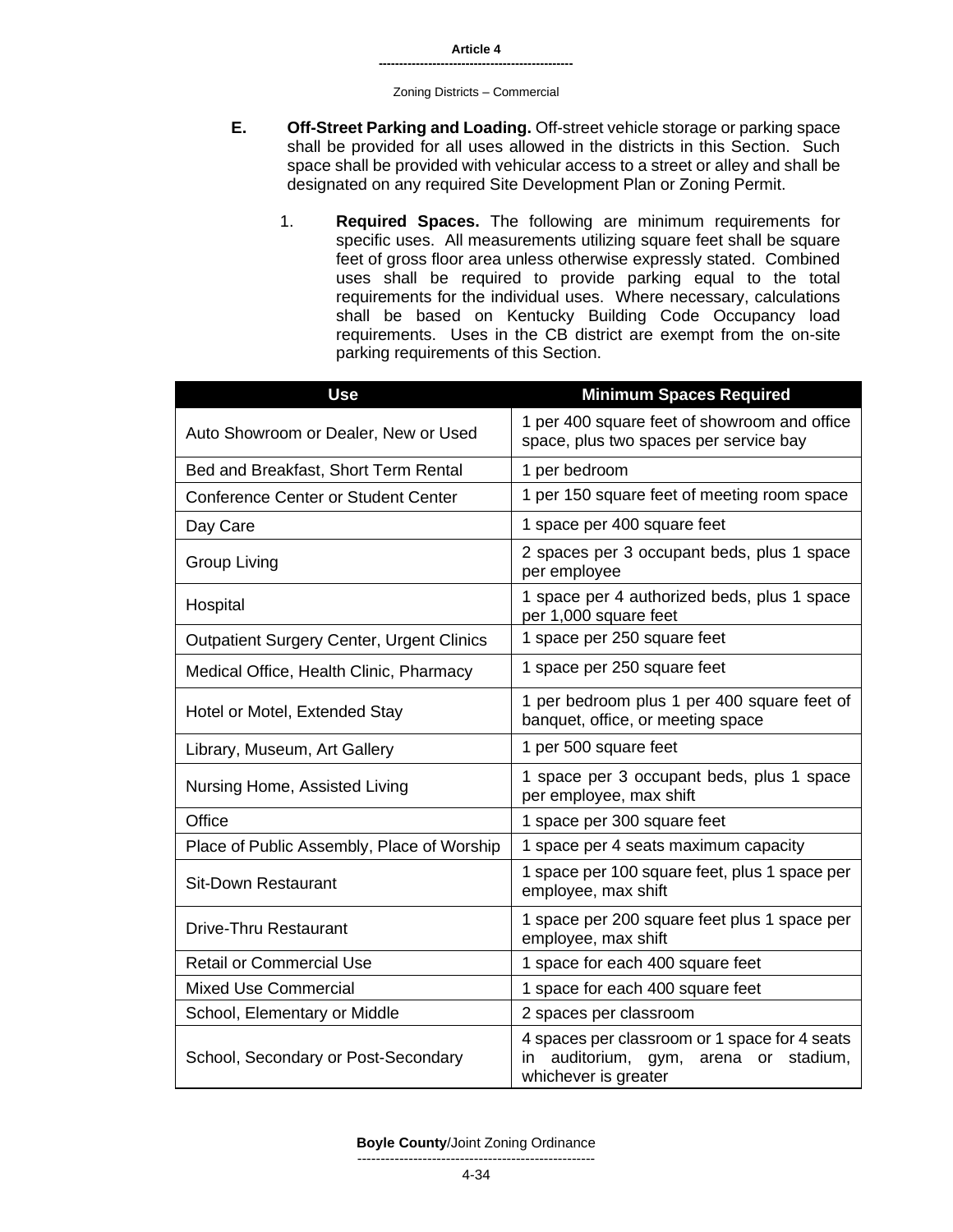**E. Off-Street Parking and Loading.** Off-street vehicle storage or parking space shall be provided for all uses allowed in the districts in this Section. Such space shall be provided with vehicular access to a street or alley and shall be designated on any required Site Development Plan or Zoning Permit.

1. **Required Spaces.** The following are minimum requirements for specific uses. All measurements utilizing square feet shall be square feet of gross floor area unless otherwise expressly stated. Combined uses shall be required to provide parking equal to the total requirements for the individual uses. Where necessary, calculations shall be based on Kentucky Building Code Occupancy load requirements. Uses in the CB district are exempt from the on-site parking requirements of this Section.

| Use | Minimum Spaces Required |
|---|---|
| Auto Showroom or Dealer, New or Used | 1 per 400 square feet of showroom and office space, plus two spaces per service bay |
| Bed and Breakfast, Short Term Rental | 1 per bedroom |
| Conference Center or Student Center | 1 per 150 square feet of meeting room space |
| Day Care | 1 space per 400 square feet |
| Group Living | 2 spaces per 3 occupant beds, plus 1 space per employee |
| Hospital | 1 space per 4 authorized beds, plus 1 space per 1,000 square feet |
| Outpatient Surgery Center, Urgent Clinics | 1 space per 250 square feet |
| Medical Office, Health Clinic, Pharmacy | 1 space per 250 square feet |
| Hotel or Motel, Extended Stay | 1 per bedroom plus 1 per 400 square feet of banquet, office, or meeting space |
| Library, Museum, Art Gallery | 1 per 500 square feet |
| Nursing Home, Assisted Living | 1 space per 3 occupant beds, plus 1 space per employee, max shift |
| Office | 1 space per 300 square feet |
| Place of Public Assembly, Place of Worship | 1 space per 4 seats maximum capacity |
| Sit-Down Restaurant | 1 space per 100 square feet, plus 1 space per employee, max shift |
| Drive-Thru Restaurant | 1 space per 200 square feet plus 1 space per employee, max shift |
| Retail or Commercial Use | 1 space for each 400 square feet |
| Mixed Use Commercial | 1 space for each 400 square feet |
| School, Elementary or Middle | 2 spaces per classroom |
| School, Secondary or Post-Secondary | 4 spaces per classroom or 1 space for 4 seats in auditorium, gym, arena or stadium, whichever is greater |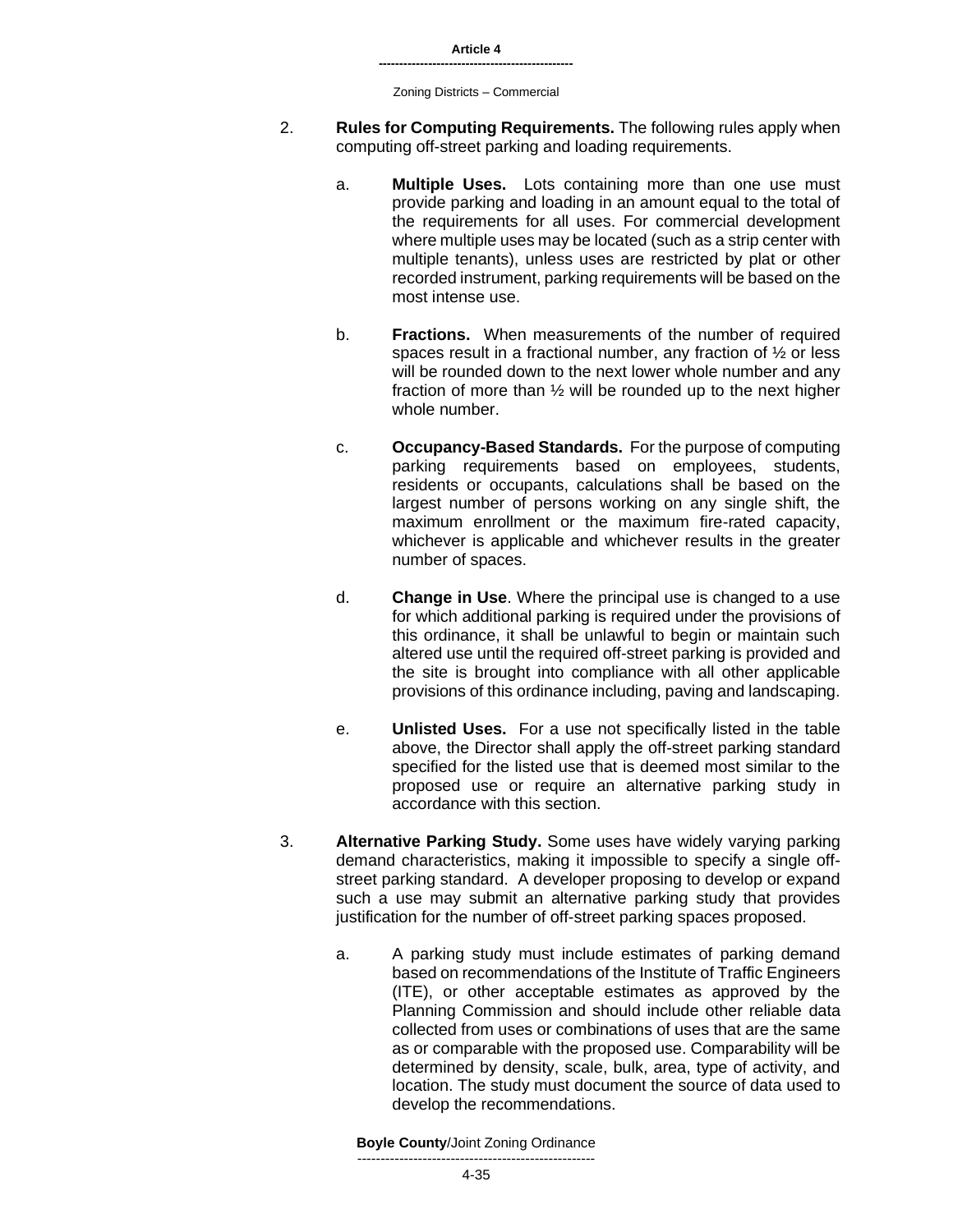2. **Rules for Computing Requirements.** The following rules apply when computing off-street parking and loading requirements.

   a. **Multiple Uses.** Lots containing more than one use must provide parking and loading in an amount equal to the total of the requirements for all uses. For commercial development where multiple uses may be located (such as a strip center with multiple tenants), unless uses are restricted by plat or other recorded instrument, parking requirements will be based on the most intense use.

   b. **Fractions.** When measurements of the number of required spaces result in a fractional number, any fraction of ½ or less will be rounded down to the next lower whole number and any fraction of more than ½ will be rounded up to the next higher whole number.

   c. **Occupancy-Based Standards.** For the purpose of computing parking requirements based on employees, students, residents or occupants, calculations shall be based on the largest number of persons working on any single shift, the maximum enrollment or the maximum fire-rated capacity, whichever is applicable and whichever results in the greater number of spaces.

   d. **Change in Use**. Where the principal use is changed to a use for which additional parking is required under the provisions of this ordinance, it shall be unlawful to begin or maintain such altered use until the required off-street parking is provided and the site is brought into compliance with all other applicable provisions of this ordinance including, paving and landscaping.

   e. **Unlisted Uses.** For a use not specifically listed in the table above, the Director shall apply the off-street parking standard specified for the listed use that is deemed most similar to the proposed use or require an alternative parking study in accordance with this section.

3. **Alternative Parking Study.** Some uses have widely varying parking demand characteristics, making it impossible to specify a single off-street parking standard. A developer proposing to develop or expand such a use may submit an alternative parking study that provides justification for the number of off-street parking spaces proposed.

   a. A parking study must include estimates of parking demand based on recommendations of the Institute of Traffic Engineers (ITE), or other acceptable estimates as approved by the Planning Commission and should include other reliable data collected from uses or combinations of uses that are the same as or comparable with the proposed use. Comparability will be determined by density, scale, bulk, area, type of activity, and location. The study must document the source of data used to develop the recommendations.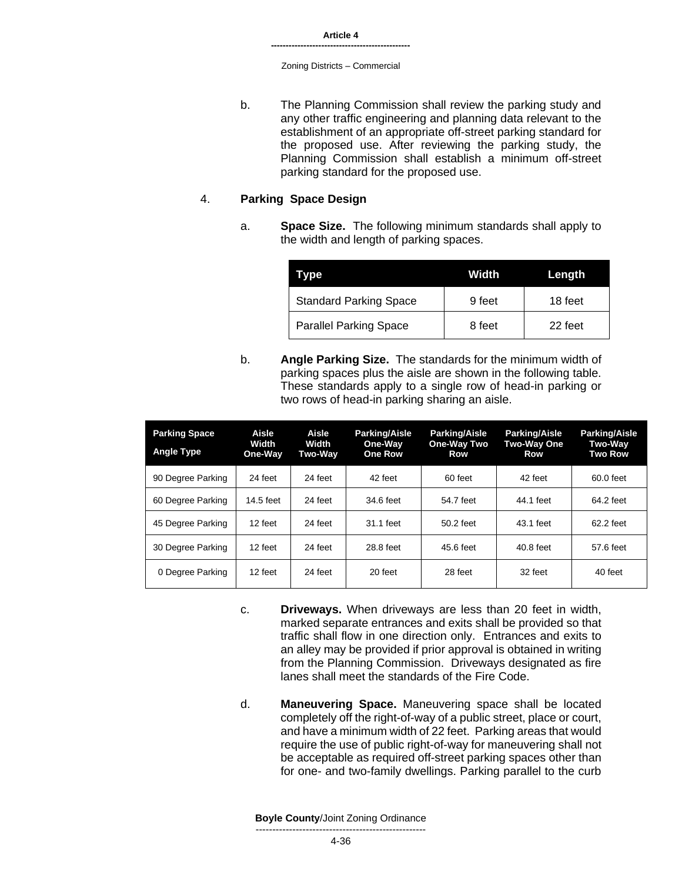b. The Planning Commission shall review the parking study and any other traffic engineering and planning data relevant to the establishment of an appropriate off-street parking standard for the proposed use. After reviewing the parking study, the Planning Commission shall establish a minimum off-street parking standard for the proposed use.

4. **Parking Space Design**

a. **Space Size.** The following minimum standards shall apply to the width and length of parking spaces.

| Type | Width | Length |
|---|---|---|
| Standard Parking Space | 9 feet | 18 feet |
| Parallel Parking Space | 8 feet | 22 feet |

b. **Angle Parking Size.** The standards for the minimum width of parking spaces plus the aisle are shown in the following table. These standards apply to a single row of head-in parking or two rows of head-in parking sharing an aisle.

| Parking Space Angle Type | Aisle Width One-Way | Aisle Width Two-Way | Parking/Aisle One-Way One Row | Parking/Aisle One-Way Two Row | Parking/Aisle Two-Way One Row | Parking/Aisle Two-Way Two Row |
|---|---|---|---|---|---|---|
| 90 Degree Parking | 24 feet | 24 feet | 42 feet | 60 feet | 42 feet | 60.0 feet |
| 60 Degree Parking | 14.5 feet | 24 feet | 34.6 feet | 54.7 feet | 44.1 feet | 64.2 feet |
| 45 Degree Parking | 12 feet | 24 feet | 31.1 feet | 50.2 feet | 43.1 feet | 62.2 feet |
| 30 Degree Parking | 12 feet | 24 feet | 28.8 feet | 45.6 feet | 40.8 feet | 57.6 feet |
| 0 Degree Parking | 12 feet | 24 feet | 20 feet | 28 feet | 32 feet | 40 feet |

c. **Driveways.** When driveways are less than 20 feet in width, marked separate entrances and exits shall be provided so that traffic shall flow in one direction only. Entrances and exits to an alley may be provided if prior approval is obtained in writing from the Planning Commission. Driveways designated as fire lanes shall meet the standards of the Fire Code.

d. **Maneuvering Space.** Maneuvering space shall be located completely off the right-of-way of a public street, place or court, and have a minimum width of 22 feet. Parking areas that would require the use of public right-of-way for maneuvering shall not be acceptable as required off-street parking spaces other than for one- and two-family dwellings. Parking parallel to the curb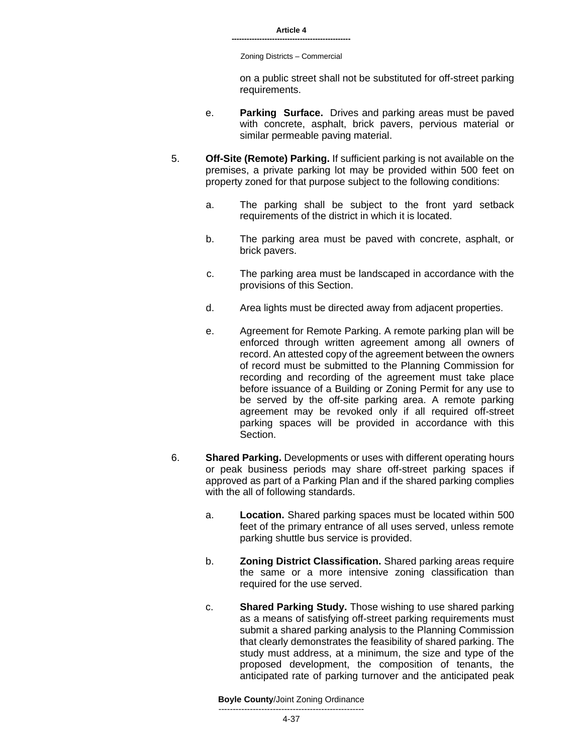on a public street shall not be substituted for off-street parking requirements.

e. **Parking Surface.** Drives and parking areas must be paved with concrete, asphalt, brick pavers, pervious material or similar permeable paving material.

5. **Off-Site (Remote) Parking.** If sufficient parking is not available on the premises, a private parking lot may be provided within 500 feet on property zoned for that purpose subject to the following conditions:

   a. The parking shall be subject to the front yard setback requirements of the district in which it is located.

   b. The parking area must be paved with concrete, asphalt, or brick pavers.

   c. The parking area must be landscaped in accordance with the provisions of this Section.

   d. Area lights must be directed away from adjacent properties.

   e. Agreement for Remote Parking. A remote parking plan will be enforced through written agreement among all owners of record. An attested copy of the agreement between the owners of record must be submitted to the Planning Commission for recording and recording of the agreement must take place before issuance of a Building or Zoning Permit for any use to be served by the off-site parking area. A remote parking agreement may be revoked only if all required off-street parking spaces will be provided in accordance with this Section.

6. **Shared Parking.** Developments or uses with different operating hours or peak business periods may share off-street parking spaces if approved as part of a Parking Plan and if the shared parking complies with the all of following standards.

   a. **Location.** Shared parking spaces must be located within 500 feet of the primary entrance of all uses served, unless remote parking shuttle bus service is provided.

   b. **Zoning District Classification.** Shared parking areas require the same or a more intensive zoning classification than required for the use served.

   c. **Shared Parking Study.** Those wishing to use shared parking as a means of satisfying off-street parking requirements must submit a shared parking analysis to the Planning Commission that clearly demonstrates the feasibility of shared parking. The study must address, at a minimum, the size and type of the proposed development, the composition of tenants, the anticipated rate of parking turnover and the anticipated peak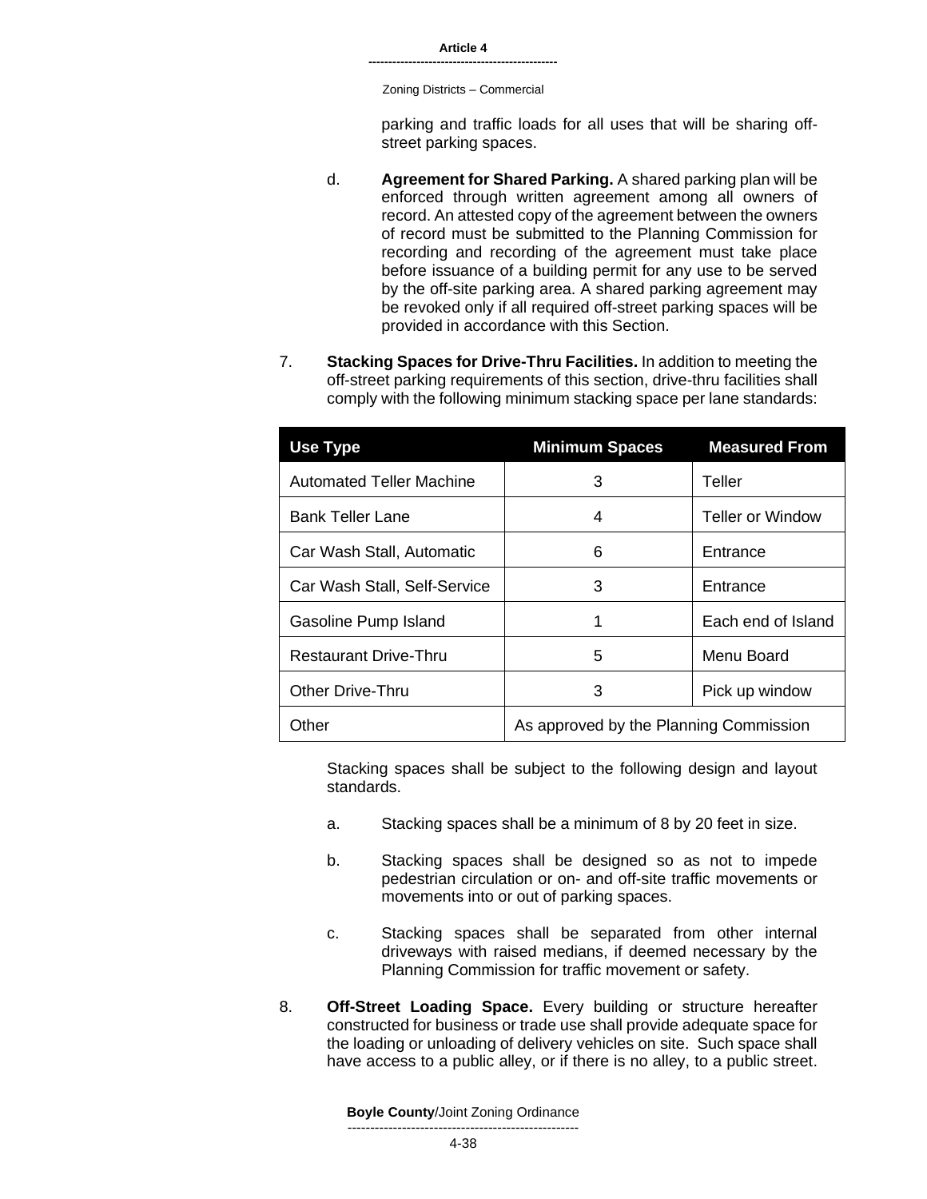parking and traffic loads for all uses that will be sharing off-street parking spaces.

d. **Agreement for Shared Parking.** A shared parking plan will be enforced through written agreement among all owners of record. An attested copy of the agreement between the owners of record must be submitted to the Planning Commission for recording and recording of the agreement must take place before issuance of a building permit for any use to be served by the off-site parking area. A shared parking agreement may be revoked only if all required off-street parking spaces will be provided in accordance with this Section.

7. **Stacking Spaces for Drive-Thru Facilities.** In addition to meeting the off-street parking requirements of this section, drive-thru facilities shall comply with the following minimum stacking space per lane standards:

| Use Type | Minimum Spaces | Measured From |
|---|---|---|
| Automated Teller Machine | 3 | Teller |
| Bank Teller Lane | 4 | Teller or Window |
| Car Wash Stall, Automatic | 6 | Entrance |
| Car Wash Stall, Self-Service | 3 | Entrance |
| Gasoline Pump Island | 1 | Each end of Island |
| Restaurant Drive-Thru | 5 | Menu Board |
| Other Drive-Thru | 3 | Pick up window |
| Other | As approved by the Planning Commission | |

Stacking spaces shall be subject to the following design and layout standards.

a. Stacking spaces shall be a minimum of 8 by 20 feet in size.

b. Stacking spaces shall be designed so as not to impede pedestrian circulation or on- and off-site traffic movements or movements into or out of parking spaces.

c. Stacking spaces shall be separated from other internal driveways with raised medians, if deemed necessary by the Planning Commission for traffic movement or safety.

8. **Off-Street Loading Space.** Every building or structure hereafter constructed for business or trade use shall provide adequate space for the loading or unloading of delivery vehicles on site. Such space shall have access to a public alley, or if there is no alley, to a public street.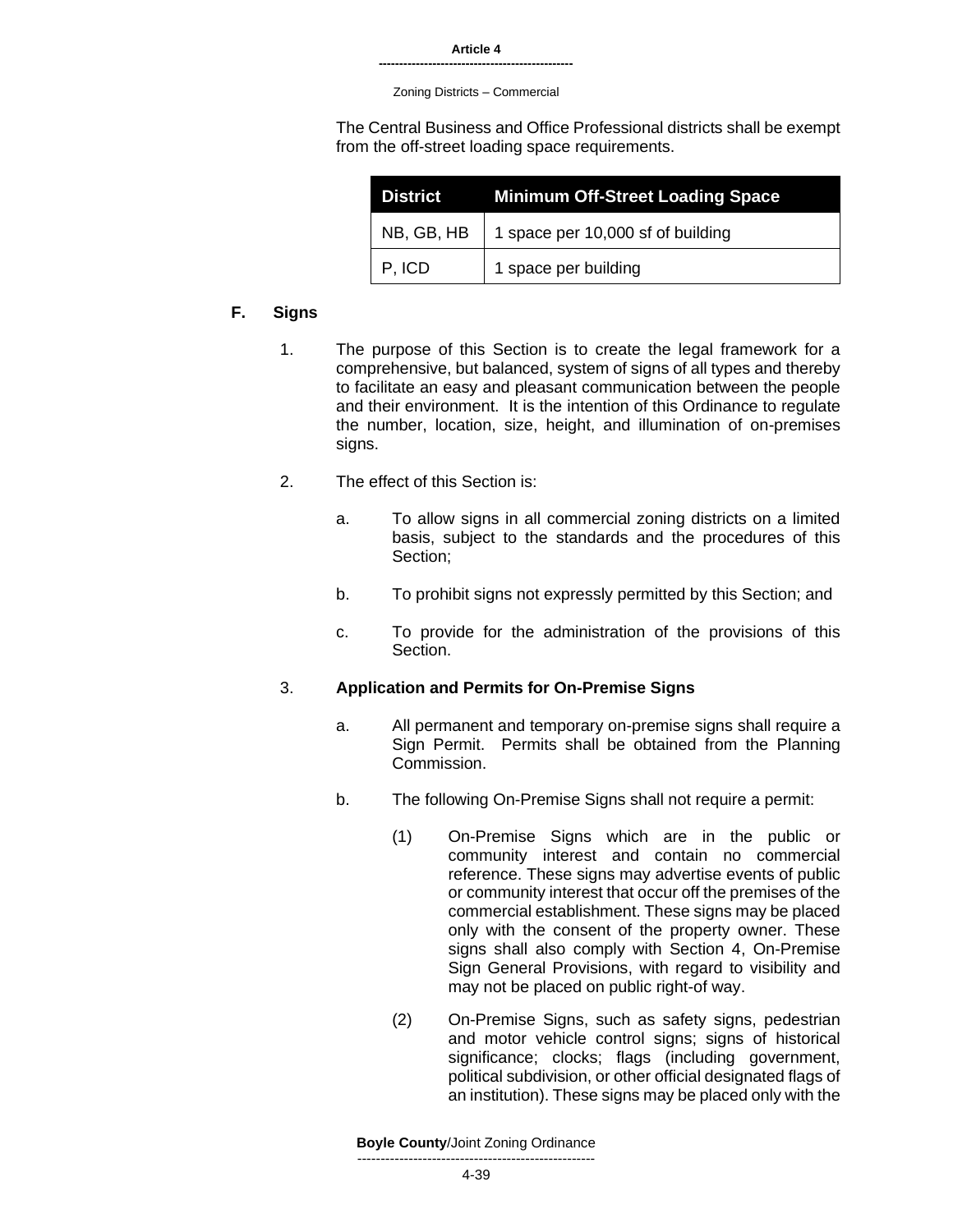The Central Business and Office Professional districts shall be exempt from the off-street loading space requirements.

| District | Minimum Off-Street Loading Space |
|---|---|
| NB, GB, HB | 1 space per 10,000 sf of building |
| P, ICD | 1 space per building |

## F. Signs

1. The purpose of this Section is to create the legal framework for a comprehensive, but balanced, system of signs of all types and thereby to facilitate an easy and pleasant communication between the people and their environment. It is the intention of this Ordinance to regulate the number, location, size, height, and illumination of on-premises signs.

2. The effect of this Section is:

   a. To allow signs in all commercial zoning districts on a limited basis, subject to the standards and the procedures of this Section;

   b. To prohibit signs not expressly permitted by this Section; and

   c. To provide for the administration of the provisions of this Section.

3. **Application and Permits for On-Premise Signs**

   a. All permanent and temporary on-premise signs shall require a Sign Permit. Permits shall be obtained from the Planning Commission.

   b. The following On-Premise Signs shall not require a permit:

      (1) On-Premise Signs which are in the public or community interest and contain no commercial reference. These signs may advertise events of public or community interest that occur off the premises of the commercial establishment. These signs may be placed only with the consent of the property owner. These signs shall also comply with Section 4, On-Premise Sign General Provisions, with regard to visibility and may not be placed on public right-of way.

      (2) On-Premise Signs, such as safety signs, pedestrian and motor vehicle control signs; signs of historical significance; clocks; flags (including government, political subdivision, or other official designated flags of an institution). These signs may be placed only with the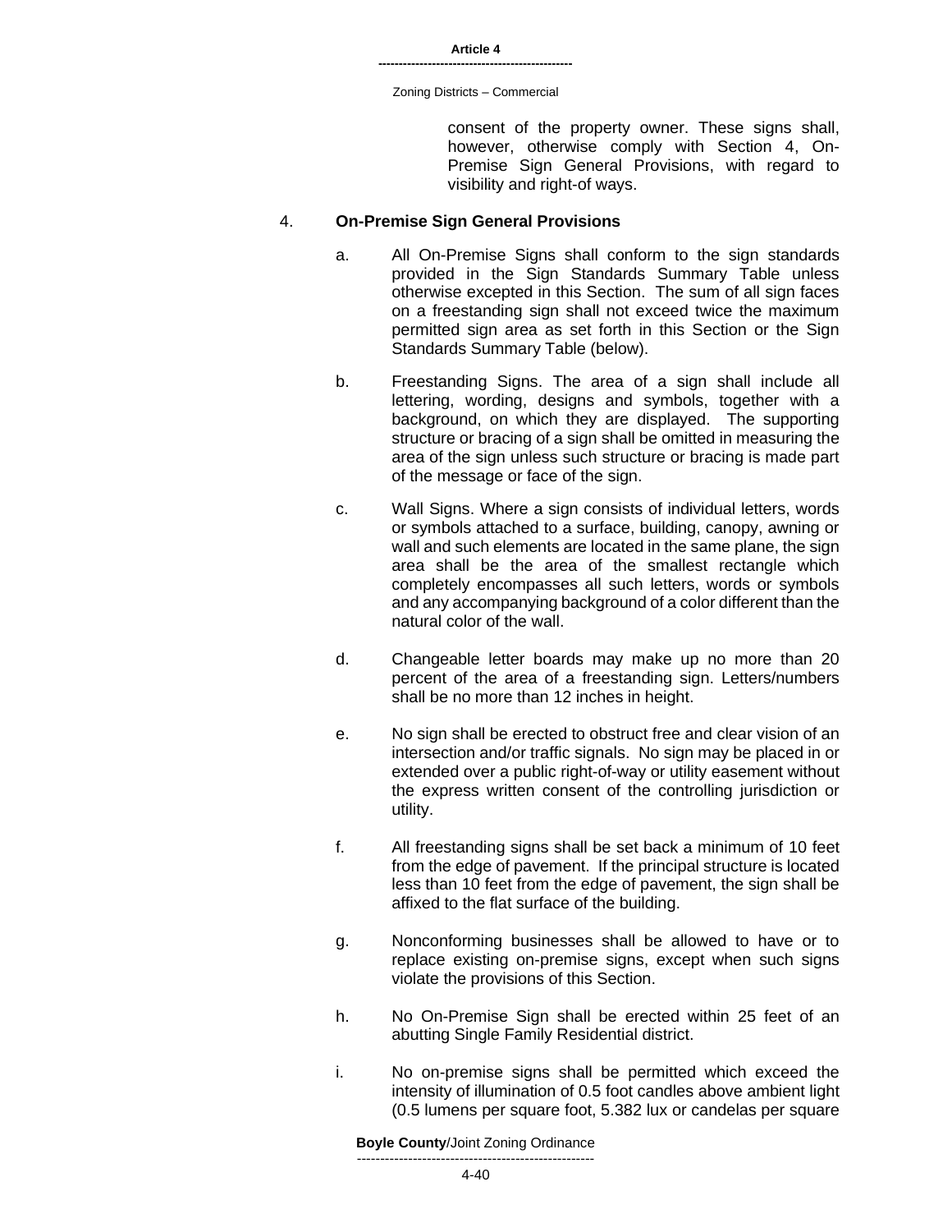consent of the property owner. These signs shall, however, otherwise comply with Section 4, On-Premise Sign General Provisions, with regard to visibility and right-of ways.

4. **On-Premise Sign General Provisions**

a. All On-Premise Signs shall conform to the sign standards provided in the Sign Standards Summary Table unless otherwise excepted in this Section. The sum of all sign faces on a freestanding sign shall not exceed twice the maximum permitted sign area as set forth in this Section or the Sign Standards Summary Table (below).

b. Freestanding Signs. The area of a sign shall include all lettering, wording, designs and symbols, together with a background, on which they are displayed. The supporting structure or bracing of a sign shall be omitted in measuring the area of the sign unless such structure or bracing is made part of the message or face of the sign.

c. Wall Signs. Where a sign consists of individual letters, words or symbols attached to a surface, building, canopy, awning or wall and such elements are located in the same plane, the sign area shall be the area of the smallest rectangle which completely encompasses all such letters, words or symbols and any accompanying background of a color different than the natural color of the wall.

d. Changeable letter boards may make up no more than 20 percent of the area of a freestanding sign. Letters/numbers shall be no more than 12 inches in height.

e. No sign shall be erected to obstruct free and clear vision of an intersection and/or traffic signals. No sign may be placed in or extended over a public right-of-way or utility easement without the express written consent of the controlling jurisdiction or utility.

f. All freestanding signs shall be set back a minimum of 10 feet from the edge of pavement. If the principal structure is located less than 10 feet from the edge of pavement, the sign shall be affixed to the flat surface of the building.

g. Nonconforming businesses shall be allowed to have or to replace existing on-premise signs, except when such signs violate the provisions of this Section.

h. No On-Premise Sign shall be erected within 25 feet of an abutting Single Family Residential district.

i. No on-premise signs shall be permitted which exceed the intensity of illumination of 0.5 foot candles above ambient light (0.5 lumens per square foot, 5.382 lux or candelas per square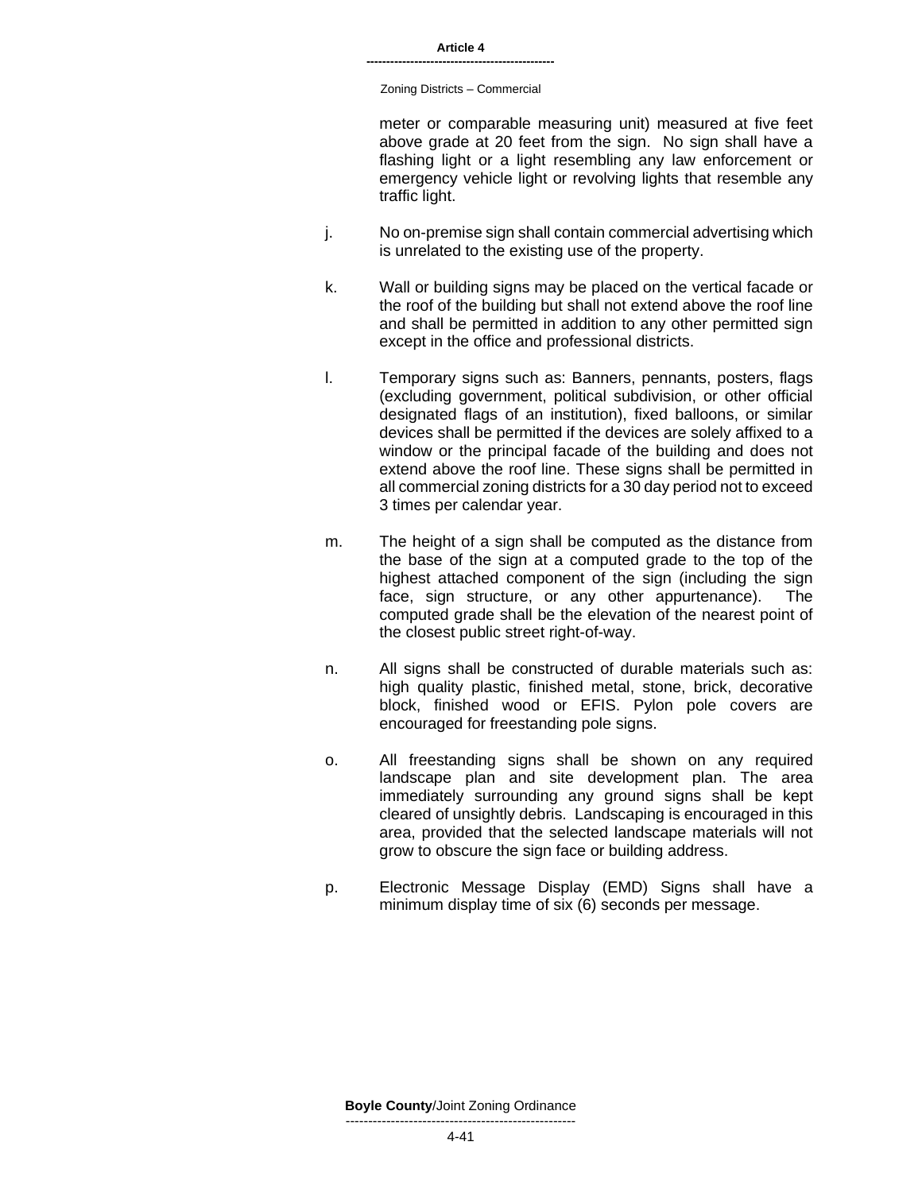meter or comparable measuring unit) measured at five feet above grade at 20 feet from the sign. No sign shall have a flashing light or a light resembling any law enforcement or emergency vehicle light or revolving lights that resemble any traffic light.

j. No on-premise sign shall contain commercial advertising which is unrelated to the existing use of the property.

k. Wall or building signs may be placed on the vertical facade or the roof of the building but shall not extend above the roof line and shall be permitted in addition to any other permitted sign except in the office and professional districts.

l. Temporary signs such as: Banners, pennants, posters, flags (excluding government, political subdivision, or other official designated flags of an institution), fixed balloons, or similar devices shall be permitted if the devices are solely affixed to a window or the principal facade of the building and does not extend above the roof line. These signs shall be permitted in all commercial zoning districts for a 30 day period not to exceed 3 times per calendar year.

m. The height of a sign shall be computed as the distance from the base of the sign at a computed grade to the top of the highest attached component of the sign (including the sign face, sign structure, or any other appurtenance). The computed grade shall be the elevation of the nearest point of the closest public street right-of-way.

n. All signs shall be constructed of durable materials such as: high quality plastic, finished metal, stone, brick, decorative block, finished wood or EFIS. Pylon pole covers are encouraged for freestanding pole signs.

o. All freestanding signs shall be shown on any required landscape plan and site development plan. The area immediately surrounding any ground signs shall be kept cleared of unsightly debris. Landscaping is encouraged in this area, provided that the selected landscape materials will not grow to obscure the sign face or building address.

p. Electronic Message Display (EMD) Signs shall have a minimum display time of six (6) seconds per message.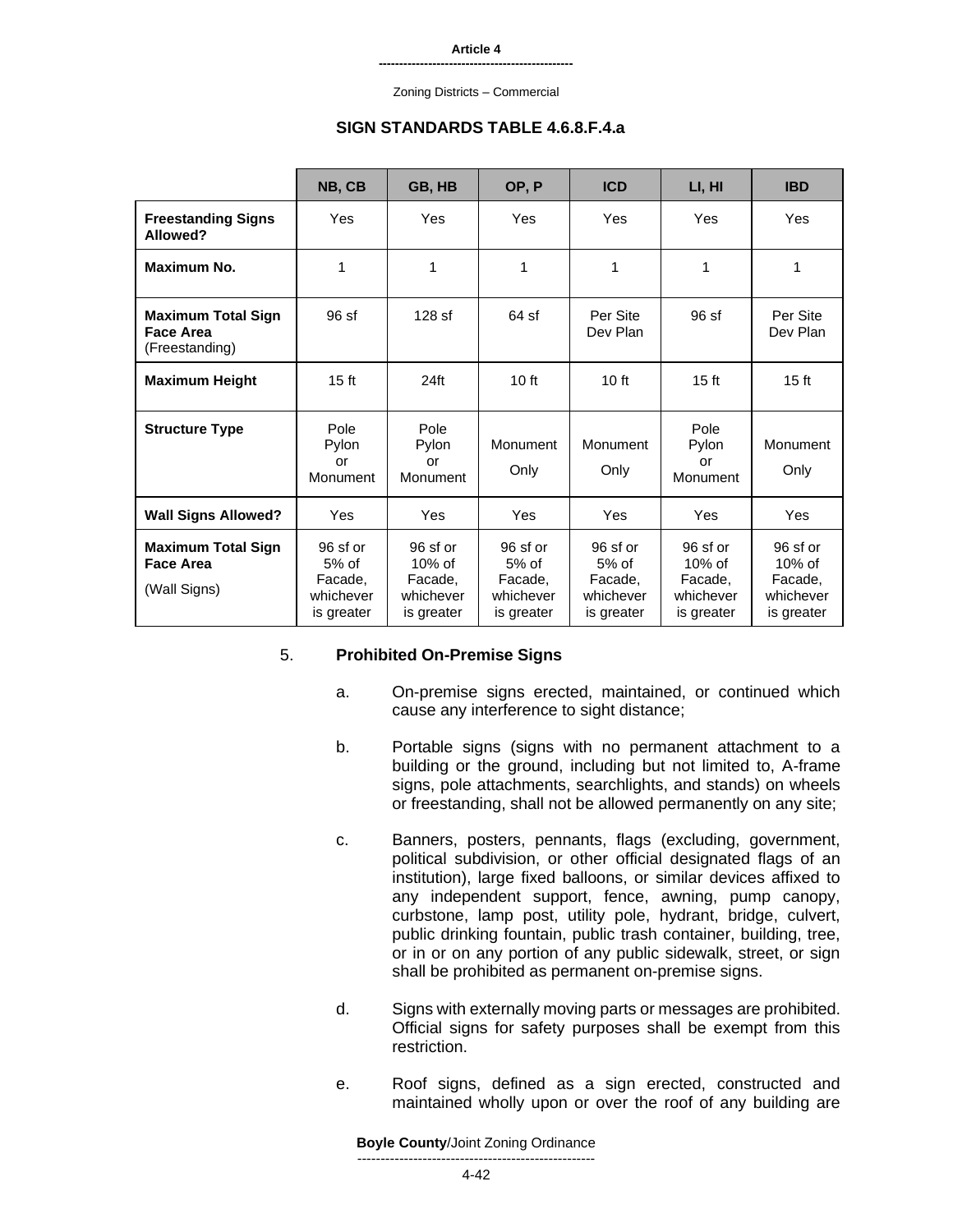### SIGN STANDARDS TABLE 4.6.8.F.4.a

| | NB, CB | GB, HB | OP, P | ICD | LI, HI | IBD |
|---|---|---|---|---|---|---|
| **Freestanding Signs Allowed?** | Yes | Yes | Yes | Yes | Yes | Yes |
| **Maximum No.** | 1 | 1 | 1 | 1 | 1 | 1 |
| **Maximum Total Sign Face Area** (Freestanding) | 96 sf | 128 sf | 64 sf | Per Site Dev Plan | 96 sf | Per Site Dev Plan |
| **Maximum Height** | 15 ft | 24ft | 10 ft | 10 ft | 15 ft | 15 ft |
| **Structure Type** | Pole Pylon or Monument | Pole Pylon or Monument | Monument Only | Monument Only | Pole Pylon or Monument | Monument Only |
| **Wall Signs Allowed?** | Yes | Yes | Yes | Yes | Yes | Yes |
| **Maximum Total Sign Face Area** (Wall Signs) | 96 sf or 5% of Facade, whichever is greater | 96 sf or 10% of Facade, whichever is greater | 96 sf or 5% of Facade, whichever is greater | 96 sf or 5% of Facade, whichever is greater | 96 sf or 10% of Facade, whichever is greater | 96 sf or 10% of Facade, whichever is greater |

5. **Prohibited On-Premise Signs**

   a. On-premise signs erected, maintained, or continued which cause any interference to sight distance;

   b. Portable signs (signs with no permanent attachment to a building or the ground, including but not limited to, A-frame signs, pole attachments, searchlights, and stands) on wheels or freestanding, shall not be allowed permanently on any site;

   c. Banners, posters, pennants, flags (excluding, government, political subdivision, or other official designated flags of an institution), large fixed balloons, or similar devices affixed to any independent support, fence, awning, pump canopy, curbstone, lamp post, utility pole, hydrant, bridge, culvert, public drinking fountain, public trash container, building, tree, or in or on any portion of any public sidewalk, street, or sign shall be prohibited as permanent on-premise signs.

   d. Signs with externally moving parts or messages are prohibited. Official signs for safety purposes shall be exempt from this restriction.

   e. Roof signs, defined as a sign erected, constructed and maintained wholly upon or over the roof of any building are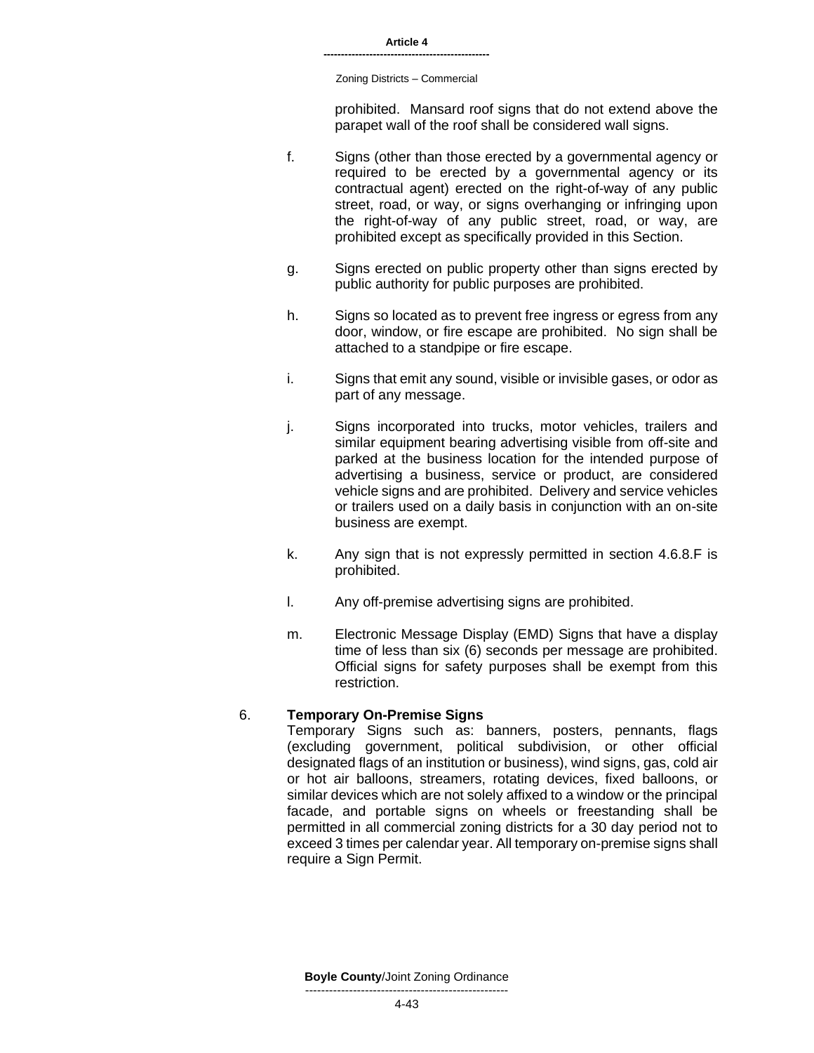prohibited. Mansard roof signs that do not extend above the parapet wall of the roof shall be considered wall signs.

f. Signs (other than those erected by a governmental agency or required to be erected by a governmental agency or its contractual agent) erected on the right-of-way of any public street, road, or way, or signs overhanging or infringing upon the right-of-way of any public street, road, or way, are prohibited except as specifically provided in this Section.

g. Signs erected on public property other than signs erected by public authority for public purposes are prohibited.

h. Signs so located as to prevent free ingress or egress from any door, window, or fire escape are prohibited. No sign shall be attached to a standpipe or fire escape.

i. Signs that emit any sound, visible or invisible gases, or odor as part of any message.

j. Signs incorporated into trucks, motor vehicles, trailers and similar equipment bearing advertising visible from off-site and parked at the business location for the intended purpose of advertising a business, service or product, are considered vehicle signs and are prohibited. Delivery and service vehicles or trailers used on a daily basis in conjunction with an on-site business are exempt.

k. Any sign that is not expressly permitted in section 4.6.8.F is prohibited.

l. Any off-premise advertising signs are prohibited.

m. Electronic Message Display (EMD) Signs that have a display time of less than six (6) seconds per message are prohibited. Official signs for safety purposes shall be exempt from this restriction.

6. **Temporary On-Premise Signs**

Temporary Signs such as: banners, posters, pennants, flags (excluding government, political subdivision, or other official designated flags of an institution or business), wind signs, gas, cold air or hot air balloons, streamers, rotating devices, fixed balloons, or similar devices which are not solely affixed to a window or the principal facade, and portable signs on wheels or freestanding shall be permitted in all commercial zoning districts for a 30 day period not to exceed 3 times per calendar year. All temporary on-premise signs shall require a Sign Permit.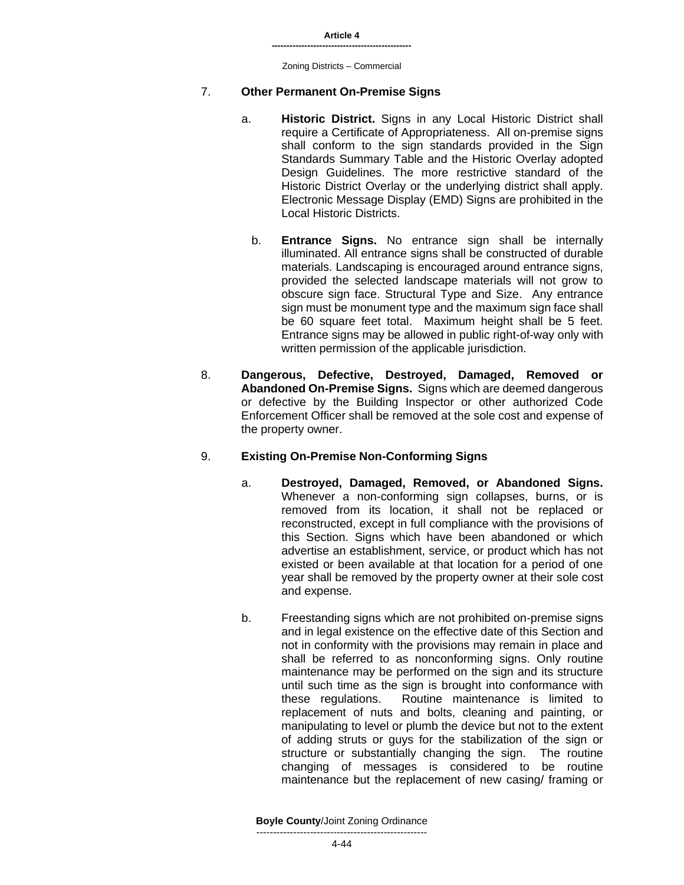7. **Other Permanent On-Premise Signs**

   a. **Historic District.** Signs in any Local Historic District shall require a Certificate of Appropriateness. All on-premise signs shall conform to the sign standards provided in the Sign Standards Summary Table and the Historic Overlay adopted Design Guidelines. The more restrictive standard of the Historic District Overlay or the underlying district shall apply. Electronic Message Display (EMD) Signs are prohibited in the Local Historic Districts.

   b. **Entrance Signs.** No entrance sign shall be internally illuminated. All entrance signs shall be constructed of durable materials. Landscaping is encouraged around entrance signs, provided the selected landscape materials will not grow to obscure sign face. Structural Type and Size. Any entrance sign must be monument type and the maximum sign face shall be 60 square feet total. Maximum height shall be 5 feet. Entrance signs may be allowed in public right-of-way only with written permission of the applicable jurisdiction.

8. **Dangerous, Defective, Destroyed, Damaged, Removed or Abandoned On-Premise Signs.** Signs which are deemed dangerous or defective by the Building Inspector or other authorized Code Enforcement Officer shall be removed at the sole cost and expense of the property owner.

9. **Existing On-Premise Non-Conforming Signs**

   a. **Destroyed, Damaged, Removed, or Abandoned Signs.** Whenever a non-conforming sign collapses, burns, or is removed from its location, it shall not be replaced or reconstructed, except in full compliance with the provisions of this Section. Signs which have been abandoned or which advertise an establishment, service, or product which has not existed or been available at that location for a period of one year shall be removed by the property owner at their sole cost and expense.

   b. Freestanding signs which are not prohibited on-premise signs and in legal existence on the effective date of this Section and not in conformity with the provisions may remain in place and shall be referred to as nonconforming signs. Only routine maintenance may be performed on the sign and its structure until such time as the sign is brought into conformance with these regulations. Routine maintenance is limited to replacement of nuts and bolts, cleaning and painting, or manipulating to level or plumb the device but not to the extent of adding struts or guys for the stabilization of the sign or structure or substantially changing the sign. The routine changing of messages is considered to be routine maintenance but the replacement of new casing/ framing or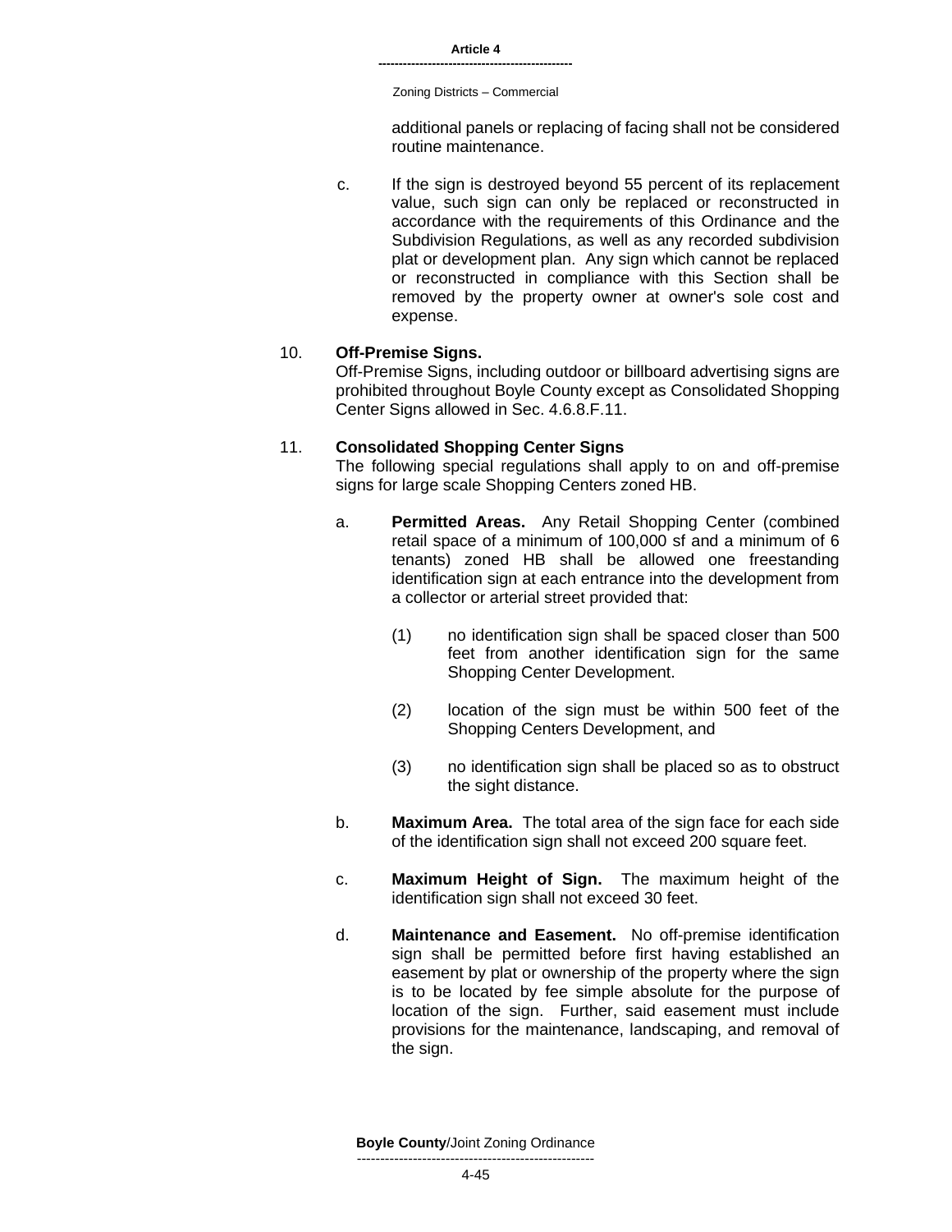additional panels or replacing of facing shall not be considered routine maintenance.

c. If the sign is destroyed beyond 55 percent of its replacement value, such sign can only be replaced or reconstructed in accordance with the requirements of this Ordinance and the Subdivision Regulations, as well as any recorded subdivision plat or development plan. Any sign which cannot be replaced or reconstructed in compliance with this Section shall be removed by the property owner at owner's sole cost and expense.

10. **Off-Premise Signs.**
Off-Premise Signs, including outdoor or billboard advertising signs are prohibited throughout Boyle County except as Consolidated Shopping Center Signs allowed in Sec. 4.6.8.F.11.

11. **Consolidated Shopping Center Signs**
The following special regulations shall apply to on and off-premise signs for large scale Shopping Centers zoned HB.

a. **Permitted Areas.** Any Retail Shopping Center (combined retail space of a minimum of 100,000 sf and a minimum of 6 tenants) zoned HB shall be allowed one freestanding identification sign at each entrance into the development from a collector or arterial street provided that:

(1) no identification sign shall be spaced closer than 500 feet from another identification sign for the same Shopping Center Development.

(2) location of the sign must be within 500 feet of the Shopping Centers Development, and

(3) no identification sign shall be placed so as to obstruct the sight distance.

b. **Maximum Area.** The total area of the sign face for each side of the identification sign shall not exceed 200 square feet.

c. **Maximum Height of Sign.** The maximum height of the identification sign shall not exceed 30 feet.

d. **Maintenance and Easement.** No off-premise identification sign shall be permitted before first having established an easement by plat or ownership of the property where the sign is to be located by fee simple absolute for the purpose of location of the sign. Further, said easement must include provisions for the maintenance, landscaping, and removal of the sign.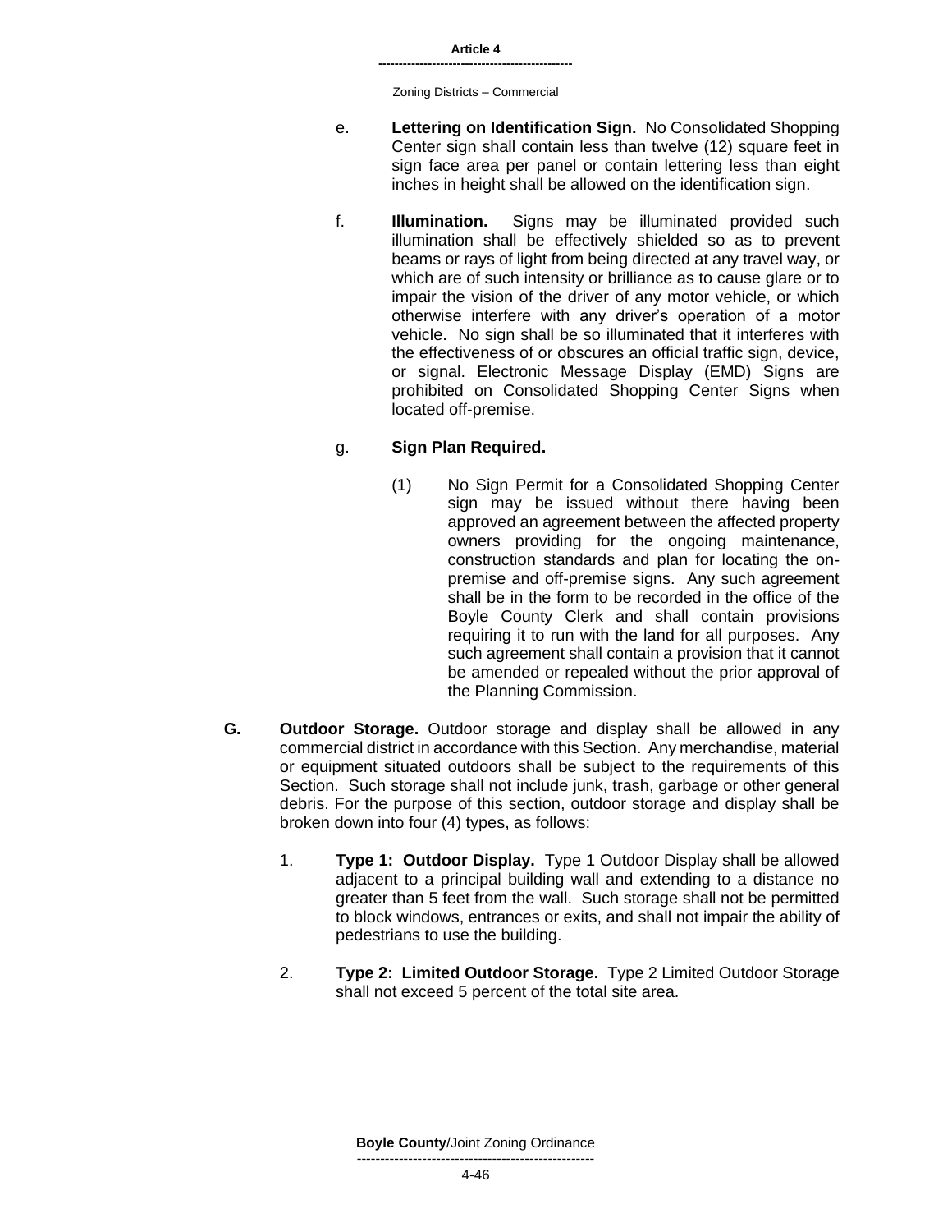e. **Lettering on Identification Sign.** No Consolidated Shopping Center sign shall contain less than twelve (12) square feet in sign face area per panel or contain lettering less than eight inches in height shall be allowed on the identification sign.

f. **Illumination.** Signs may be illuminated provided such illumination shall be effectively shielded so as to prevent beams or rays of light from being directed at any travel way, or which are of such intensity or brilliance as to cause glare or to impair the vision of the driver of any motor vehicle, or which otherwise interfere with any driver's operation of a motor vehicle. No sign shall be so illuminated that it interferes with the effectiveness of or obscures an official traffic sign, device, or signal. Electronic Message Display (EMD) Signs are prohibited on Consolidated Shopping Center Signs when located off-premise.

g. **Sign Plan Required.**

(1) No Sign Permit for a Consolidated Shopping Center sign may be issued without there having been approved an agreement between the affected property owners providing for the ongoing maintenance, construction standards and plan for locating the on-premise and off-premise signs. Any such agreement shall be in the form to be recorded in the office of the Boyle County Clerk and shall contain provisions requiring it to run with the land for all purposes. Any such agreement shall contain a provision that it cannot be amended or repealed without the prior approval of the Planning Commission.

**G. Outdoor Storage.** Outdoor storage and display shall be allowed in any commercial district in accordance with this Section. Any merchandise, material or equipment situated outdoors shall be subject to the requirements of this Section. Such storage shall not include junk, trash, garbage or other general debris. For the purpose of this section, outdoor storage and display shall be broken down into four (4) types, as follows:

1. **Type 1: Outdoor Display.** Type 1 Outdoor Display shall be allowed adjacent to a principal building wall and extending to a distance no greater than 5 feet from the wall. Such storage shall not be permitted to block windows, entrances or exits, and shall not impair the ability of pedestrians to use the building.

2. **Type 2: Limited Outdoor Storage.** Type 2 Limited Outdoor Storage shall not exceed 5 percent of the total site area.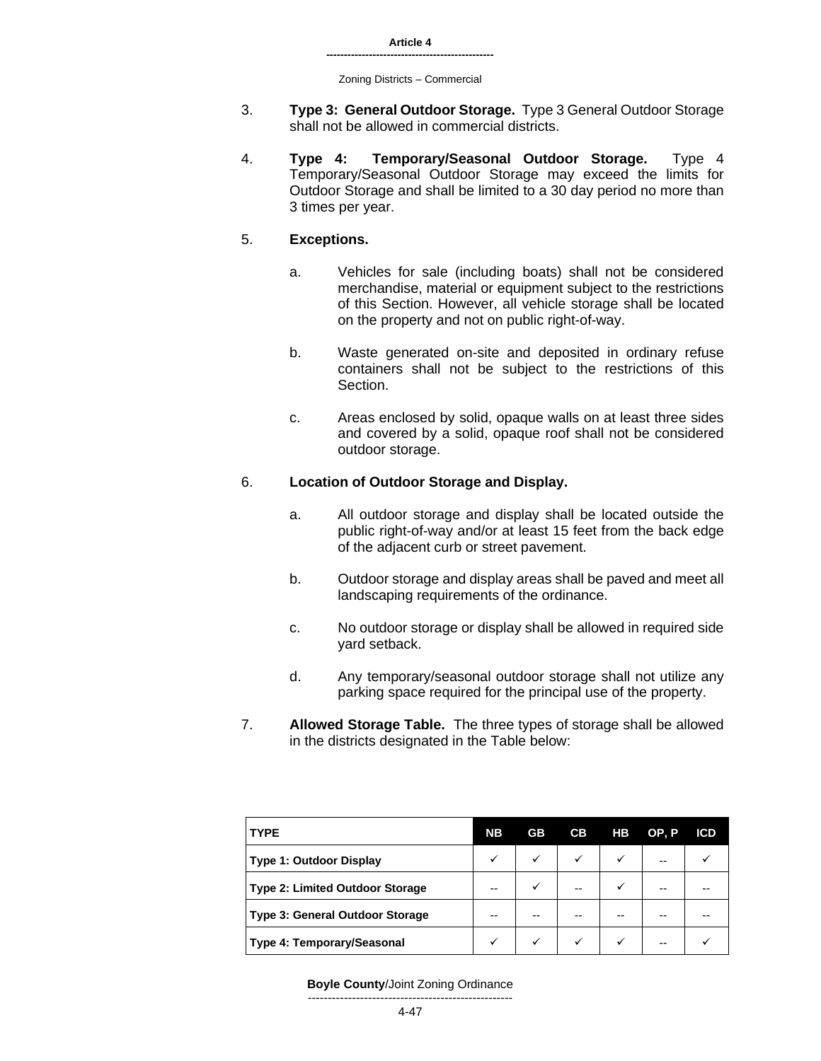3. **Type 3: General Outdoor Storage.** Type 3 General Outdoor Storage shall not be allowed in commercial districts.

4. **Type 4: Temporary/Seasonal Outdoor Storage.** Type 4 Temporary/Seasonal Outdoor Storage may exceed the limits for Outdoor Storage and shall be limited to a 30 day period no more than 3 times per year.

5. **Exceptions.**

   a. Vehicles for sale (including boats) shall not be considered merchandise, material or equipment subject to the restrictions of this Section. However, all vehicle storage shall be located on the property and not on public right-of-way.

   b. Waste generated on-site and deposited in ordinary refuse containers shall not be subject to the restrictions of this Section.

   c. Areas enclosed by solid, opaque walls on at least three sides and covered by a solid, opaque roof shall not be considered outdoor storage.

6. **Location of Outdoor Storage and Display.**

   a. All outdoor storage and display shall be located outside the public right-of-way and/or at least 15 feet from the back edge of the adjacent curb or street pavement.

   b. Outdoor storage and display areas shall be paved and meet all landscaping requirements of the ordinance.

   c. No outdoor storage or display shall be allowed in required side yard setback.

   d. Any temporary/seasonal outdoor storage shall not utilize any parking space required for the principal use of the property.

7. **Allowed Storage Table.** The three types of storage shall be allowed in the districts designated in the Table below:

| TYPE | NB | GB | CB | HB | OP, P | ICD |
|---|---|---|---|---|---|---|
| **Type 1: Outdoor Display** | ✓ | ✓ | ✓ | ✓ | -- | ✓ |
| **Type 2: Limited Outdoor Storage** | -- | ✓ | -- | ✓ | -- | -- |
| **Type 3: General Outdoor Storage** | -- | -- | -- | -- | -- | -- |
| **Type 4: Temporary/Seasonal** | ✓ | ✓ | ✓ | ✓ | -- | ✓ |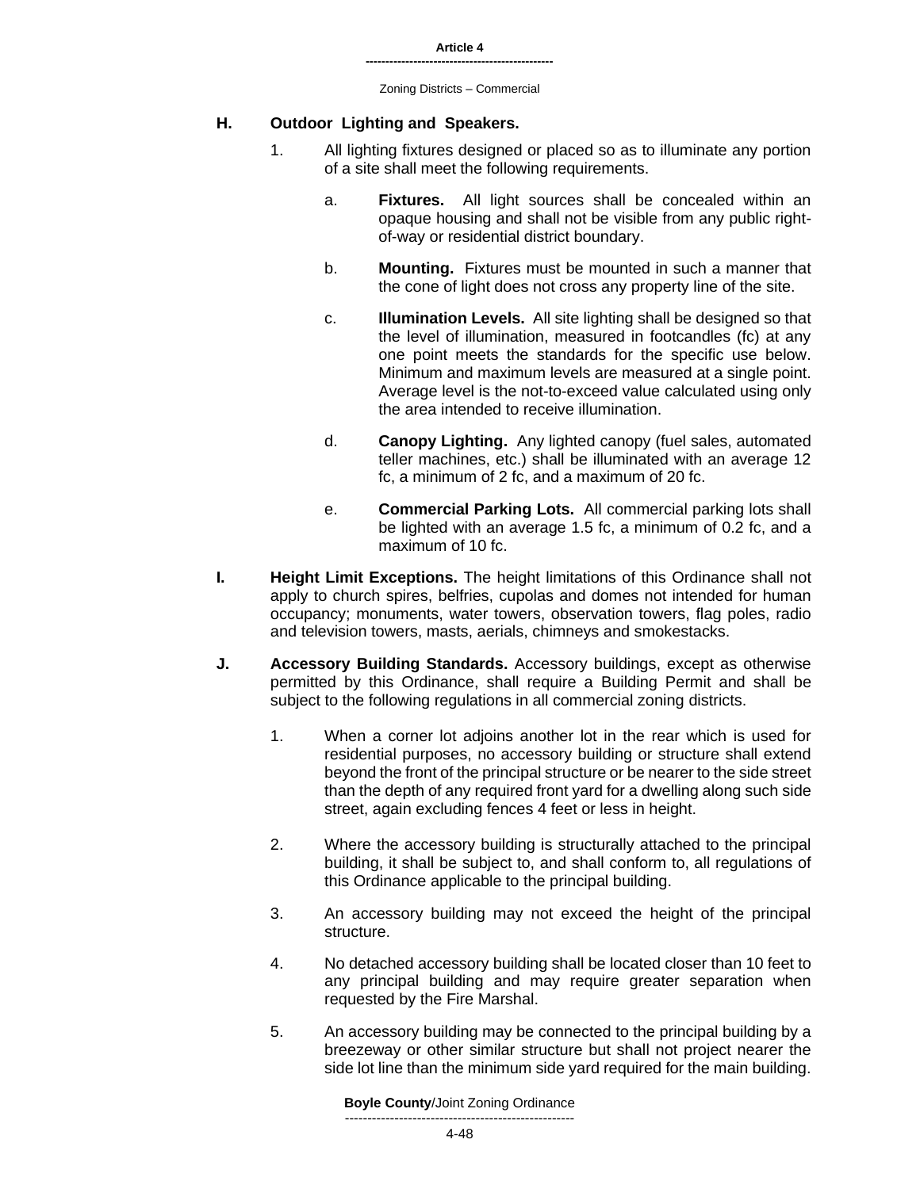## H. Outdoor Lighting and Speakers.

1. All lighting fixtures designed or placed so as to illuminate any portion of a site shall meet the following requirements.

   a. **Fixtures.** All light sources shall be concealed within an opaque housing and shall not be visible from any public right-of-way or residential district boundary.

   b. **Mounting.** Fixtures must be mounted in such a manner that the cone of light does not cross any property line of the site.

   c. **Illumination Levels.** All site lighting shall be designed so that the level of illumination, measured in footcandles (fc) at any one point meets the standards for the specific use below. Minimum and maximum levels are measured at a single point. Average level is the not-to-exceed value calculated using only the area intended to receive illumination.

   d. **Canopy Lighting.** Any lighted canopy (fuel sales, automated teller machines, etc.) shall be illuminated with an average 12 fc, a minimum of 2 fc, and a maximum of 20 fc.

   e. **Commercial Parking Lots.** All commercial parking lots shall be lighted with an average 1.5 fc, a minimum of 0.2 fc, and a maximum of 10 fc.

## I. Height Limit Exceptions.

The height limitations of this Ordinance shall not apply to church spires, belfries, cupolas and domes not intended for human occupancy; monuments, water towers, observation towers, flag poles, radio and television towers, masts, aerials, chimneys and smokestacks.

## J. Accessory Building Standards.

Accessory buildings, except as otherwise permitted by this Ordinance, shall require a Building Permit and shall be subject to the following regulations in all commercial zoning districts.

1. When a corner lot adjoins another lot in the rear which is used for residential purposes, no accessory building or structure shall extend beyond the front of the principal structure or be nearer to the side street than the depth of any required front yard for a dwelling along such side street, again excluding fences 4 feet or less in height.

2. Where the accessory building is structurally attached to the principal building, it shall be subject to, and shall conform to, all regulations of this Ordinance applicable to the principal building.

3. An accessory building may not exceed the height of the principal structure.

4. No detached accessory building shall be located closer than 10 feet to any principal building and may require greater separation when requested by the Fire Marshal.

5. An accessory building may be connected to the principal building by a breezeway or other similar structure but shall not project nearer the side lot line than the minimum side yard required for the main building.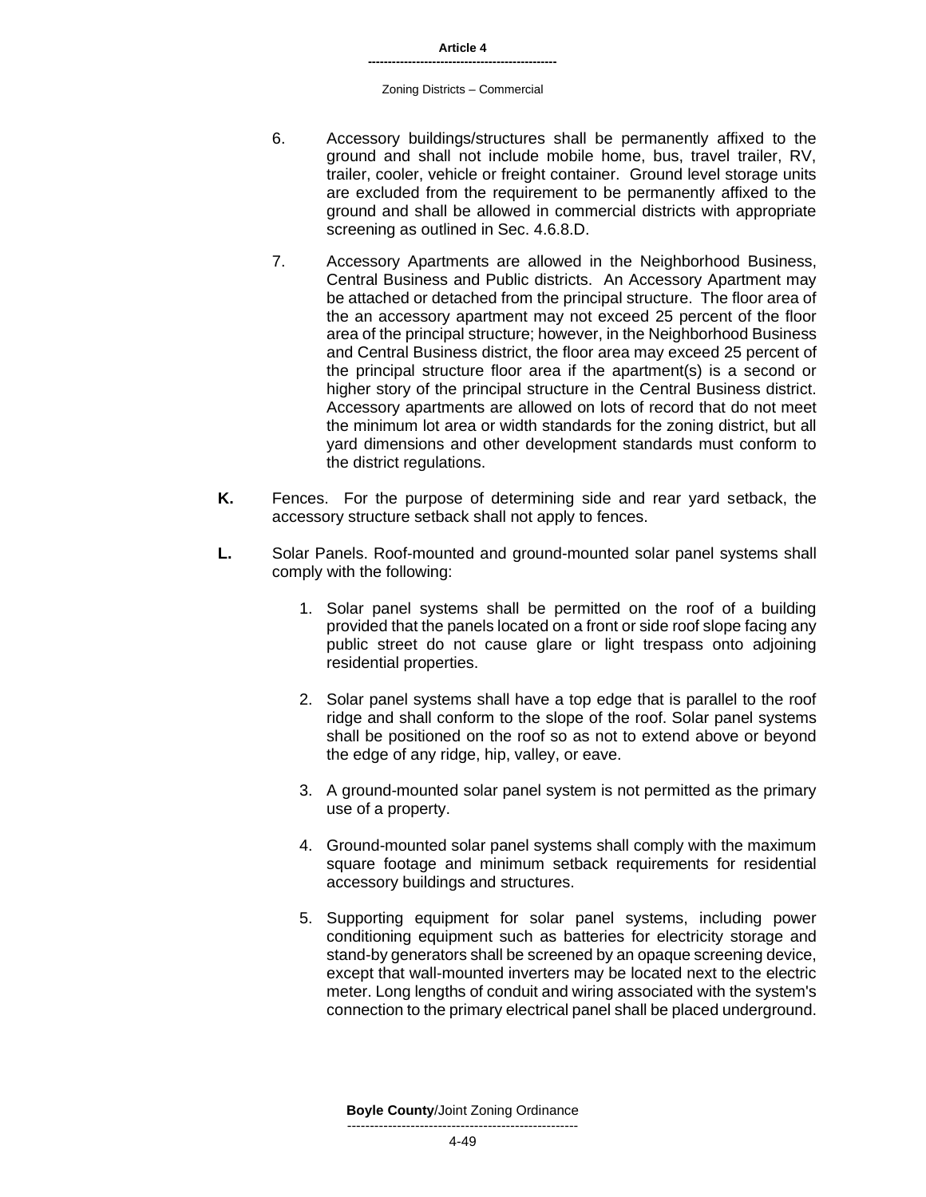6. Accessory buildings/structures shall be permanently affixed to the ground and shall not include mobile home, bus, travel trailer, RV, trailer, cooler, vehicle or freight container. Ground level storage units are excluded from the requirement to be permanently affixed to the ground and shall be allowed in commercial districts with appropriate screening as outlined in Sec. 4.6.8.D.

7. Accessory Apartments are allowed in the Neighborhood Business, Central Business and Public districts. An Accessory Apartment may be attached or detached from the principal structure. The floor area of the an accessory apartment may not exceed 25 percent of the floor area of the principal structure; however, in the Neighborhood Business and Central Business district, the floor area may exceed 25 percent of the principal structure floor area if the apartment(s) is a second or higher story of the principal structure in the Central Business district. Accessory apartments are allowed on lots of record that do not meet the minimum lot area or width standards for the zoning district, but all yard dimensions and other development standards must conform to the district regulations.

**K.** Fences. For the purpose of determining side and rear yard setback, the accessory structure setback shall not apply to fences.

**L.** Solar Panels. Roof-mounted and ground-mounted solar panel systems shall comply with the following:

1. Solar panel systems shall be permitted on the roof of a building provided that the panels located on a front or side roof slope facing any public street do not cause glare or light trespass onto adjoining residential properties.

2. Solar panel systems shall have a top edge that is parallel to the roof ridge and shall conform to the slope of the roof. Solar panel systems shall be positioned on the roof so as not to extend above or beyond the edge of any ridge, hip, valley, or eave.

3. A ground-mounted solar panel system is not permitted as the primary use of a property.

4. Ground-mounted solar panel systems shall comply with the maximum square footage and minimum setback requirements for residential accessory buildings and structures.

5. Supporting equipment for solar panel systems, including power conditioning equipment such as batteries for electricity storage and stand-by generators shall be screened by an opaque screening device, except that wall-mounted inverters may be located next to the electric meter. Long lengths of conduit and wiring associated with the system's connection to the primary electrical panel shall be placed underground.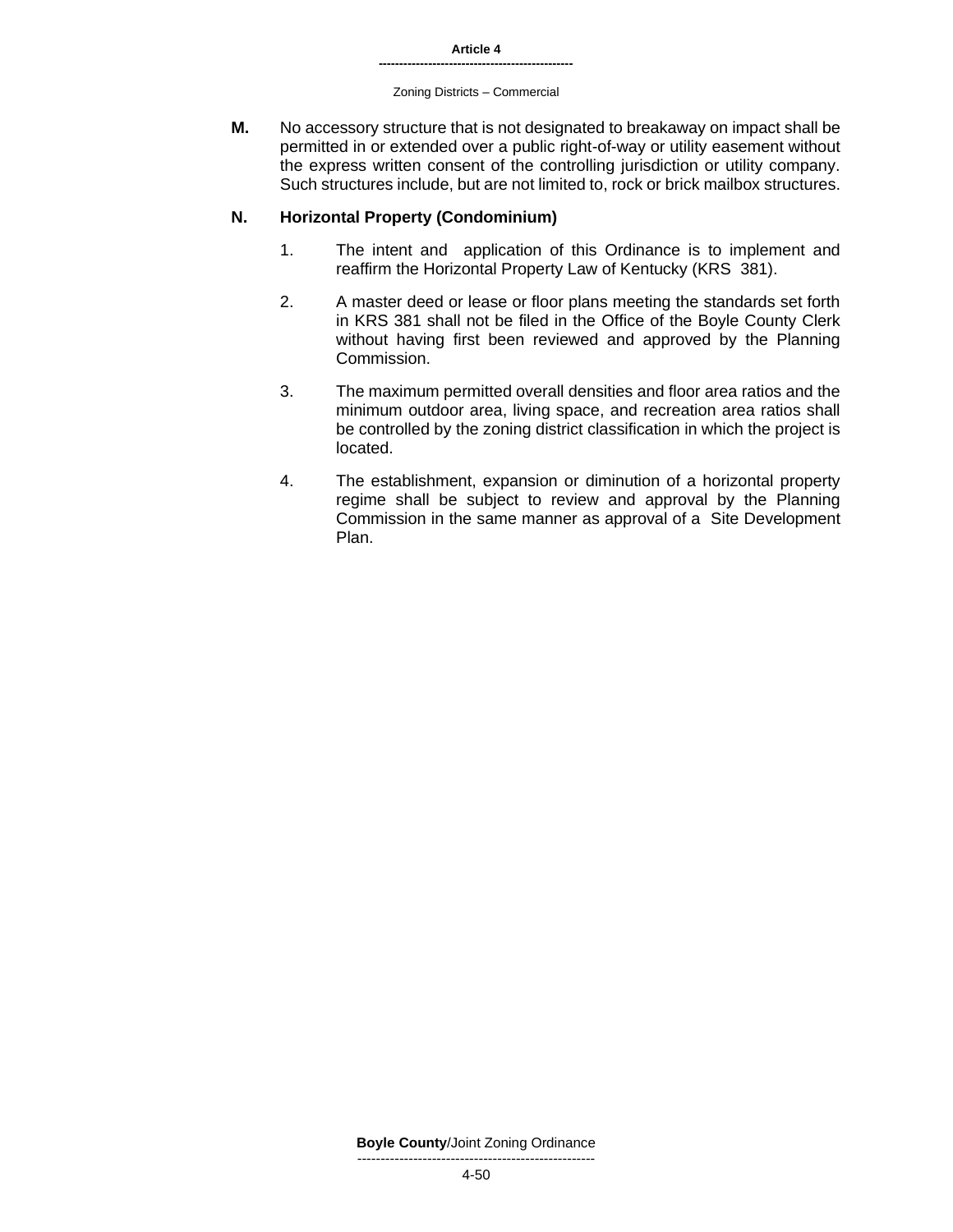**M.** No accessory structure that is not designated to breakaway on impact shall be permitted in or extended over a public right-of-way or utility easement without the express written consent of the controlling jurisdiction or utility company. Such structures include, but are not limited to, rock or brick mailbox structures.

**N. Horizontal Property (Condominium)**

1. The intent and application of this Ordinance is to implement and reaffirm the Horizontal Property Law of Kentucky (KRS 381).

2. A master deed or lease or floor plans meeting the standards set forth in KRS 381 shall not be filed in the Office of the Boyle County Clerk without having first been reviewed and approved by the Planning Commission.

3. The maximum permitted overall densities and floor area ratios and the minimum outdoor area, living space, and recreation area ratios shall be controlled by the zoning district classification in which the project is located.

4. The establishment, expansion or diminution of a horizontal property regime shall be subject to review and approval by the Planning Commission in the same manner as approval of a Site Development Plan.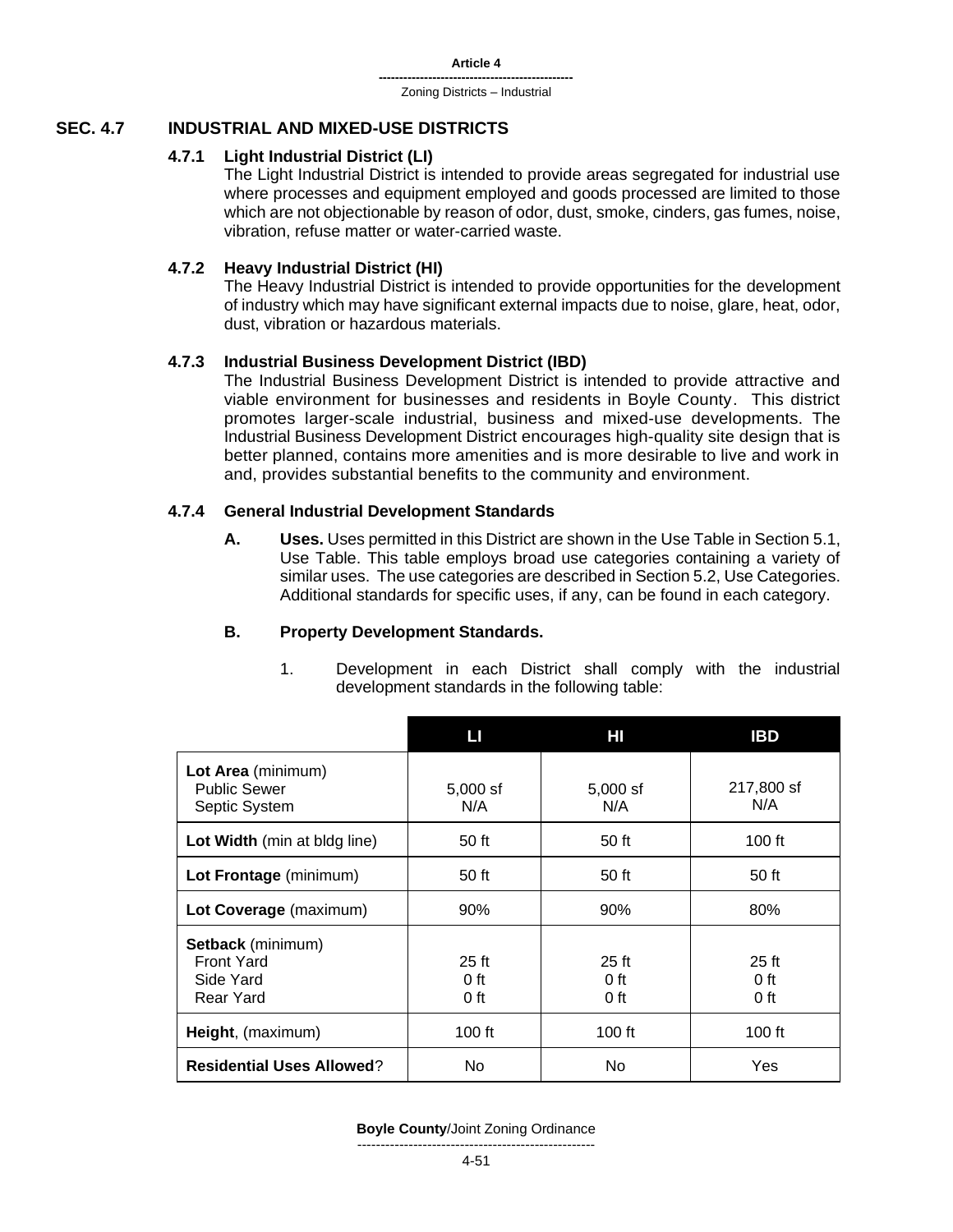## SEC. 4.7 INDUSTRIAL AND MIXED-USE DISTRICTS

### 4.7.1 Light Industrial District (LI)

The Light Industrial District is intended to provide areas segregated for industrial use where processes and equipment employed and goods processed are limited to those which are not objectionable by reason of odor, dust, smoke, cinders, gas fumes, noise, vibration, refuse matter or water-carried waste.

### 4.7.2 Heavy Industrial District (HI)

The Heavy Industrial District is intended to provide opportunities for the development of industry which may have significant external impacts due to noise, glare, heat, odor, dust, vibration or hazardous materials.

### 4.7.3 Industrial Business Development District (IBD)

The Industrial Business Development District is intended to provide attractive and viable environment for businesses and residents in Boyle County. This district promotes larger-scale industrial, business and mixed-use developments. The Industrial Business Development District encourages high-quality site design that is better planned, contains more amenities and is more desirable to live and work in and, provides substantial benefits to the community and environment.

### 4.7.4 General Industrial Development Standards

**A. Uses.** Uses permitted in this District are shown in the Use Table in Section 5.1, Use Table. This table employs broad use categories containing a variety of similar uses. The use categories are described in Section 5.2, Use Categories. Additional standards for specific uses, if any, can be found in each category.

**B. Property Development Standards.**

1. Development in each District shall comply with the industrial development standards in the following table:

| | LI | HI | IBD |
|---|---|---|---|
| **Lot Area** (minimum)<br>Public Sewer<br>Septic System | <br>5,000 sf<br>N/A | <br>5,000 sf<br>N/A | <br>217,800 sf<br>N/A |
| **Lot Width** (min at bldg line) | 50 ft | 50 ft | 100 ft |
| **Lot Frontage** (minimum) | 50 ft | 50 ft | 50 ft |
| **Lot Coverage** (maximum) | 90% | 90% | 80% |
| **Setback** (minimum)<br>Front Yard<br>Side Yard<br>Rear Yard | <br>25 ft<br>0 ft<br>0 ft | <br>25 ft<br>0 ft<br>0 ft | <br>25 ft<br>0 ft<br>0 ft |
| **Height**, (maximum) | 100 ft | 100 ft | 100 ft |
| **Residential Uses Allowed**? | No | No | Yes |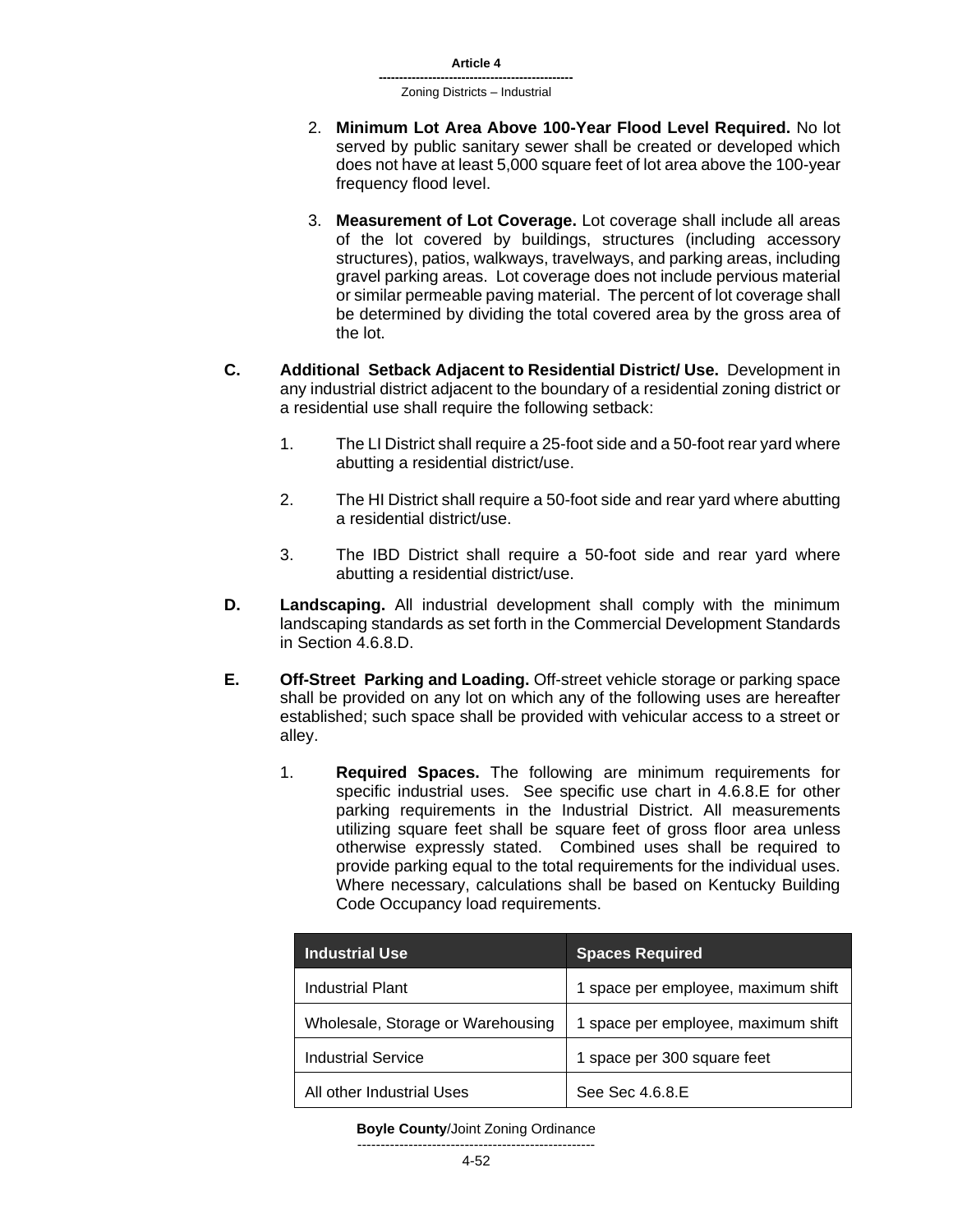2. **Minimum Lot Area Above 100-Year Flood Level Required.** No lot served by public sanitary sewer shall be created or developed which does not have at least 5,000 square feet of lot area above the 100-year frequency flood level.

3. **Measurement of Lot Coverage.** Lot coverage shall include all areas of the lot covered by buildings, structures (including accessory structures), patios, walkways, travelways, and parking areas, including gravel parking areas. Lot coverage does not include pervious material or similar permeable paving material. The percent of lot coverage shall be determined by dividing the total covered area by the gross area of the lot.

**C. Additional Setback Adjacent to Residential District/ Use.** Development in any industrial district adjacent to the boundary of a residential zoning district or a residential use shall require the following setback:

1. The LI District shall require a 25-foot side and a 50-foot rear yard where abutting a residential district/use.

2. The HI District shall require a 50-foot side and rear yard where abutting a residential district/use.

3. The IBD District shall require a 50-foot side and rear yard where abutting a residential district/use.

**D. Landscaping.** All industrial development shall comply with the minimum landscaping standards as set forth in the Commercial Development Standards in Section 4.6.8.D.

**E. Off-Street Parking and Loading.** Off-street vehicle storage or parking space shall be provided on any lot on which any of the following uses are hereafter established; such space shall be provided with vehicular access to a street or alley.

1. **Required Spaces.** The following are minimum requirements for specific industrial uses. See specific use chart in 4.6.8.E for other parking requirements in the Industrial District. All measurements utilizing square feet shall be square feet of gross floor area unless otherwise expressly stated. Combined uses shall be required to provide parking equal to the total requirements for the individual uses. Where necessary, calculations shall be based on Kentucky Building Code Occupancy load requirements.

| Industrial Use | Spaces Required |
|---|---|
| Industrial Plant | 1 space per employee, maximum shift |
| Wholesale, Storage or Warehousing | 1 space per employee, maximum shift |
| Industrial Service | 1 space per 300 square feet |
| All other Industrial Uses | See Sec 4.6.8.E |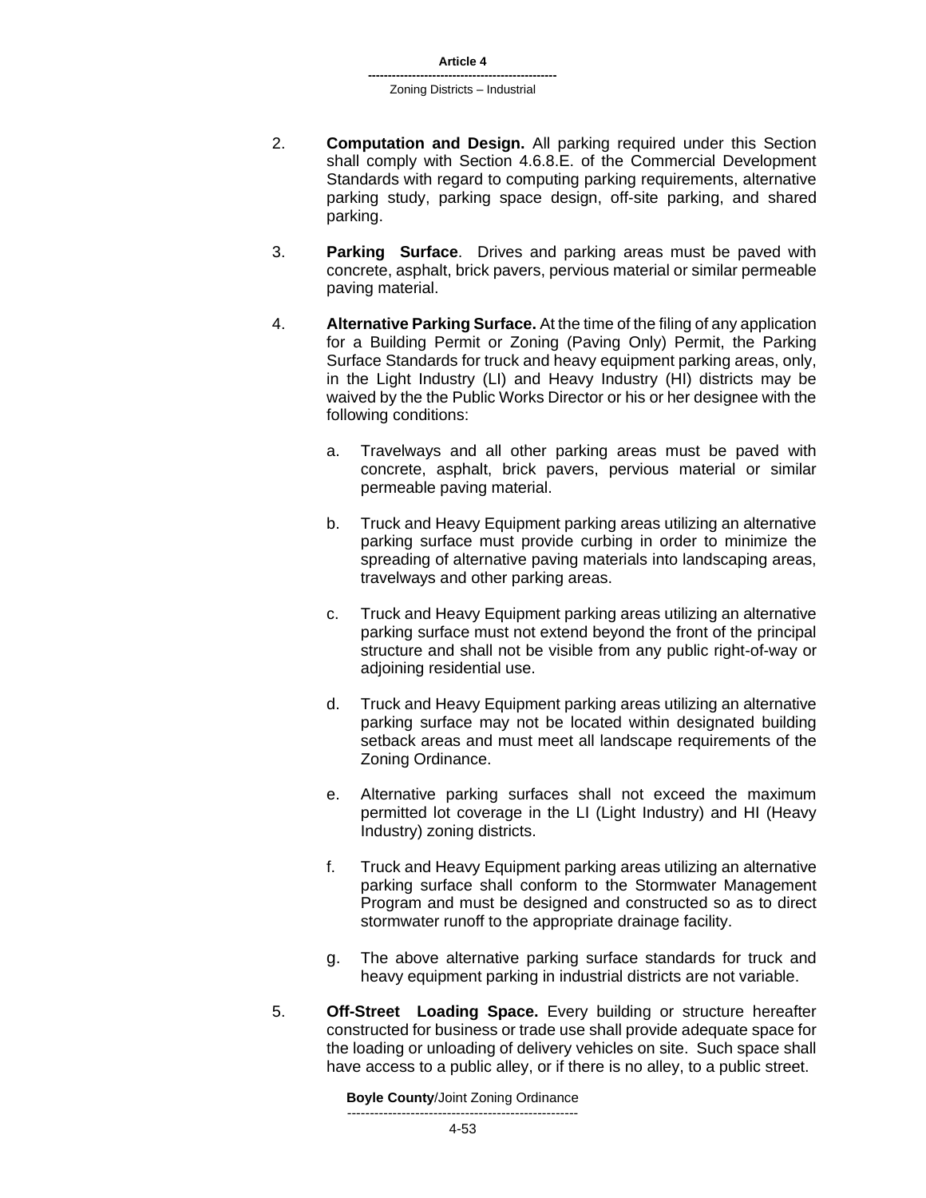2. **Computation and Design.** All parking required under this Section shall comply with Section 4.6.8.E. of the Commercial Development Standards with regard to computing parking requirements, alternative parking study, parking space design, off-site parking, and shared parking.

3. **Parking Surface**. Drives and parking areas must be paved with concrete, asphalt, brick pavers, pervious material or similar permeable paving material.

4. **Alternative Parking Surface.** At the time of the filing of any application for a Building Permit or Zoning (Paving Only) Permit, the Parking Surface Standards for truck and heavy equipment parking areas, only, in the Light Industry (LI) and Heavy Industry (HI) districts may be waived by the the Public Works Director or his or her designee with the following conditions:

   a. Travelways and all other parking areas must be paved with concrete, asphalt, brick pavers, pervious material or similar permeable paving material.

   b. Truck and Heavy Equipment parking areas utilizing an alternative parking surface must provide curbing in order to minimize the spreading of alternative paving materials into landscaping areas, travelways and other parking areas.

   c. Truck and Heavy Equipment parking areas utilizing an alternative parking surface must not extend beyond the front of the principal structure and shall not be visible from any public right-of-way or adjoining residential use.

   d. Truck and Heavy Equipment parking areas utilizing an alternative parking surface may not be located within designated building setback areas and must meet all landscape requirements of the Zoning Ordinance.

   e. Alternative parking surfaces shall not exceed the maximum permitted lot coverage in the LI (Light Industry) and HI (Heavy Industry) zoning districts.

   f. Truck and Heavy Equipment parking areas utilizing an alternative parking surface shall conform to the Stormwater Management Program and must be designed and constructed so as to direct stormwater runoff to the appropriate drainage facility.

   g. The above alternative parking surface standards for truck and heavy equipment parking in industrial districts are not variable.

5. **Off-Street Loading Space.** Every building or structure hereafter constructed for business or trade use shall provide adequate space for the loading or unloading of delivery vehicles on site. Such space shall have access to a public alley, or if there is no alley, to a public street.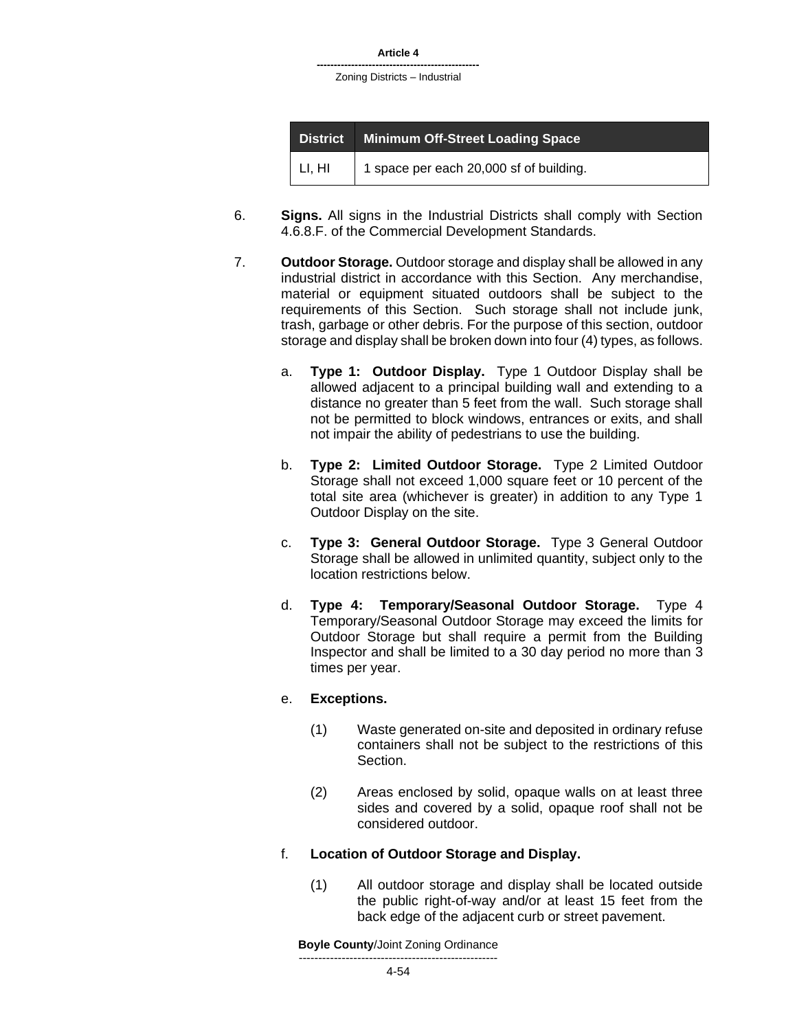| District | Minimum Off-Street Loading Space |
|---|---|
| LI, HI | 1 space per each 20,000 sf of building. |

6. **Signs.** All signs in the Industrial Districts shall comply with Section 4.6.8.F. of the Commercial Development Standards.

7. **Outdoor Storage.** Outdoor storage and display shall be allowed in any industrial district in accordance with this Section. Any merchandise, material or equipment situated outdoors shall be subject to the requirements of this Section. Such storage shall not include junk, trash, garbage or other debris. For the purpose of this section, outdoor storage and display shall be broken down into four (4) types, as follows.

   a. **Type 1: Outdoor Display.** Type 1 Outdoor Display shall be allowed adjacent to a principal building wall and extending to a distance no greater than 5 feet from the wall. Such storage shall not be permitted to block windows, entrances or exits, and shall not impair the ability of pedestrians to use the building.

   b. **Type 2: Limited Outdoor Storage.** Type 2 Limited Outdoor Storage shall not exceed 1,000 square feet or 10 percent of the total site area (whichever is greater) in addition to any Type 1 Outdoor Display on the site.

   c. **Type 3: General Outdoor Storage.** Type 3 General Outdoor Storage shall be allowed in unlimited quantity, subject only to the location restrictions below.

   d. **Type 4: Temporary/Seasonal Outdoor Storage.** Type 4 Temporary/Seasonal Outdoor Storage may exceed the limits for Outdoor Storage but shall require a permit from the Building Inspector and shall be limited to a 30 day period no more than 3 times per year.

   e. **Exceptions.**

      (1) Waste generated on-site and deposited in ordinary refuse containers shall not be subject to the restrictions of this Section.

      (2) Areas enclosed by solid, opaque walls on at least three sides and covered by a solid, opaque roof shall not be considered outdoor.

   f. **Location of Outdoor Storage and Display.**

      (1) All outdoor storage and display shall be located outside the public right-of-way and/or at least 15 feet from the back edge of the adjacent curb or street pavement.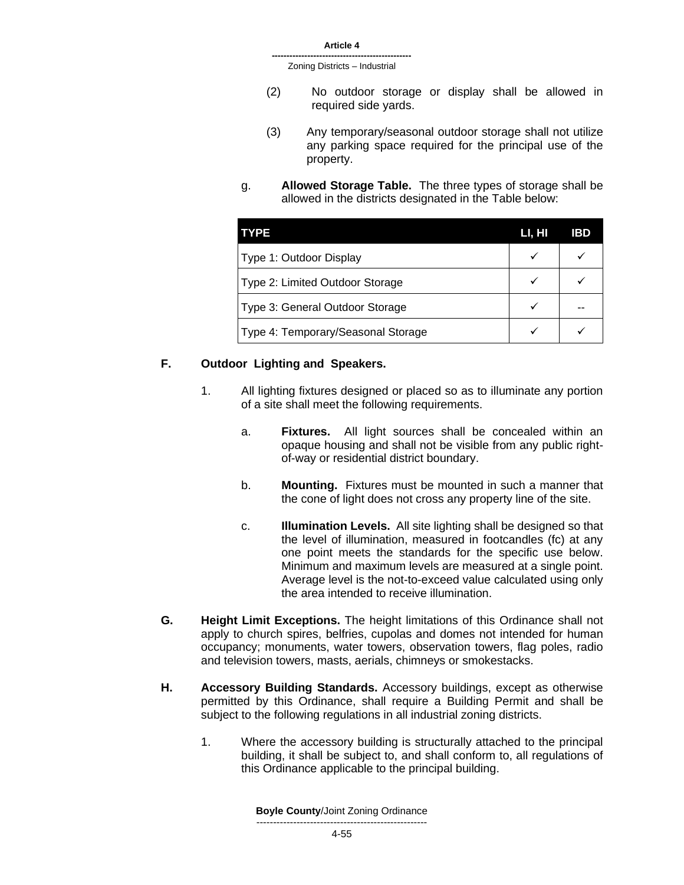(2) No outdoor storage or display shall be allowed in required side yards.

(3) Any temporary/seasonal outdoor storage shall not utilize any parking space required for the principal use of the property.

g. **Allowed Storage Table.** The three types of storage shall be allowed in the districts designated in the Table below:

| TYPE | LI, HI | IBD |
|---|---|---|
| Type 1: Outdoor Display | ✓ | ✓ |
| Type 2: Limited Outdoor Storage | ✓ | ✓ |
| Type 3: General Outdoor Storage | ✓ | -- |
| Type 4: Temporary/Seasonal Storage | ✓ | ✓ |

**F. Outdoor Lighting and Speakers.**

1. All lighting fixtures designed or placed so as to illuminate any portion of a site shall meet the following requirements.

   a. **Fixtures.** All light sources shall be concealed within an opaque housing and shall not be visible from any public right-of-way or residential district boundary.

   b. **Mounting.** Fixtures must be mounted in such a manner that the cone of light does not cross any property line of the site.

   c. **Illumination Levels.** All site lighting shall be designed so that the level of illumination, measured in footcandles (fc) at any one point meets the standards for the specific use below. Minimum and maximum levels are measured at a single point. Average level is the not-to-exceed value calculated using only the area intended to receive illumination.

**G. Height Limit Exceptions.** The height limitations of this Ordinance shall not apply to church spires, belfries, cupolas and domes not intended for human occupancy; monuments, water towers, observation towers, flag poles, radio and television towers, masts, aerials, chimneys or smokestacks.

**H. Accessory Building Standards.** Accessory buildings, except as otherwise permitted by this Ordinance, shall require a Building Permit and shall be subject to the following regulations in all industrial zoning districts.

1. Where the accessory building is structurally attached to the principal building, it shall be subject to, and shall conform to, all regulations of this Ordinance applicable to the principal building.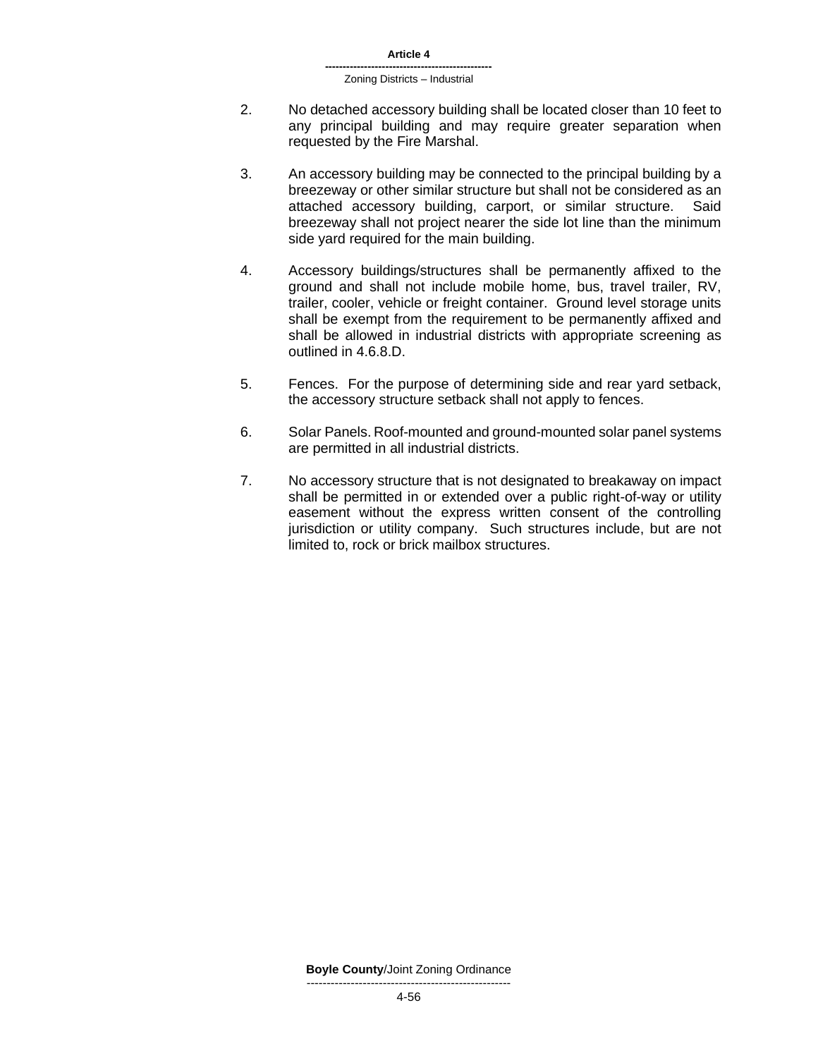2. No detached accessory building shall be located closer than 10 feet to any principal building and may require greater separation when requested by the Fire Marshal.

3. An accessory building may be connected to the principal building by a breezeway or other similar structure but shall not be considered as an attached accessory building, carport, or similar structure. Said breezeway shall not project nearer the side lot line than the minimum side yard required for the main building.

4. Accessory buildings/structures shall be permanently affixed to the ground and shall not include mobile home, bus, travel trailer, RV, trailer, cooler, vehicle or freight container. Ground level storage units shall be exempt from the requirement to be permanently affixed and shall be allowed in industrial districts with appropriate screening as outlined in 4.6.8.D.

5. Fences. For the purpose of determining side and rear yard setback, the accessory structure setback shall not apply to fences.

6. Solar Panels. Roof-mounted and ground-mounted solar panel systems are permitted in all industrial districts.

7. No accessory structure that is not designated to breakaway on impact shall be permitted in or extended over a public right-of-way or utility easement without the express written consent of the controlling jurisdiction or utility company. Such structures include, but are not limited to, rock or brick mailbox structures.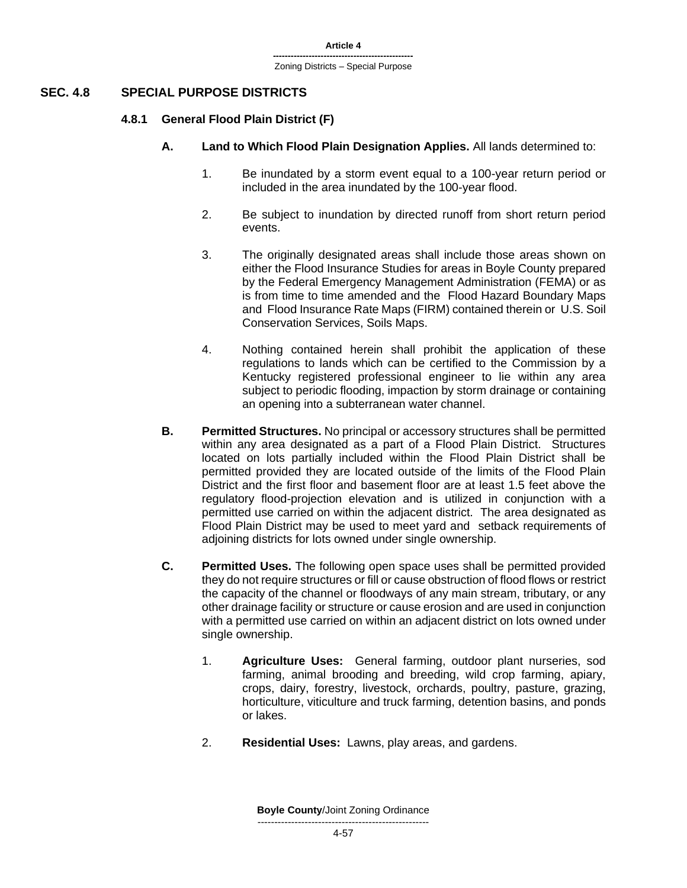## SEC. 4.8 SPECIAL PURPOSE DISTRICTS

### 4.8.1 General Flood Plain District (F)

**A. Land to Which Flood Plain Designation Applies.** All lands determined to:

1. Be inundated by a storm event equal to a 100-year return period or included in the area inundated by the 100-year flood.

2. Be subject to inundation by directed runoff from short return period events.

3. The originally designated areas shall include those areas shown on either the Flood Insurance Studies for areas in Boyle County prepared by the Federal Emergency Management Administration (FEMA) or as is from time to time amended and the Flood Hazard Boundary Maps and Flood Insurance Rate Maps (FIRM) contained therein or U.S. Soil Conservation Services, Soils Maps.

4. Nothing contained herein shall prohibit the application of these regulations to lands which can be certified to the Commission by a Kentucky registered professional engineer to lie within any area subject to periodic flooding, impaction by storm drainage or containing an opening into a subterranean water channel.

**B. Permitted Structures.** No principal or accessory structures shall be permitted within any area designated as a part of a Flood Plain District. Structures located on lots partially included within the Flood Plain District shall be permitted provided they are located outside of the limits of the Flood Plain District and the first floor and basement floor are at least 1.5 feet above the regulatory flood-projection elevation and is utilized in conjunction with a permitted use carried on within the adjacent district. The area designated as Flood Plain District may be used to meet yard and setback requirements of adjoining districts for lots owned under single ownership.

**C. Permitted Uses.** The following open space uses shall be permitted provided they do not require structures or fill or cause obstruction of flood flows or restrict the capacity of the channel or floodways of any main stream, tributary, or any other drainage facility or structure or cause erosion and are used in conjunction with a permitted use carried on within an adjacent district on lots owned under single ownership.

1. **Agriculture Uses:** General farming, outdoor plant nurseries, sod farming, animal brooding and breeding, wild crop farming, apiary, crops, dairy, forestry, livestock, orchards, poultry, pasture, grazing, horticulture, viticulture and truck farming, detention basins, and ponds or lakes.

2. **Residential Uses:** Lawns, play areas, and gardens.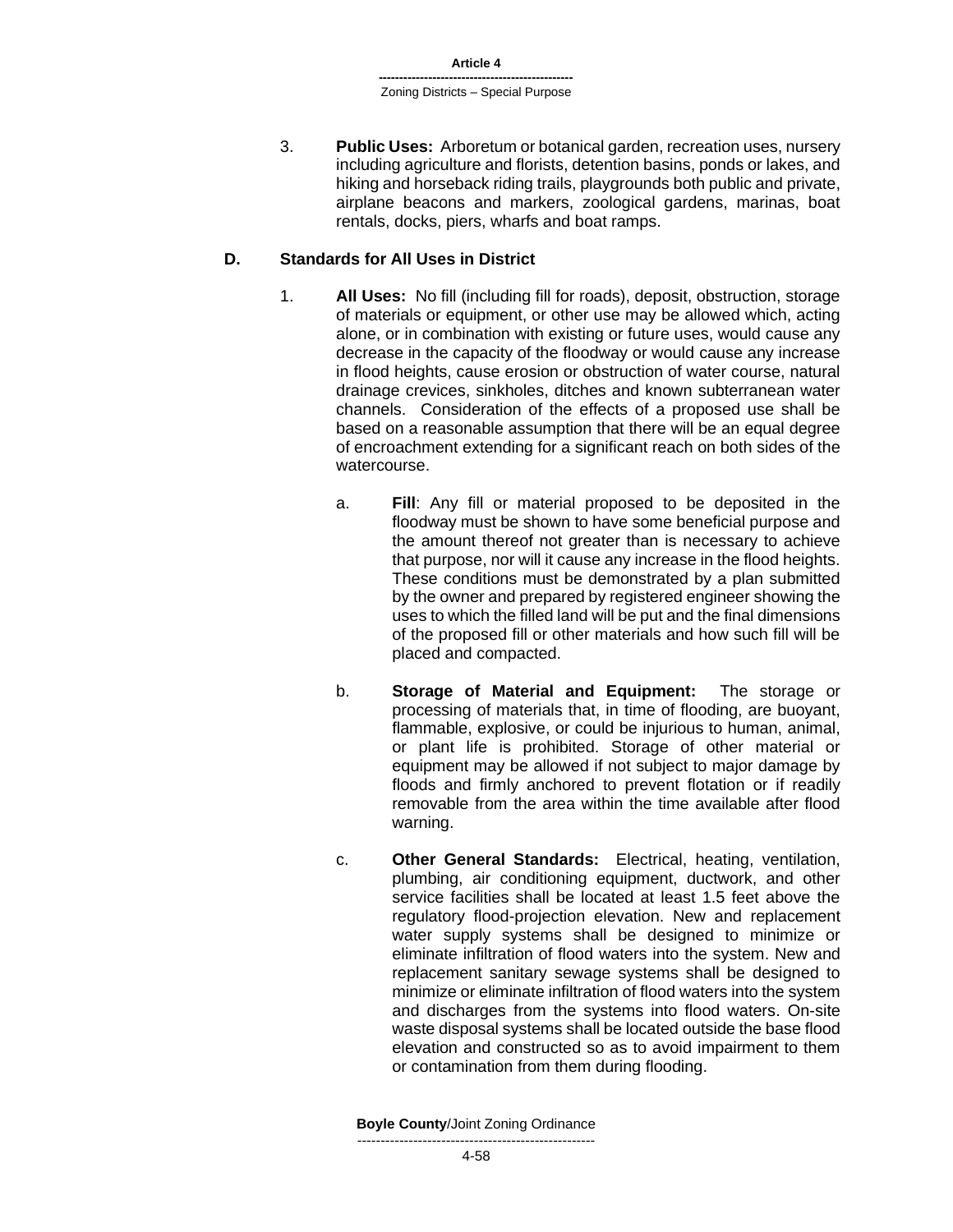3. **Public Uses:** Arboretum or botanical garden, recreation uses, nursery including agriculture and florists, detention basins, ponds or lakes, and hiking and horseback riding trails, playgrounds both public and private, airplane beacons and markers, zoological gardens, marinas, boat rentals, docks, piers, wharfs and boat ramps.

### D. Standards for All Uses in District

1. **All Uses:** No fill (including fill for roads), deposit, obstruction, storage of materials or equipment, or other use may be allowed which, acting alone, or in combination with existing or future uses, would cause any decrease in the capacity of the floodway or would cause any increase in flood heights, cause erosion or obstruction of water course, natural drainage crevices, sinkholes, ditches and known subterranean water channels. Consideration of the effects of a proposed use shall be based on a reasonable assumption that there will be an equal degree of encroachment extending for a significant reach on both sides of the watercourse.

   a. **Fill**: Any fill or material proposed to be deposited in the floodway must be shown to have some beneficial purpose and the amount thereof not greater than is necessary to achieve that purpose, nor will it cause any increase in the flood heights. These conditions must be demonstrated by a plan submitted by the owner and prepared by registered engineer showing the uses to which the filled land will be put and the final dimensions of the proposed fill or other materials and how such fill will be placed and compacted.

   b. **Storage of Material and Equipment:** The storage or processing of materials that, in time of flooding, are buoyant, flammable, explosive, or could be injurious to human, animal, or plant life is prohibited. Storage of other material or equipment may be allowed if not subject to major damage by floods and firmly anchored to prevent flotation or if readily removable from the area within the time available after flood warning.

   c. **Other General Standards:** Electrical, heating, ventilation, plumbing, air conditioning equipment, ductwork, and other service facilities shall be located at least 1.5 feet above the regulatory flood-projection elevation. New and replacement water supply systems shall be designed to minimize or eliminate infiltration of flood waters into the system. New and replacement sanitary sewage systems shall be designed to minimize or eliminate infiltration of flood waters into the system and discharges from the systems into flood waters. On-site waste disposal systems shall be located outside the base flood elevation and constructed so as to avoid impairment to them or contamination from them during flooding.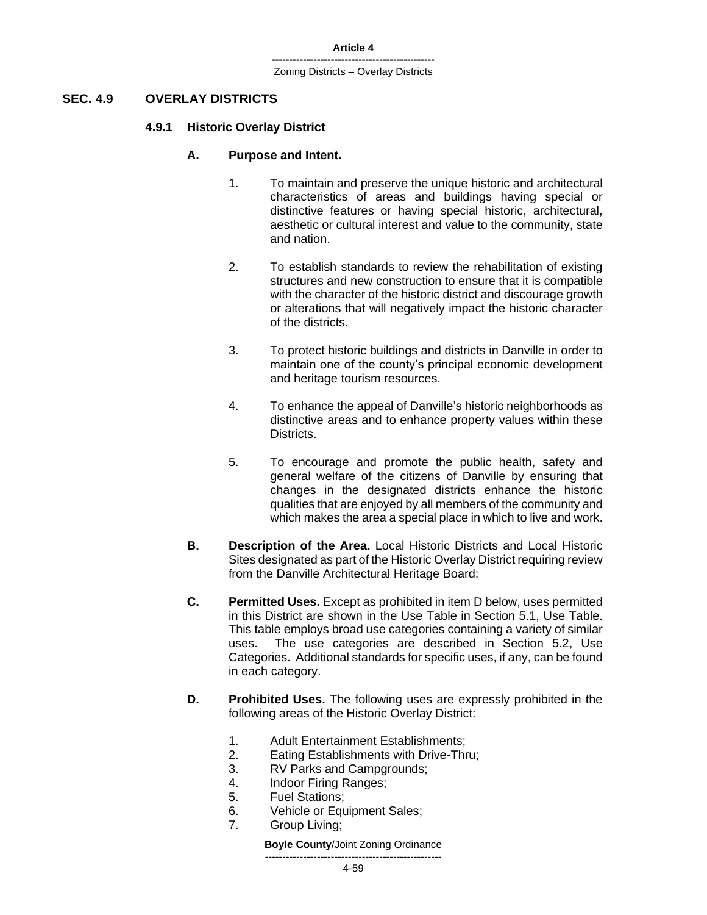## SEC. 4.9 OVERLAY DISTRICTS

### 4.9.1 Historic Overlay District

**A. Purpose and Intent.**

1. To maintain and preserve the unique historic and architectural characteristics of areas and buildings having special or distinctive features or having special historic, architectural, aesthetic or cultural interest and value to the community, state and nation.

2. To establish standards to review the rehabilitation of existing structures and new construction to ensure that it is compatible with the character of the historic district and discourage growth or alterations that will negatively impact the historic character of the districts.

3. To protect historic buildings and districts in Danville in order to maintain one of the county's principal economic development and heritage tourism resources.

4. To enhance the appeal of Danville's historic neighborhoods as distinctive areas and to enhance property values within these Districts.

5. To encourage and promote the public health, safety and general welfare of the citizens of Danville by ensuring that changes in the designated districts enhance the historic qualities that are enjoyed by all members of the community and which makes the area a special place in which to live and work.

**B. Description of the Area.** Local Historic Districts and Local Historic Sites designated as part of the Historic Overlay District requiring review from the Danville Architectural Heritage Board:

**C. Permitted Uses.** Except as prohibited in item D below, uses permitted in this District are shown in the Use Table in Section 5.1, Use Table. This table employs broad use categories containing a variety of similar uses. The use categories are described in Section 5.2, Use Categories. Additional standards for specific uses, if any, can be found in each category.

**D. Prohibited Uses.** The following uses are expressly prohibited in the following areas of the Historic Overlay District:

1. Adult Entertainment Establishments;
2. Eating Establishments with Drive-Thru;
3. RV Parks and Campgrounds;
4. Indoor Firing Ranges;
5. Fuel Stations;
6. Vehicle or Equipment Sales;
7. Group Living;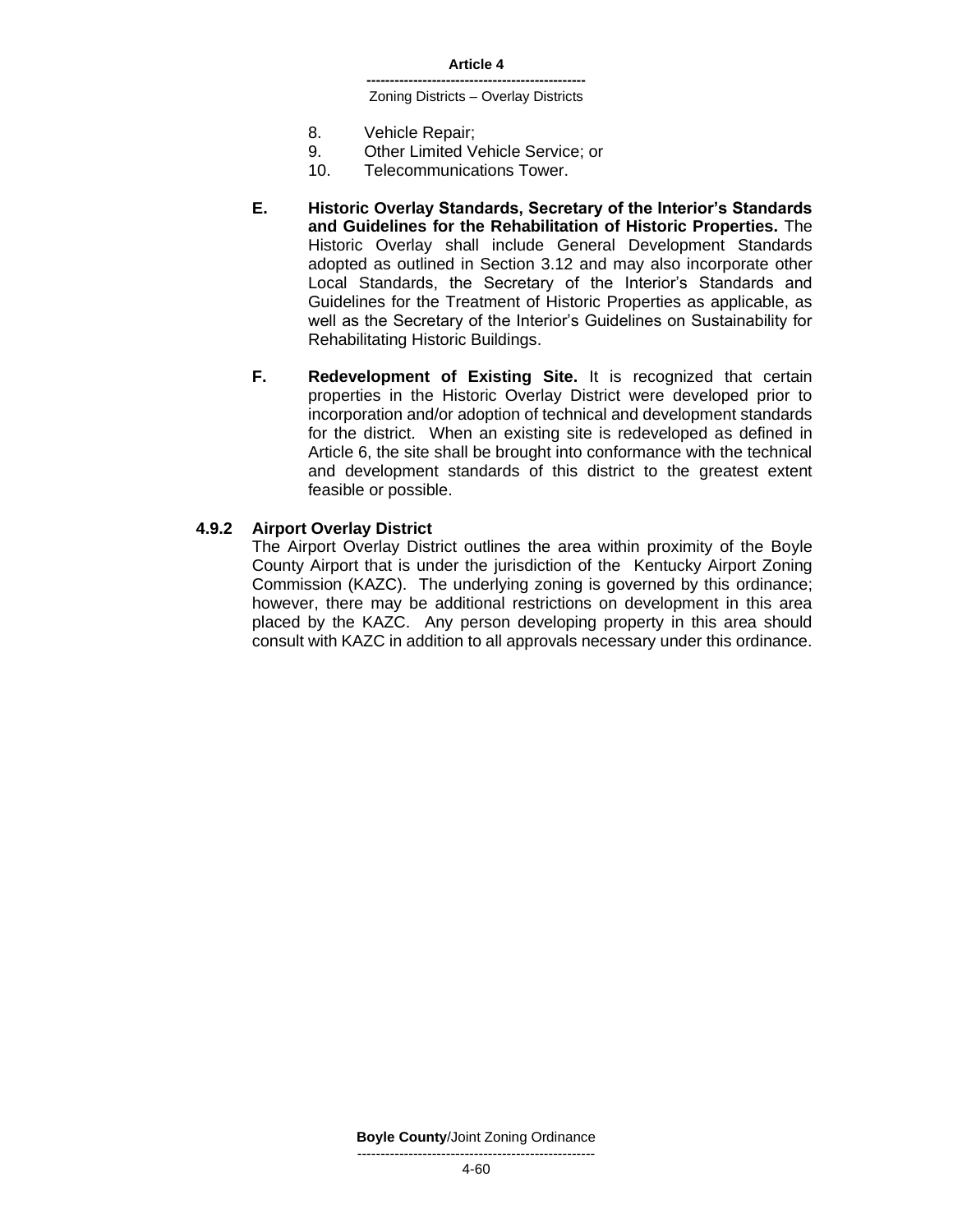8. Vehicle Repair;
9. Other Limited Vehicle Service; or
10. Telecommunications Tower.

**E. Historic Overlay Standards, Secretary of the Interior's Standards and Guidelines for the Rehabilitation of Historic Properties.** The Historic Overlay shall include General Development Standards adopted as outlined in Section 3.12 and may also incorporate other Local Standards, the Secretary of the Interior's Standards and Guidelines for the Treatment of Historic Properties as applicable, as well as the Secretary of the Interior's Guidelines on Sustainability for Rehabilitating Historic Buildings.

**F. Redevelopment of Existing Site.** It is recognized that certain properties in the Historic Overlay District were developed prior to incorporation and/or adoption of technical and development standards for the district. When an existing site is redeveloped as defined in Article 6, the site shall be brought into conformance with the technical and development standards of this district to the greatest extent feasible or possible.

### 4.9.2 Airport Overlay District

The Airport Overlay District outlines the area within proximity of the Boyle County Airport that is under the jurisdiction of the Kentucky Airport Zoning Commission (KAZC). The underlying zoning is governed by this ordinance; however, there may be additional restrictions on development in this area placed by the KAZC. Any person developing property in this area should consult with KAZC in addition to all approvals necessary under this ordinance.